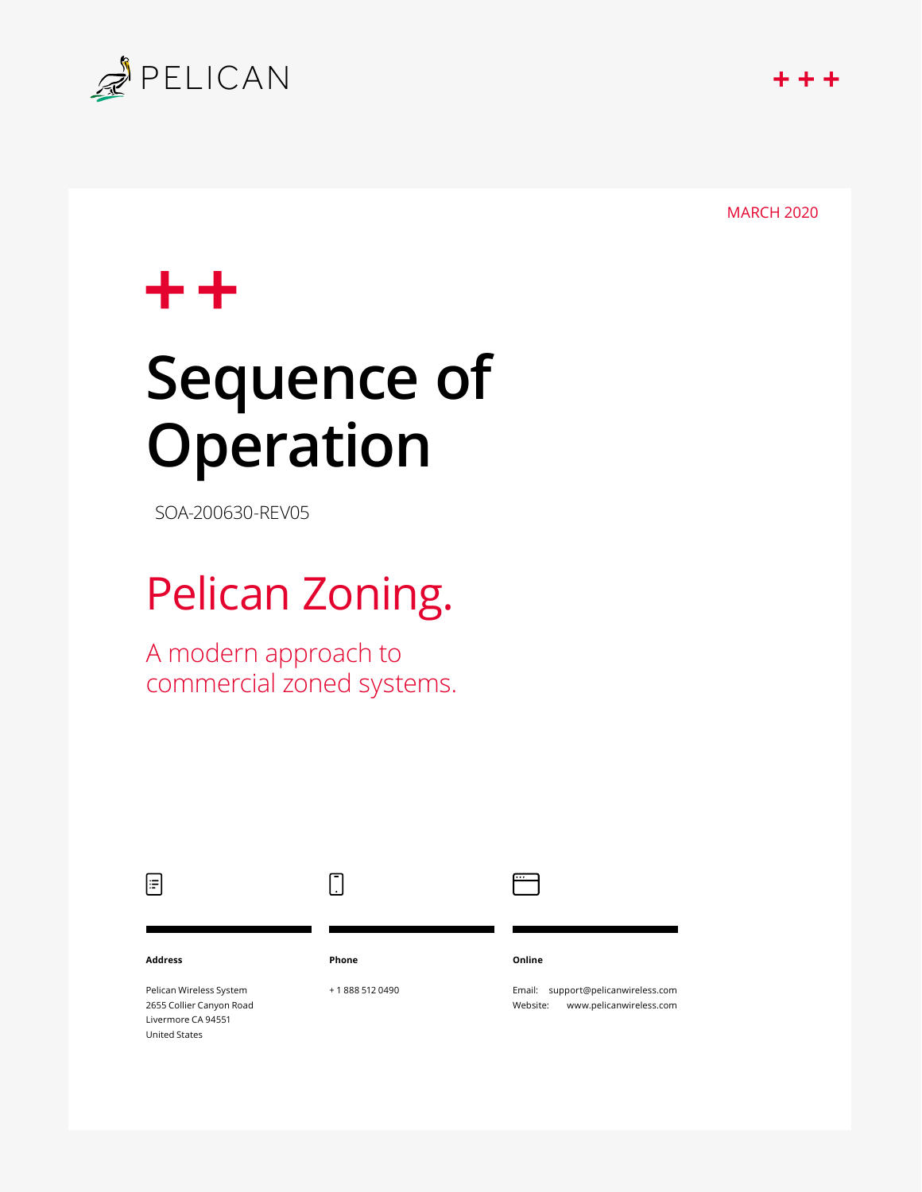PELICAN

MARCH 2020

# Sequence of Operation

SOA-200630-REV05

## Pelican Zoning.

A modern approach to commercial zoned systems.

**Address**

Pelican Wireless System
2655 Collier Canyon Road
Livermore CA 94551
United States

**Phone**

+ 1 888 512 0490

**Online**

Email: support@pelicanwireless.com
Website: www.pelicanwireless.com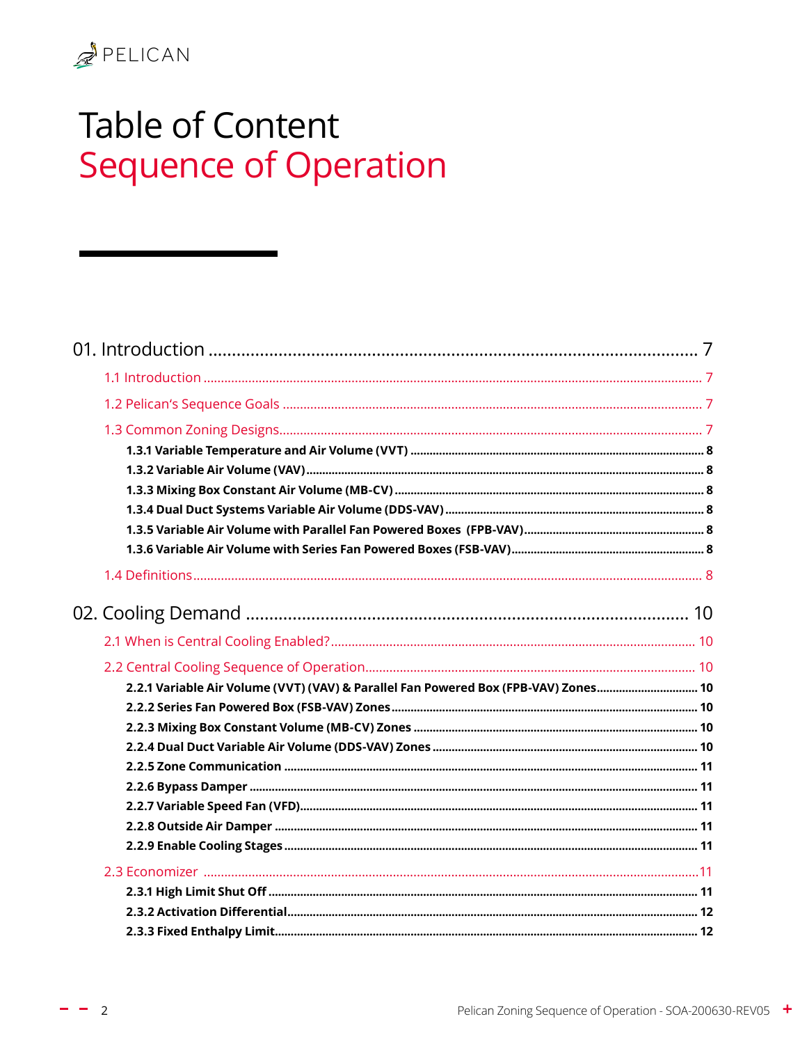# Table of Content
## Sequence of Operation

01. Introduction ........................................................................................................ 7

- 1.1 Introduction ........................................................................................................ 7
- 1.2 Pelican's Sequence Goals ........................................................................................ 7
- 1.3 Common Zoning Designs........................................................................................ 7
  - **1.3.1 Variable Temperature and Air Volume (VVT) .......................................................... 8**
  - **1.3.2 Variable Air Volume (VAV).................................................................................. 8**
  - **1.3.3 Mixing Box Constant Air Volume (MB-CV) ............................................................ 8**
  - **1.3.4 Dual Duct Systems Variable Air Volume (DDS-VAV) ................................................ 8**
  - **1.3.5 Variable Air Volume with Parallel Fan Powered Boxes (FPB-VAV)............................... 8**
  - **1.3.6 Variable Air Volume with Series Fan Powered Boxes (FSB-VAV)................................. 8**
- 1.4 Definitions........................................................................................................ 8

02. Cooling Demand ........................................................................................ 10

- 2.1 When is Central Cooling Enabled?........................................................................ 10
- 2.2 Central Cooling Sequence of Operation.................................................................. 10
  - **2.2.1 Variable Air Volume (VVT) (VAV) & Parallel Fan Powered Box (FPB-VAV) Zones............................... 10**
  - **2.2.2 Series Fan Powered Box (FSB-VAV) Zones............................................................ 10**
  - **2.2.3 Mixing Box Constant Volume (MB-CV) Zones ........................................................ 10**
  - **2.2.4 Dual Duct Variable Air Volume (DDS-VAV) Zones .................................................. 10**
  - **2.2.5 Zone Communication ........................................................................................ 11**
  - **2.2.6 Bypass Damper .............................................................................................. 11**
  - **2.2.7 Variable Speed Fan (VFD).................................................................................. 11**
  - **2.2.8 Outside Air Damper ........................................................................................ 11**
  - **2.2.9 Enable Cooling Stages ...................................................................................... 11**
- 2.3 Economizer ........................................................................................................ 11
  - **2.3.1 High Limit Shut Off ........................................................................................ 11**
  - **2.3.2 Activation Differential...................................................................................... 12**
  - **2.3.3 Fixed Enthalpy Limit........................................................................................ 12**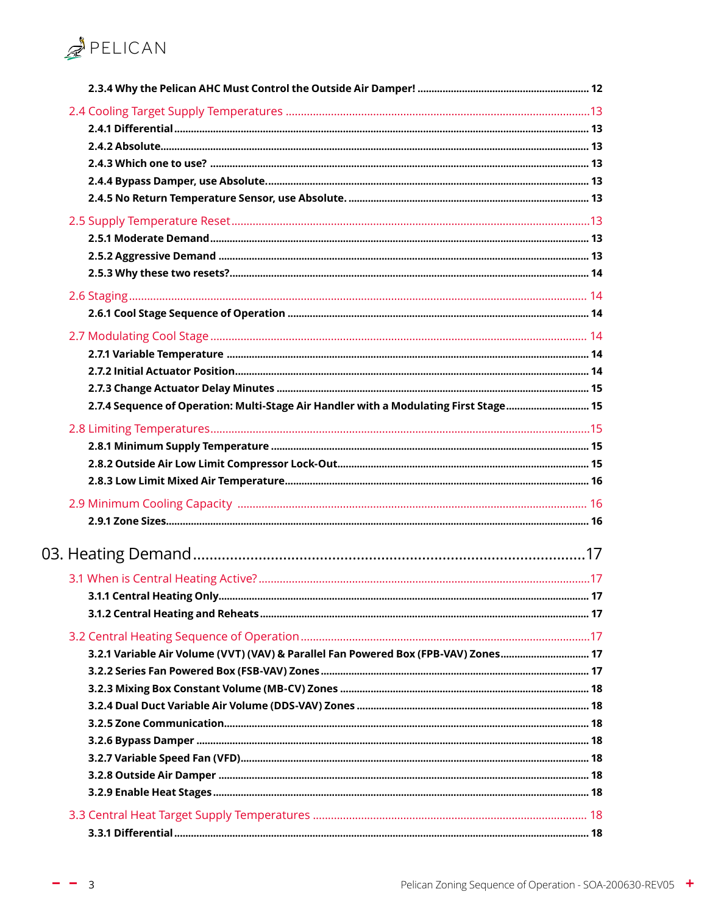**2.3.4 Why the Pelican AHC Must Control the Outside Air Damper!** ........ 12

2.4 Cooling Target Supply Temperatures ........ 13

**2.4.1 Differential** ........ 13

**2.4.2 Absolute** ........ 13

**2.4.3 Which one to use?** ........ 13

**2.4.4 Bypass Damper, use Absolute.** ........ 13

**2.4.5 No Return Temperature Sensor, use Absolute.** ........ 13

2.5 Supply Temperature Reset ........ 13

**2.5.1 Moderate Demand** ........ 13

**2.5.2 Aggressive Demand** ........ 13

**2.5.3 Why these two resets?** ........ 14

2.6 Staging ........ 14

**2.6.1 Cool Stage Sequence of Operation** ........ 14

2.7 Modulating Cool Stage ........ 14

**2.7.1 Variable Temperature** ........ 14

**2.7.2 Initial Actuator Position** ........ 14

**2.7.3 Change Actuator Delay Minutes** ........ 15

**2.7.4 Sequence of Operation: Multi-Stage Air Handler with a Modulating First Stage** ........ 15

2.8 Limiting Temperatures ........ 15

**2.8.1 Minimum Supply Temperature** ........ 15

**2.8.2 Outside Air Low Limit Compressor Lock-Out** ........ 15

**2.8.3 Low Limit Mixed Air Temperature** ........ 16

2.9 Minimum Cooling Capacity ........ 16

**2.9.1 Zone Sizes** ........ 16

03. Heating Demand ........ 17

3.1 When is Central Heating Active? ........ 17

**3.1.1 Central Heating Only** ........ 17

**3.1.2 Central Heating and Reheats** ........ 17

3.2 Central Heating Sequence of Operation ........ 17

**3.2.1 Variable Air Volume (VVT) (VAV) & Parallel Fan Powered Box (FPB-VAV) Zones** ........ 17

**3.2.2 Series Fan Powered Box (FSB-VAV) Zones** ........ 17

**3.2.3 Mixing Box Constant Volume (MB-CV) Zones** ........ 18

**3.2.4 Dual Duct Variable Air Volume (DDS-VAV) Zones** ........ 18

**3.2.5 Zone Communication** ........ 18

**3.2.6 Bypass Damper** ........ 18

**3.2.7 Variable Speed Fan (VFD)** ........ 18

**3.2.8 Outside Air Damper** ........ 18

**3.2.9 Enable Heat Stages** ........ 18

3.3 Central Heat Target Supply Temperatures ........ 18

**3.3.1 Differential** ........ 18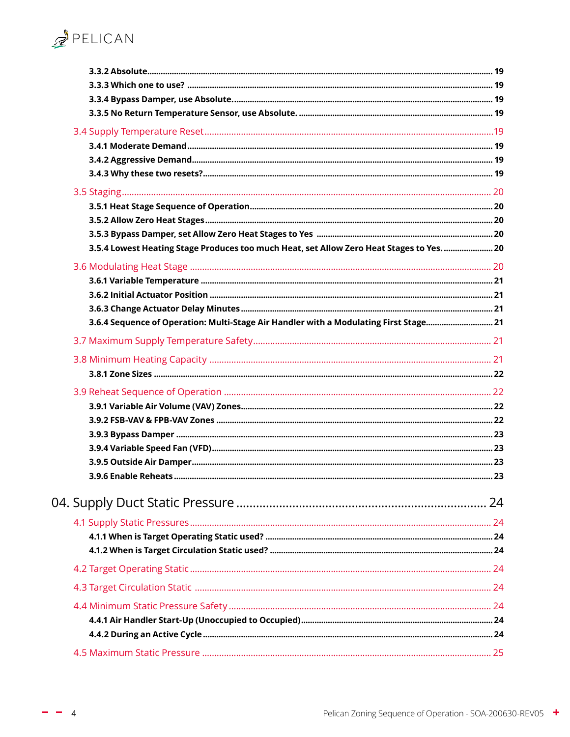**3.3.2 Absolute** ........ 19
**3.3.3 Which one to use?** ........ 19
**3.3.4 Bypass Damper, use Absolute.** ........ 19
**3.3.5 No Return Temperature Sensor, use Absolute.** ........ 19

3.4 Supply Temperature Reset ........ 19
**3.4.1 Moderate Demand** ........ 19
**3.4.2 Aggressive Demand** ........ 19
**3.4.3 Why these two resets?** ........ 19

3.5 Staging ........ 20
**3.5.1 Heat Stage Sequence of Operation** ........ 20
**3.5.2 Allow Zero Heat Stages** ........ 20
**3.5.3 Bypass Damper, set Allow Zero Heat Stages to Yes** ........ 20
**3.5.4 Lowest Heating Stage Produces too much Heat, set Allow Zero Heat Stages to Yes.** ........ 20

3.6 Modulating Heat Stage ........ 20
**3.6.1 Variable Temperature** ........ 21
**3.6.2 Initial Actuator Position** ........ 21
**3.6.3 Change Actuator Delay Minutes** ........ 21
**3.6.4 Sequence of Operation: Multi-Stage Air Handler with a Modulating First Stage** ........ 21

3.7 Maximum Supply Temperature Safety ........ 21

3.8 Minimum Heating Capacity ........ 21
**3.8.1 Zone Sizes** ........ 22

3.9 Reheat Sequence of Operation ........ 22
**3.9.1 Variable Air Volume (VAV) Zones** ........ 22
**3.9.2 FSB-VAV & FPB-VAV Zones** ........ 22
**3.9.3 Bypass Damper** ........ 23
**3.9.4 Variable Speed Fan (VFD)** ........ 23
**3.9.5 Outside Air Damper** ........ 23
**3.9.6 Enable Reheats** ........ 23

04. Supply Duct Static Pressure ........ 24

4.1 Supply Static Pressures ........ 24
**4.1.1 When is Target Operating Static used?** ........ 24
**4.1.2 When is Target Circulation Static used?** ........ 24

4.2 Target Operating Static ........ 24

4.3 Target Circulation Static ........ 24

4.4 Minimum Static Pressure Safety ........ 24
**4.4.1 Air Handler Start-Up (Unoccupied to Occupied)** ........ 24
**4.4.2 During an Active Cycle** ........ 24

4.5 Maximum Static Pressure ........ 25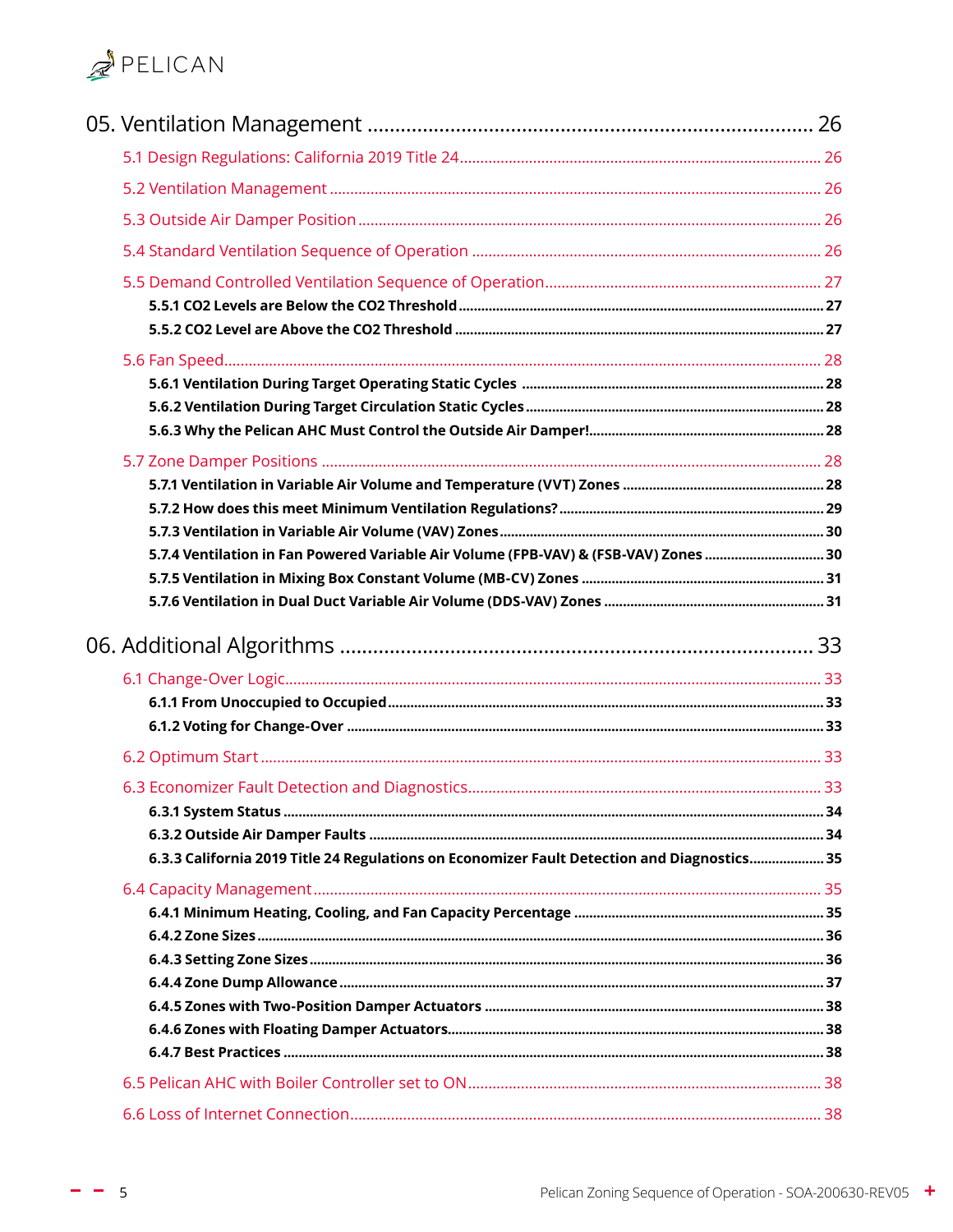05. Ventilation Management ........................................................................ 26

5.1 Design Regulations: California 2019 Title 24 ........................................................................ 26

5.2 Ventilation Management ........................................................................ 26

5.3 Outside Air Damper Position ........................................................................ 26

5.4 Standard Ventilation Sequence of Operation ........................................................................ 26

5.5 Demand Controlled Ventilation Sequence of Operation ........................................................................ 27

**5.5.1 CO2 Levels are Below the CO2 Threshold** ........................................................................ 27

**5.5.2 CO2 Level are Above the CO2 Threshold** ........................................................................ 27

5.6 Fan Speed ........................................................................ 28

**5.6.1 Ventilation During Target Operating Static Cycles** ........................................................................ 28

**5.6.2 Ventilation During Target Circulation Static Cycles** ........................................................................ 28

**5.6.3 Why the Pelican AHC Must Control the Outside Air Damper!** ........................................................................ 28

5.7 Zone Damper Positions ........................................................................ 28

**5.7.1 Ventilation in Variable Air Volume and Temperature (VVT) Zones** ........................................................................ 28

**5.7.2 How does this meet Minimum Ventilation Regulations?** ........................................................................ 29

**5.7.3 Ventilation in Variable Air Volume (VAV) Zones** ........................................................................ 30

**5.7.4 Ventilation in Fan Powered Variable Air Volume (FPB-VAV) & (FSB-VAV) Zones** ........................................................................ 30

**5.7.5 Ventilation in Mixing Box Constant Volume (MB-CV) Zones** ........................................................................ 31

**5.7.6 Ventilation in Dual Duct Variable Air Volume (DDS-VAV) Zones** ........................................................................ 31

06. Additional Algorithms ........................................................................ 33

6.1 Change-Over Logic ........................................................................ 33

**6.1.1 From Unoccupied to Occupied** ........................................................................ 33

**6.1.2 Voting for Change-Over** ........................................................................ 33

6.2 Optimum Start ........................................................................ 33

6.3 Economizer Fault Detection and Diagnostics ........................................................................ 33

**6.3.1 System Status** ........................................................................ 34

**6.3.2 Outside Air Damper Faults** ........................................................................ 34

**6.3.3 California 2019 Title 24 Regulations on Economizer Fault Detection and Diagnostics** ........................................................................ 35

6.4 Capacity Management ........................................................................ 35

**6.4.1 Minimum Heating, Cooling, and Fan Capacity Percentage** ........................................................................ 35

**6.4.2 Zone Sizes** ........................................................................ 36

**6.4.3 Setting Zone Sizes** ........................................................................ 36

**6.4.4 Zone Dump Allowance** ........................................................................ 37

**6.4.5 Zones with Two-Position Damper Actuators** ........................................................................ 38

**6.4.6 Zones with Floating Damper Actuators** ........................................................................ 38

**6.4.7 Best Practices** ........................................................................ 38

6.5 Pelican AHC with Boiler Controller set to ON ........................................................................ 38

6.6 Loss of Internet Connection ........................................................................ 38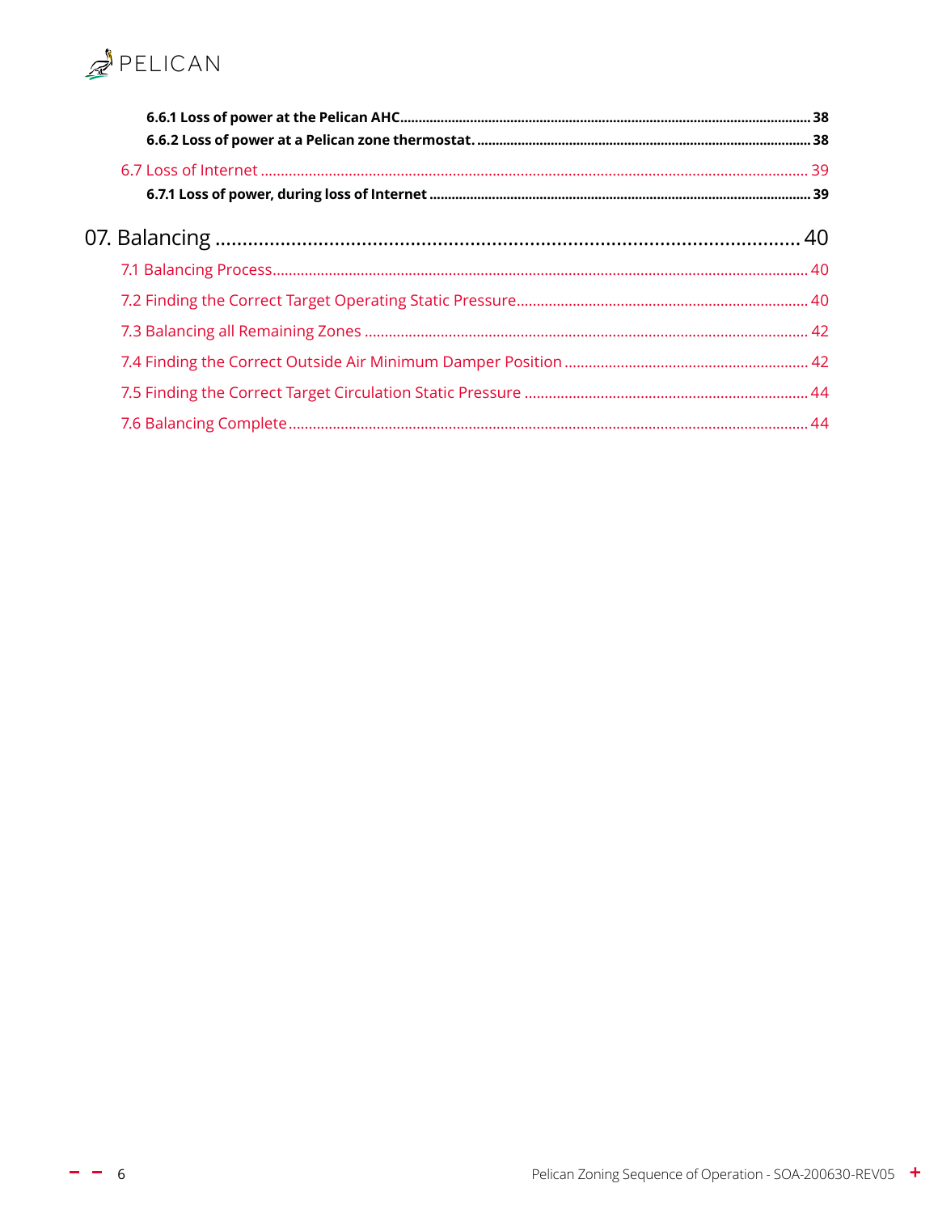**6.6.1 Loss of power at the Pelican AHC** .......... 38

**6.6.2 Loss of power at a Pelican zone thermostat.** .......... 38

6.7 Loss of Internet .......... 39

**6.7.1 Loss of power, during loss of Internet** .......... 39

07. Balancing .......... 40

7.1 Balancing Process .......... 40

7.2 Finding the Correct Target Operating Static Pressure .......... 40

7.3 Balancing all Remaining Zones .......... 42

7.4 Finding the Correct Outside Air Minimum Damper Position .......... 42

7.5 Finding the Correct Target Circulation Static Pressure .......... 44

7.6 Balancing Complete .......... 44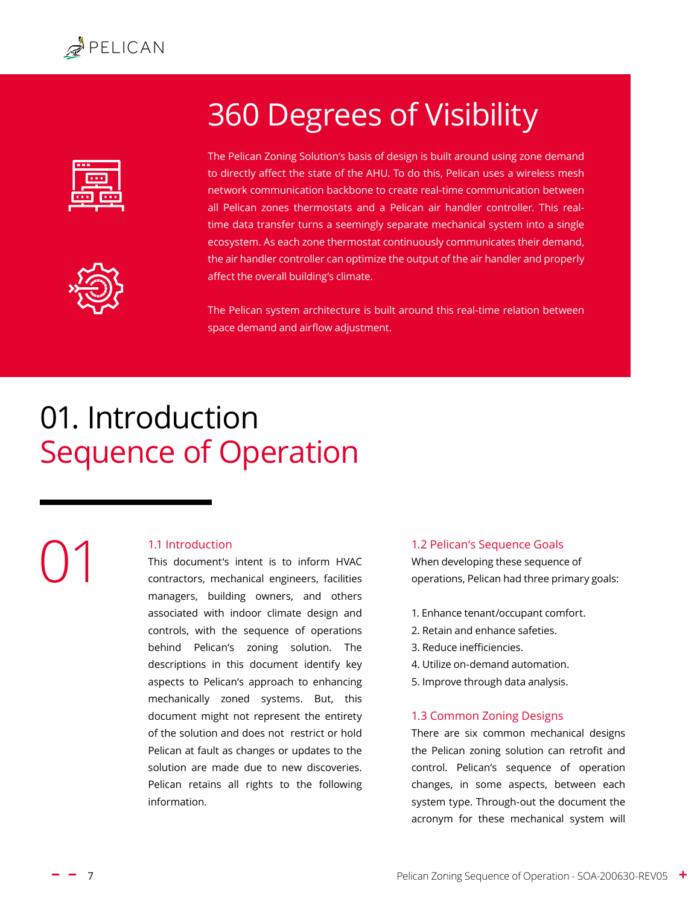# 360 Degrees of Visibility

The Pelican Zoning Solution's basis of design is built around using zone demand to directly affect the state of the AHU. To do this, Pelican uses a wireless mesh network communication backbone to create real-time communication between all Pelican zones thermostats and a Pelican air handler controller. This real-time data transfer turns a seemingly separate mechanical system into a single ecosystem. As each zone thermostat continuously communicates their demand, the air handler controller can optimize the output of the air handler and properly affect the overall building's climate.

The Pelican system architecture is built around this real-time relation between space demand and airflow adjustment.

# 01. Introduction
## Sequence of Operation

01

### 1.1 Introduction

This document's intent is to inform HVAC contractors, mechanical engineers, facilities managers, building owners, and others associated with indoor climate design and controls, with the sequence of operations behind Pelican's zoning solution. The descriptions in this document identify key aspects to Pelican's approach to enhancing mechanically zoned systems. But, this document might not represent the entirety of the solution and does not restrict or hold Pelican at fault as changes or updates to the solution are made due to new discoveries. Pelican retains all rights to the following information.

### 1.2 Pelican's Sequence Goals

When developing these sequence of operations, Pelican had three primary goals:

1. Enhance tenant/occupant comfort.
2. Retain and enhance safeties.
3. Reduce inefficiencies.
4. Utilize on-demand automation.
5. Improve through data analysis.

### 1.3 Common Zoning Designs

There are six common mechanical designs the Pelican zoning solution can retrofit and control. Pelican's sequence of operation changes, in some aspects, between each system type. Through-out the document the acronym for these mechanical system will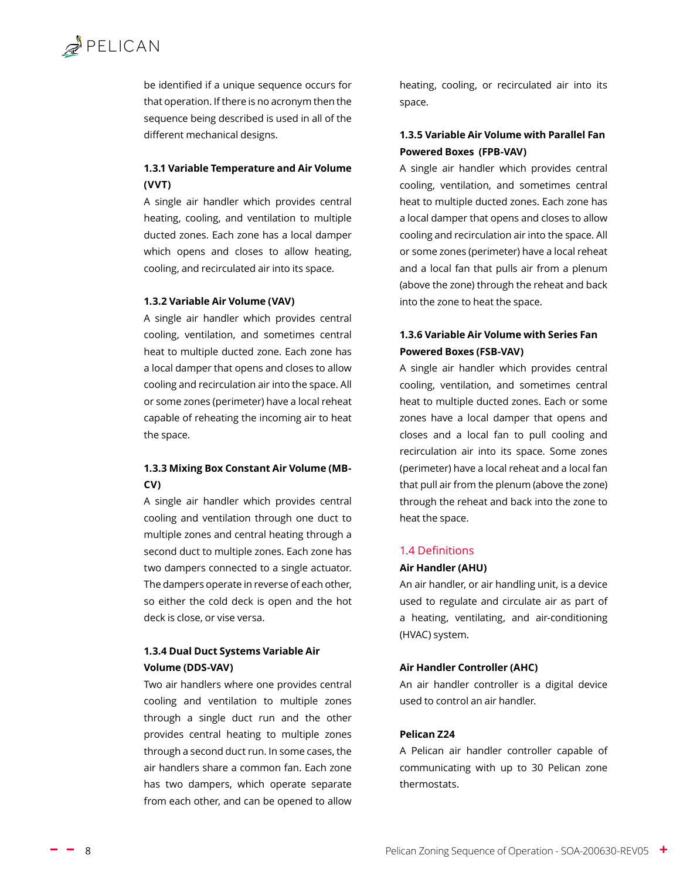be identified if a unique sequence occurs for that operation. If there is no acronym then the sequence being described is used in all of the different mechanical designs.

### 1.3.1 Variable Temperature and Air Volume (VVT)

A single air handler which provides central heating, cooling, and ventilation to multiple ducted zones. Each zone has a local damper which opens and closes to allow heating, cooling, and recirculated air into its space.

### 1.3.2 Variable Air Volume (VAV)

A single air handler which provides central cooling, ventilation, and sometimes central heat to multiple ducted zone. Each zone has a local damper that opens and closes to allow cooling and recirculation air into the space. All or some zones (perimeter) have a local reheat capable of reheating the incoming air to heat the space.

### 1.3.3 Mixing Box Constant Air Volume (MB-CV)

A single air handler which provides central cooling and ventilation through one duct to multiple zones and central heating through a second duct to multiple zones. Each zone has two dampers connected to a single actuator. The dampers operate in reverse of each other, so either the cold deck is open and the hot deck is close, or vise versa.

### 1.3.4 Dual Duct Systems Variable Air Volume (DDS-VAV)

Two air handlers where one provides central cooling and ventilation to multiple zones through a single duct run and the other provides central heating to multiple zones through a second duct run. In some cases, the air handlers share a common fan. Each zone has two dampers, which operate separate from each other, and can be opened to allow heating, cooling, or recirculated air into its space.

### 1.3.5 Variable Air Volume with Parallel Fan Powered Boxes (FPB-VAV)

A single air handler which provides central cooling, ventilation, and sometimes central heat to multiple ducted zones. Each zone has a local damper that opens and closes to allow cooling and recirculation air into the space. All or some zones (perimeter) have a local reheat and a local fan that pulls air from a plenum (above the zone) through the reheat and back into the zone to heat the space.

### 1.3.6 Variable Air Volume with Series Fan Powered Boxes (FSB-VAV)

A single air handler which provides central cooling, ventilation, and sometimes central heat to multiple ducted zones. Each or some zones have a local damper that opens and closes and a local fan to pull cooling and recirculation air into its space. Some zones (perimeter) have a local reheat and a local fan that pull air from the plenum (above the zone) through the reheat and back into the zone to heat the space.

## 1.4 Definitions

**Air Handler (AHU)**

An air handler, or air handling unit, is a device used to regulate and circulate air as part of a heating, ventilating, and air-conditioning (HVAC) system.

**Air Handler Controller (AHC)**

An air handler controller is a digital device used to control an air handler.

**Pelican Z24**

A Pelican air handler controller capable of communicating with up to 30 Pelican zone thermostats.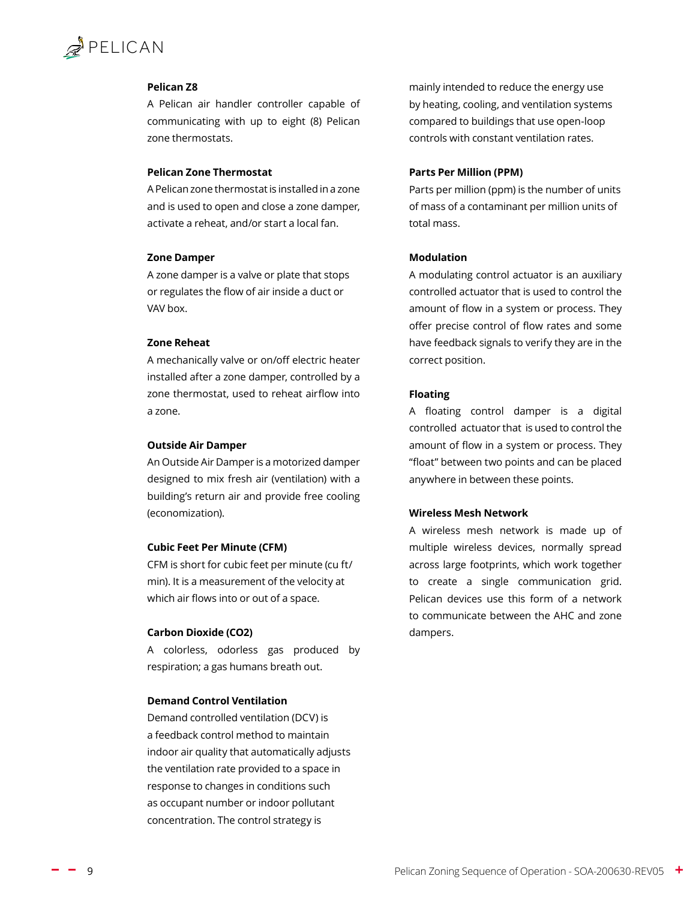**Pelican Z8**

A Pelican air handler controller capable of communicating with up to eight (8) Pelican zone thermostats.

**Pelican Zone Thermostat**

A Pelican zone thermostat is installed in a zone and is used to open and close a zone damper, activate a reheat, and/or start a local fan.

**Zone Damper**

A zone damper is a valve or plate that stops or regulates the flow of air inside a duct or VAV box.

**Zone Reheat**

A mechanically valve or on/off electric heater installed after a zone damper, controlled by a zone thermostat, used to reheat airflow into a zone.

**Outside Air Damper**

An Outside Air Damper is a motorized damper designed to mix fresh air (ventilation) with a building's return air and provide free cooling (economization).

**Cubic Feet Per Minute (CFM)**

CFM is short for cubic feet per minute (cu ft/min). It is a measurement of the velocity at which air flows into or out of a space.

**Carbon Dioxide (CO2)**

A colorless, odorless gas produced by respiration; a gas humans breath out.

**Demand Control Ventilation**

Demand controlled ventilation (DCV) is a feedback control method to maintain indoor air quality that automatically adjusts the ventilation rate provided to a space in response to changes in conditions such as occupant number or indoor pollutant concentration. The control strategy is mainly intended to reduce the energy use by heating, cooling, and ventilation systems compared to buildings that use open-loop controls with constant ventilation rates.

**Parts Per Million (PPM)**

Parts per million (ppm) is the number of units of mass of a contaminant per million units of total mass.

**Modulation**

A modulating control actuator is an auxiliary controlled actuator that is used to control the amount of flow in a system or process. They offer precise control of flow rates and some have feedback signals to verify they are in the correct position.

**Floating**

A floating control damper is a digital controlled actuator that is used to control the amount of flow in a system or process. They "float" between two points and can be placed anywhere in between these points.

**Wireless Mesh Network**

A wireless mesh network is made up of multiple wireless devices, normally spread across large footprints, which work together to create a single communication grid. Pelican devices use this form of a network to communicate between the AHC and zone dampers.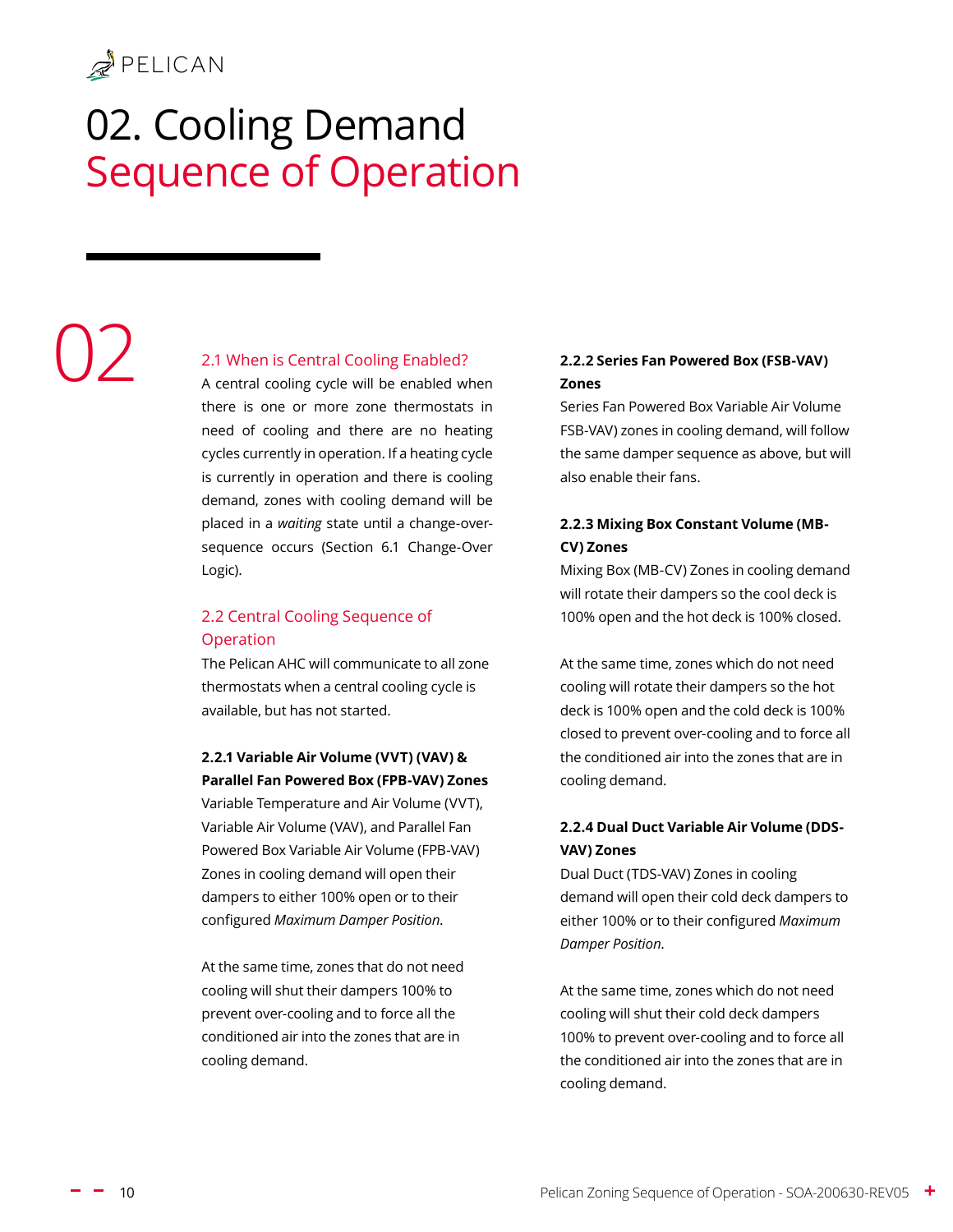# 02. Cooling Demand Sequence of Operation

02

## 2.1 When is Central Cooling Enabled?

A central cooling cycle will be enabled when there is one or more zone thermostats in need of cooling and there are no heating cycles currently in operation. If a heating cycle is currently in operation and there is cooling demand, zones with cooling demand will be placed in a *waiting* state until a change-over-sequence occurs (Section 6.1 Change-Over Logic).

## 2.2 Central Cooling Sequence of Operation

The Pelican AHC will communicate to all zone thermostats when a central cooling cycle is available, but has not started.

### 2.2.1 Variable Air Volume (VVT) (VAV) & Parallel Fan Powered Box (FPB-VAV) Zones

Variable Temperature and Air Volume (VVT), Variable Air Volume (VAV), and Parallel Fan Powered Box Variable Air Volume (FPB-VAV) Zones in cooling demand will open their dampers to either 100% open or to their configured *Maximum Damper Position*.

At the same time, zones that do not need cooling will shut their dampers 100% to prevent over-cooling and to force all the conditioned air into the zones that are in cooling demand.

### 2.2.2 Series Fan Powered Box (FSB-VAV) Zones

Series Fan Powered Box Variable Air Volume FSB-VAV) zones in cooling demand, will follow the same damper sequence as above, but will also enable their fans.

### 2.2.3 Mixing Box Constant Volume (MB-CV) Zones

Mixing Box (MB-CV) Zones in cooling demand will rotate their dampers so the cool deck is 100% open and the hot deck is 100% closed.

At the same time, zones which do not need cooling will rotate their dampers so the hot deck is 100% open and the cold deck is 100% closed to prevent over-cooling and to force all the conditioned air into the zones that are in cooling demand.

### 2.2.4 Dual Duct Variable Air Volume (DDS-VAV) Zones

Dual Duct (TDS-VAV) Zones in cooling demand will open their cold deck dampers to either 100% or to their configured *Maximum Damper Position*.

At the same time, zones which do not need cooling will shut their cold deck dampers 100% to prevent over-cooling and to force all the conditioned air into the zones that are in cooling demand.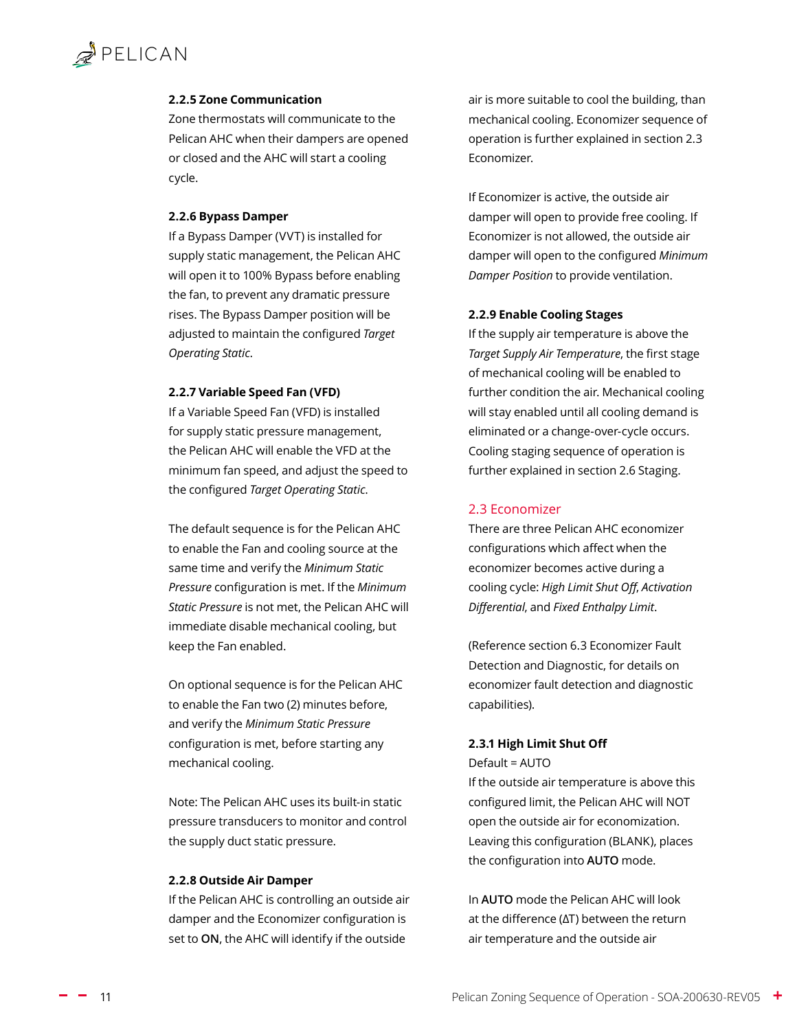#### 2.2.5 Zone Communication

Zone thermostats will communicate to the Pelican AHC when their dampers are opened or closed and the AHC will start a cooling cycle.

#### 2.2.6 Bypass Damper

If a Bypass Damper (VVT) is installed for supply static management, the Pelican AHC will open it to 100% Bypass before enabling the fan, to prevent any dramatic pressure rises. The Bypass Damper position will be adjusted to maintain the configured *Target Operating Static*.

#### 2.2.7 Variable Speed Fan (VFD)

If a Variable Speed Fan (VFD) is installed for supply static pressure management, the Pelican AHC will enable the VFD at the minimum fan speed, and adjust the speed to the configured *Target Operating Static*.

The default sequence is for the Pelican AHC to enable the Fan and cooling source at the same time and verify the *Minimum Static Pressure* configuration is met. If the *Minimum Static Pressure* is not met, the Pelican AHC will immediate disable mechanical cooling, but keep the Fan enabled.

On optional sequence is for the Pelican AHC to enable the Fan two (2) minutes before, and verify the *Minimum Static Pressure* configuration is met, before starting any mechanical cooling.

Note: The Pelican AHC uses its built-in static pressure transducers to monitor and control the supply duct static pressure.

#### 2.2.8 Outside Air Damper

If the Pelican AHC is controlling an outside air damper and the Economizer configuration is set to **ON**, the AHC will identify if the outside air is more suitable to cool the building, than mechanical cooling. Economizer sequence of operation is further explained in section 2.3 Economizer.

If Economizer is active, the outside air damper will open to provide free cooling. If Economizer is not allowed, the outside air damper will open to the configured *Minimum Damper Position* to provide ventilation.

#### 2.2.9 Enable Cooling Stages

If the supply air temperature is above the *Target Supply Air Temperature*, the first stage of mechanical cooling will be enabled to further condition the air. Mechanical cooling will stay enabled until all cooling demand is eliminated or a change-over-cycle occurs. Cooling staging sequence of operation is further explained in section 2.6 Staging.

### 2.3 Economizer

There are three Pelican AHC economizer configurations which affect when the economizer becomes active during a cooling cycle: *High Limit Shut Off*, *Activation Differential*, and *Fixed Enthalpy Limit*.

(Reference section 6.3 Economizer Fault Detection and Diagnostic, for details on economizer fault detection and diagnostic capabilities).

#### 2.3.1 High Limit Shut Off

Default = AUTO

If the outside air temperature is above this configured limit, the Pelican AHC will NOT open the outside air for economization. Leaving this configuration (BLANK), places the configuration into **AUTO** mode.

In **AUTO** mode the Pelican AHC will look at the difference (ΔT) between the return air temperature and the outside air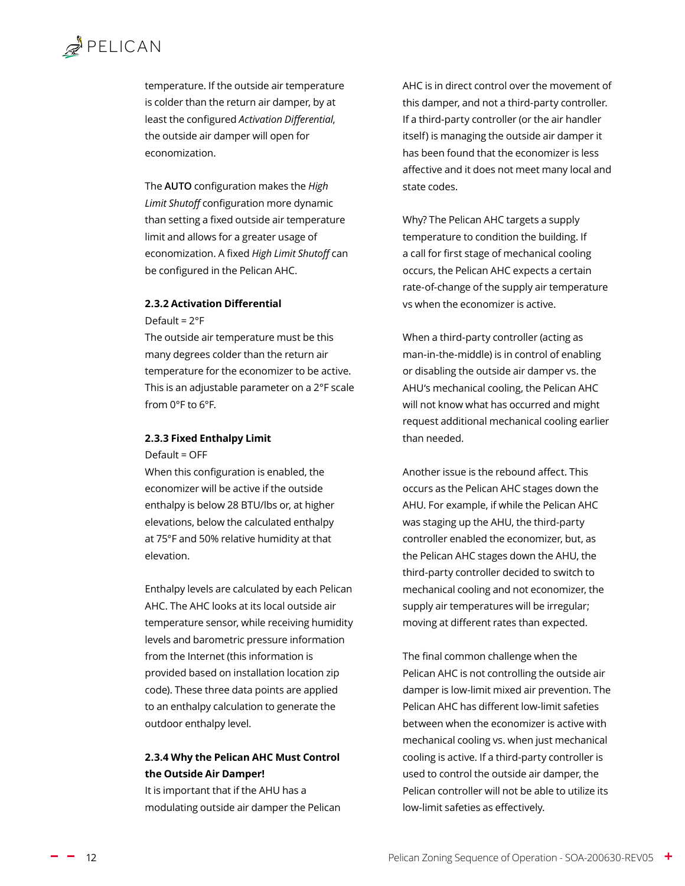temperature. If the outside air temperature is colder than the return air damper, by at least the configured *Activation Differential*, the outside air damper will open for economization.

The **AUTO** configuration makes the *High Limit Shutoff* configuration more dynamic than setting a fixed outside air temperature limit and allows for a greater usage of economization. A fixed *High Limit Shutoff* can be configured in the Pelican AHC.

#### 2.3.2 Activation Differential

Default = 2°F

The outside air temperature must be this many degrees colder than the return air temperature for the economizer to be active. This is an adjustable parameter on a 2°F scale from 0°F to 6°F.

#### 2.3.3 Fixed Enthalpy Limit

Default = OFF

When this configuration is enabled, the economizer will be active if the outside enthalpy is below 28 BTU/lbs or, at higher elevations, below the calculated enthalpy at 75°F and 50% relative humidity at that elevation.

Enthalpy levels are calculated by each Pelican AHC. The AHC looks at its local outside air temperature sensor, while receiving humidity levels and barometric pressure information from the Internet (this information is provided based on installation location zip code). These three data points are applied to an enthalpy calculation to generate the outdoor enthalpy level.

#### 2.3.4 Why the Pelican AHC Must Control the Outside Air Damper!

It is important that if the AHU has a modulating outside air damper the Pelican AHC is in direct control over the movement of this damper, and not a third-party controller. If a third-party controller (or the air handler itself) is managing the outside air damper it has been found that the economizer is less affective and it does not meet many local and state codes.

Why? The Pelican AHC targets a supply temperature to condition the building. If a call for first stage of mechanical cooling occurs, the Pelican AHC expects a certain rate-of-change of the supply air temperature vs when the economizer is active.

When a third-party controller (acting as man-in-the-middle) is in control of enabling or disabling the outside air damper vs. the AHU's mechanical cooling, the Pelican AHC will not know what has occurred and might request additional mechanical cooling earlier than needed.

Another issue is the rebound affect. This occurs as the Pelican AHC stages down the AHU. For example, if while the Pelican AHC was staging up the AHU, the third-party controller enabled the economizer, but, as the Pelican AHC stages down the AHU, the third-party controller decided to switch to mechanical cooling and not economizer, the supply air temperatures will be irregular; moving at different rates than expected.

The final common challenge when the Pelican AHC is not controlling the outside air damper is low-limit mixed air prevention. The Pelican AHC has different low-limit safeties between when the economizer is active with mechanical cooling vs. when just mechanical cooling is active. If a third-party controller is used to control the outside air damper, the Pelican controller will not be able to utilize its low-limit safeties as effectively.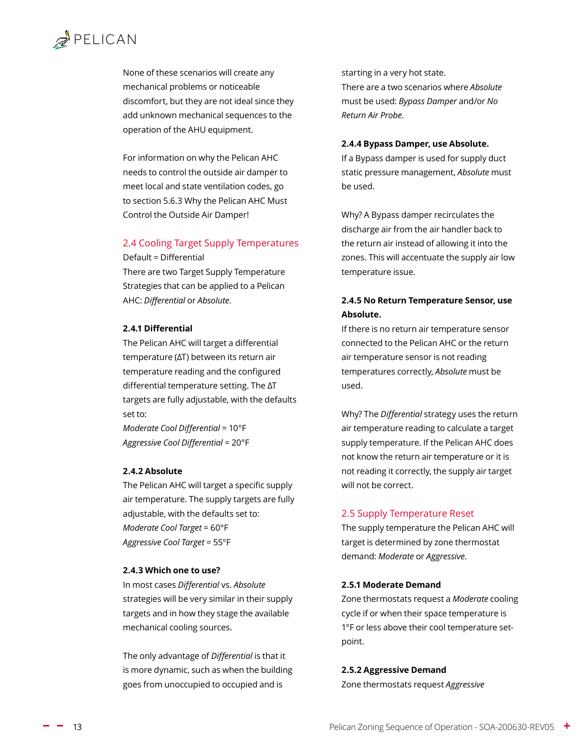None of these scenarios will create any mechanical problems or noticeable discomfort, but they are not ideal since they add unknown mechanical sequences to the operation of the AHU equipment.

For information on why the Pelican AHC needs to control the outside air damper to meet local and state ventilation codes, go to section 5.6.3 Why the Pelican AHC Must Control the Outside Air Damper!

## 2.4 Cooling Target Supply Temperatures

Default = Differential

There are two Target Supply Temperature Strategies that can be applied to a Pelican AHC: *Differential* or *Absolute*.

### 2.4.1 Differential

The Pelican AHC will target a differential temperature (ΔT) between its return air temperature reading and the configured differential temperature setting. The ΔT targets are fully adjustable, with the defaults set to:

*Moderate Cool Differential* = 10°F

*Aggressive Cool Differential* = 20°F

### 2.4.2 Absolute

The Pelican AHC will target a specific supply air temperature. The supply targets are fully adjustable, with the defaults set to:

*Moderate Cool Target* = 60°F

*Aggressive Cool Target* = 55°F

### 2.4.3 Which one to use?

In most cases *Differential* vs. *Absolute* strategies will be very similar in their supply targets and in how they stage the available mechanical cooling sources.

The only advantage of *Differential* is that it is more dynamic, such as when the building goes from unoccupied to occupied and is starting in a very hot state.

There are a two scenarios where *Absolute* must be used: *Bypass Damper* and/or *No Return Air Probe*.

### 2.4.4 Bypass Damper, use Absolute.

If a Bypass damper is used for supply duct static pressure management, *Absolute* must be used.

Why? A Bypass damper recirculates the discharge air from the air handler back to the return air instead of allowing it into the zones. This will accentuate the supply air low temperature issue.

### 2.4.5 No Return Temperature Sensor, use Absolute.

If there is no return air temperature sensor connected to the Pelican AHC or the return air temperature sensor is not reading temperatures correctly, *Absolute* must be used.

Why? The *Differential* strategy uses the return air temperature reading to calculate a target supply temperature. If the Pelican AHC does not know the return air temperature or it is not reading it correctly, the supply air target will not be correct.

## 2.5 Supply Temperature Reset

The supply temperature the Pelican AHC will target is determined by zone thermostat demand: *Moderate* or *Aggressive*.

### 2.5.1 Moderate Demand

Zone thermostats request a *Moderate* cooling cycle if or when their space temperature is 1°F or less above their cool temperature set-point.

### 2.5.2 Aggressive Demand

Zone thermostats request *Aggressive*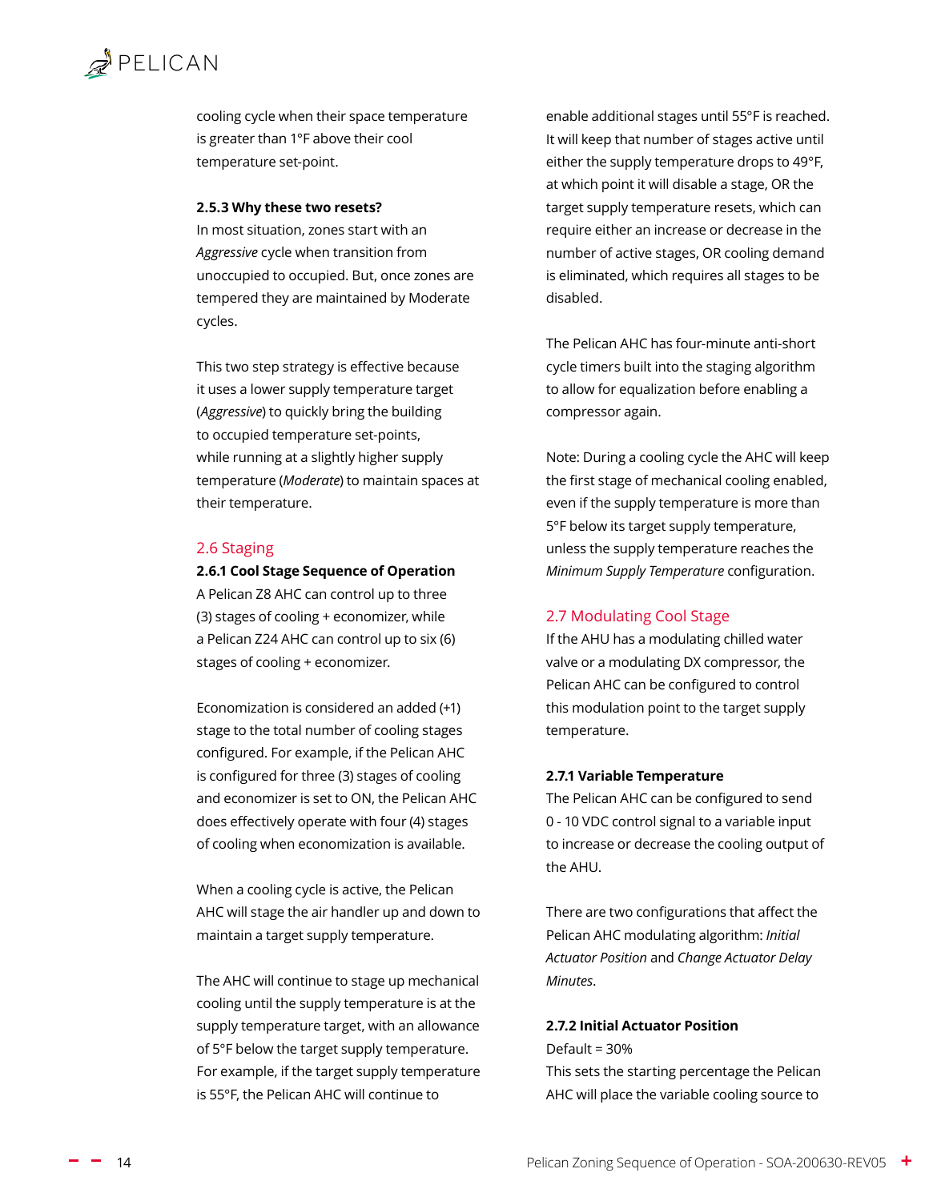cooling cycle when their space temperature is greater than 1°F above their cool temperature set-point.

**2.5.3 Why these two resets?**

In most situation, zones start with an *Aggressive* cycle when transition from unoccupied to occupied. But, once zones are tempered they are maintained by Moderate cycles.

This two step strategy is effective because it uses a lower supply temperature target (*Aggressive*) to quickly bring the building to occupied temperature set-points, while running at a slightly higher supply temperature (*Moderate*) to maintain spaces at their temperature.

## 2.6 Staging

**2.6.1 Cool Stage Sequence of Operation**

A Pelican Z8 AHC can control up to three (3) stages of cooling + economizer, while a Pelican Z24 AHC can control up to six (6) stages of cooling + economizer.

Economization is considered an added (+1) stage to the total number of cooling stages configured. For example, if the Pelican AHC is configured for three (3) stages of cooling and economizer is set to ON, the Pelican AHC does effectively operate with four (4) stages of cooling when economization is available.

When a cooling cycle is active, the Pelican AHC will stage the air handler up and down to maintain a target supply temperature.

The AHC will continue to stage up mechanical cooling until the supply temperature is at the supply temperature target, with an allowance of 5°F below the target supply temperature. For example, if the target supply temperature is 55°F, the Pelican AHC will continue to enable additional stages until 55°F is reached. It will keep that number of stages active until either the supply temperature drops to 49°F, at which point it will disable a stage, OR the target supply temperature resets, which can require either an increase or decrease in the number of active stages, OR cooling demand is eliminated, which requires all stages to be disabled.

The Pelican AHC has four-minute anti-short cycle timers built into the staging algorithm to allow for equalization before enabling a compressor again.

Note: During a cooling cycle the AHC will keep the first stage of mechanical cooling enabled, even if the supply temperature is more than 5°F below its target supply temperature, unless the supply temperature reaches the *Minimum Supply Temperature* configuration.

## 2.7 Modulating Cool Stage

If the AHU has a modulating chilled water valve or a modulating DX compressor, the Pelican AHC can be configured to control this modulation point to the target supply temperature.

**2.7.1 Variable Temperature**

The Pelican AHC can be configured to send 0 - 10 VDC control signal to a variable input to increase or decrease the cooling output of the AHU.

There are two configurations that affect the Pelican AHC modulating algorithm: *Initial Actuator Position* and *Change Actuator Delay Minutes*.

**2.7.2 Initial Actuator Position**

Default = 30%

This sets the starting percentage the Pelican AHC will place the variable cooling source to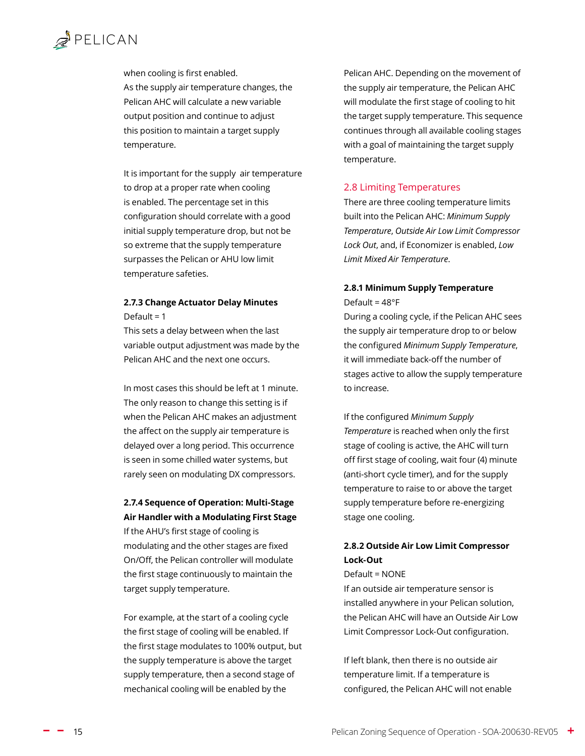when cooling is first enabled.
As the supply air temperature changes, the Pelican AHC will calculate a new variable output position and continue to adjust this position to maintain a target supply temperature.

It is important for the supply air temperature to drop at a proper rate when cooling is enabled. The percentage set in this configuration should correlate with a good initial supply temperature drop, but not be so extreme that the supply temperature surpasses the Pelican or AHU low limit temperature safeties.

**2.7.3 Change Actuator Delay Minutes**

Default = 1

This sets a delay between when the last variable output adjustment was made by the Pelican AHC and the next one occurs.

In most cases this should be left at 1 minute. The only reason to change this setting is if when the Pelican AHC makes an adjustment the affect on the supply air temperature is delayed over a long period. This occurrence is seen in some chilled water systems, but rarely seen on modulating DX compressors.

**2.7.4 Sequence of Operation: Multi-Stage Air Handler with a Modulating First Stage**

If the AHU's first stage of cooling is modulating and the other stages are fixed On/Off, the Pelican controller will modulate the first stage continuously to maintain the target supply temperature.

For example, at the start of a cooling cycle the first stage of cooling will be enabled. If the first stage modulates to 100% output, but the supply temperature is above the target supply temperature, then a second stage of mechanical cooling will be enabled by the Pelican AHC. Depending on the movement of the supply air temperature, the Pelican AHC will modulate the first stage of cooling to hit the target supply temperature. This sequence continues through all available cooling stages with a goal of maintaining the target supply temperature.

## 2.8 Limiting Temperatures

There are three cooling temperature limits built into the Pelican AHC: *Minimum Supply Temperature*, *Outside Air Low Limit Compressor Lock Out*, and, if Economizer is enabled, *Low Limit Mixed Air Temperature*.

**2.8.1 Minimum Supply Temperature**

Default = 48°F

During a cooling cycle, if the Pelican AHC sees the supply air temperature drop to or below the configured *Minimum Supply Temperature*, it will immediate back-off the number of stages active to allow the supply temperature to increase.

If the configured *Minimum Supply Temperature* is reached when only the first stage of cooling is active, the AHC will turn off first stage of cooling, wait four (4) minute (anti-short cycle timer), and for the supply temperature to raise to or above the target supply temperature before re-energizing stage one cooling.

**2.8.2 Outside Air Low Limit Compressor Lock-Out**

Default = NONE

If an outside air temperature sensor is installed anywhere in your Pelican solution, the Pelican AHC will have an Outside Air Low Limit Compressor Lock-Out configuration.

If left blank, then there is no outside air temperature limit. If a temperature is configured, the Pelican AHC will not enable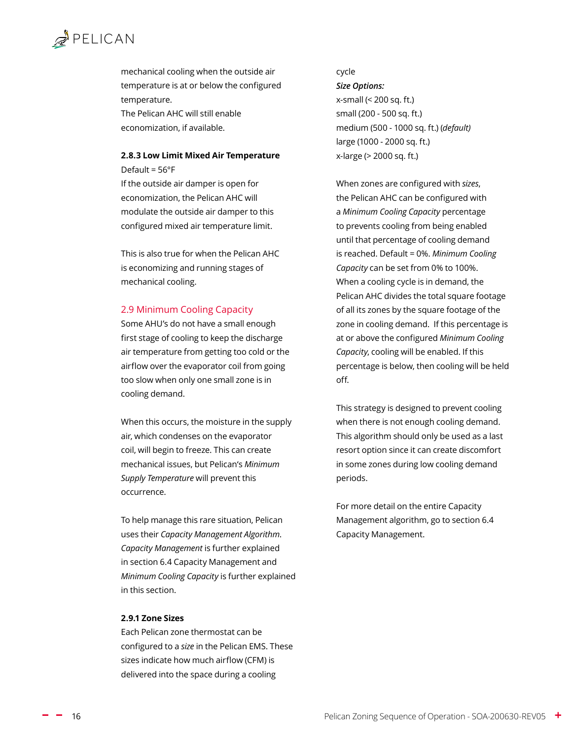mechanical cooling when the outside air temperature is at or below the configured temperature.
The Pelican AHC will still enable economization, if available.

#### 2.8.3 Low Limit Mixed Air Temperature

Default = 56°F
If the outside air damper is open for economization, the Pelican AHC will modulate the outside air damper to this configured mixed air temperature limit.

This is also true for when the Pelican AHC is economizing and running stages of mechanical cooling.

## 2.9 Minimum Cooling Capacity

Some AHU's do not have a small enough first stage of cooling to keep the discharge air temperature from getting too cold or the airflow over the evaporator coil from going too slow when only one small zone is in cooling demand.

When this occurs, the moisture in the supply air, which condenses on the evaporator coil, will begin to freeze. This can create mechanical issues, but Pelican's *Minimum Supply Temperature* will prevent this occurrence.

To help manage this rare situation, Pelican uses their *Capacity Management Algorithm*. *Capacity Management* is further explained in section 6.4 Capacity Management and *Minimum Cooling Capacity* is further explained in this section.

#### 2.9.1 Zone Sizes

Each Pelican zone thermostat can be configured to a *size* in the Pelican EMS. These sizes indicate how much airflow (CFM) is delivered into the space during a cooling cycle

***Size Options:***
x-small (< 200 sq. ft.)
small (200 - 500 sq. ft.)
medium (500 - 1000 sq. ft.) (*default)*
large (1000 - 2000 sq. ft.)
x-large (> 2000 sq. ft.)

When zones are configured with *sizes*, the Pelican AHC can be configured with a *Minimum Cooling Capacity* percentage to prevents cooling from being enabled until that percentage of cooling demand is reached. Default = 0%. *Minimum Cooling Capacity* can be set from 0% to 100%. When a cooling cycle is in demand, the Pelican AHC divides the total square footage of all its zones by the square footage of the zone in cooling demand. If this percentage is at or above the configured *Minimum Cooling Capacity*, cooling will be enabled. If this percentage is below, then cooling will be held off.

This strategy is designed to prevent cooling when there is not enough cooling demand. This algorithm should only be used as a last resort option since it can create discomfort in some zones during low cooling demand periods.

For more detail on the entire Capacity Management algorithm, go to section 6.4 Capacity Management.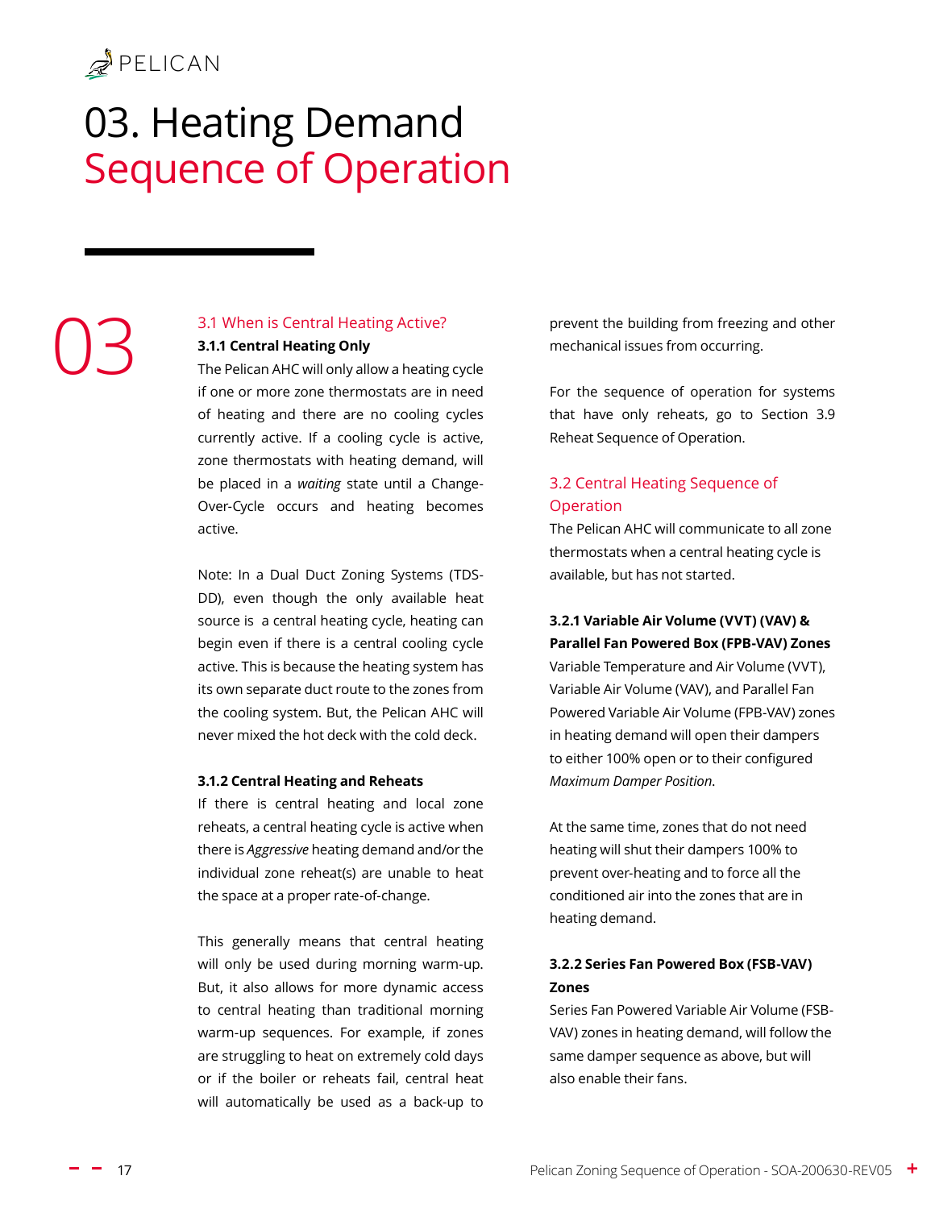# 03. Heading Demand Sequence of Operation

03

## 3.1 When is Central Heating Active?

### 3.1.1 Central Heating Only

The Pelican AHC will only allow a heating cycle if one or more zone thermostats are in need of heating and there are no cooling cycles currently active. If a cooling cycle is active, zone thermostats with heating demand, will be placed in a *waiting* state until a Change-Over-Cycle occurs and heating becomes active.

Note: In a Dual Duct Zoning Systems (TDS-DD), even though the only available heat source is a central heating cycle, heating can begin even if there is a central cooling cycle active. This is because the heating system has its own separate duct route to the zones from the cooling system. But, the Pelican AHC will never mixed the hot deck with the cold deck.

### 3.1.2 Central Heating and Reheats

If there is central heating and local zone reheats, a central heating cycle is active when there is *Aggressive* heating demand and/or the individual zone reheat(s) are unable to heat the space at a proper rate-of-change.

This generally means that central heating will only be used during morning warm-up. But, it also allows for more dynamic access to central heating than traditional morning warm-up sequences. For example, if zones are struggling to heat on extremely cold days or if the boiler or reheats fail, central heat will automatically be used as a back-up to prevent the building from freezing and other mechanical issues from occurring.

For the sequence of operation for systems that have only reheats, go to Section 3.9 Reheat Sequence of Operation.

## 3.2 Central Heating Sequence of Operation

The Pelican AHC will communicate to all zone thermostats when a central heating cycle is available, but has not started.

### 3.2.1 Variable Air Volume (VVT) (VAV) & Parallel Fan Powered Box (FPB-VAV) Zones

Variable Temperature and Air Volume (VVT), Variable Air Volume (VAV), and Parallel Fan Powered Variable Air Volume (FPB-VAV) zones in heating demand will open their dampers to either 100% open or to their configured *Maximum Damper Position*.

At the same time, zones that do not need heating will shut their dampers 100% to prevent over-heating and to force all the conditioned air into the zones that are in heating demand.

### 3.2.2 Series Fan Powered Box (FSB-VAV) Zones

Series Fan Powered Variable Air Volume (FSB-VAV) zones in heating demand, will follow the same damper sequence as above, but will also enable their fans.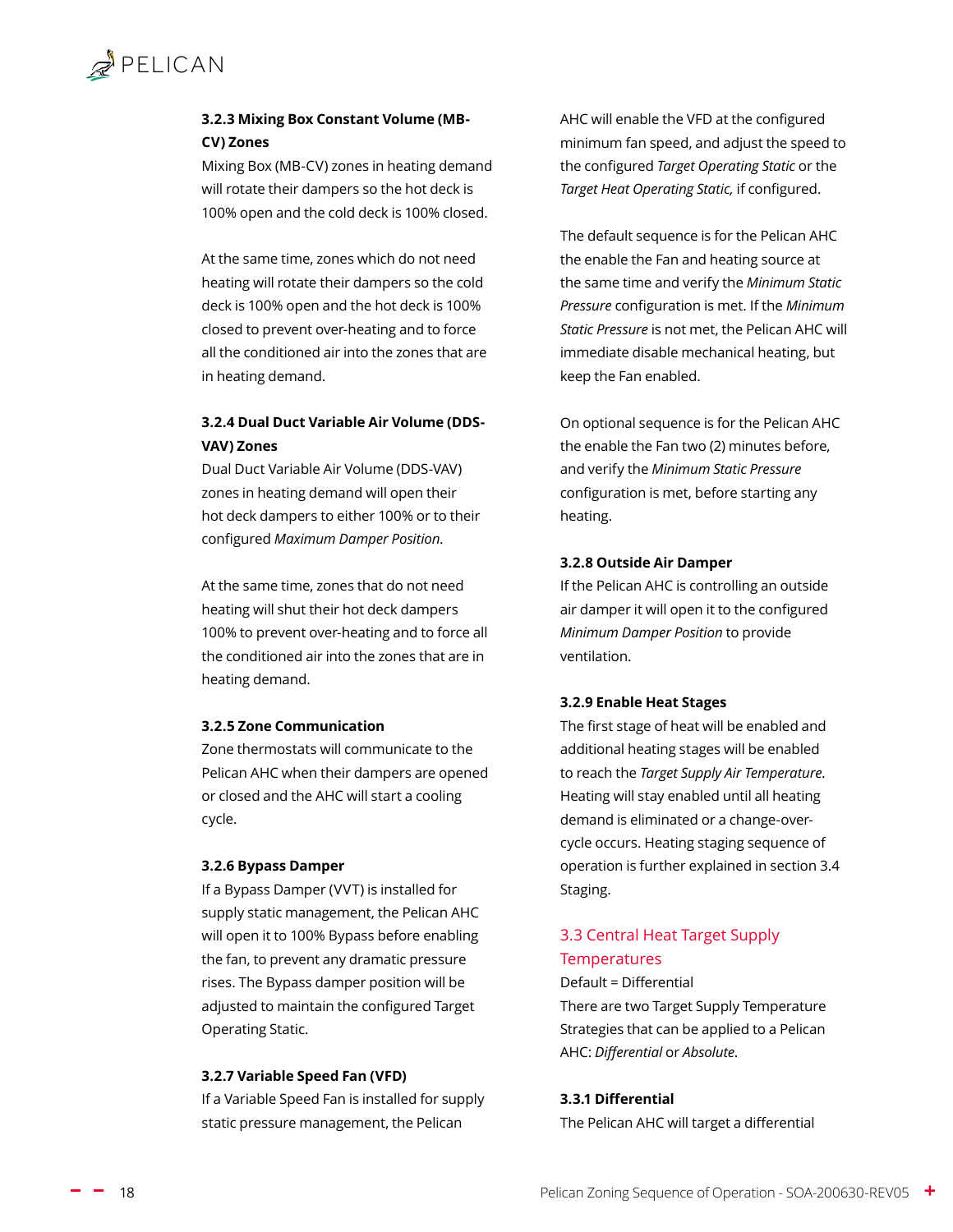### 3.2.3 Mixing Box Constant Volume (MB-CV) Zones

Mixing Box (MB-CV) zones in heating demand will rotate their dampers so the hot deck is 100% open and the cold deck is 100% closed.

At the same time, zones which do not need heating will rotate their dampers so the cold deck is 100% open and the hot deck is 100% closed to prevent over-heating and to force all the conditioned air into the zones that are in heating demand.

### 3.2.4 Dual Duct Variable Air Volume (DDS-VAV) Zones

Dual Duct Variable Air Volume (DDS-VAV) zones in heating demand will open their hot deck dampers to either 100% or to their configured *Maximum Damper Position*.

At the same time, zones that do not need heating will shut their hot deck dampers 100% to prevent over-heating and to force all the conditioned air into the zones that are in heating demand.

### 3.2.5 Zone Communication

Zone thermostats will communicate to the Pelican AHC when their dampers are opened or closed and the AHC will start a cooling cycle.

### 3.2.6 Bypass Damper

If a Bypass Damper (VVT) is installed for supply static management, the Pelican AHC will open it to 100% Bypass before enabling the fan, to prevent any dramatic pressure rises. The Bypass damper position will be adjusted to maintain the configured Target Operating Static.

### 3.2.7 Variable Speed Fan (VFD)

If a Variable Speed Fan is installed for supply static pressure management, the Pelican AHC will enable the VFD at the configured minimum fan speed, and adjust the speed to the configured *Target Operating Static* or the *Target Heat Operating Static,* if configured.

The default sequence is for the Pelican AHC the enable the Fan and heating source at the same time and verify the *Minimum Static Pressure* configuration is met. If the *Minimum Static Pressure* is not met, the Pelican AHC will immediate disable mechanical heating, but keep the Fan enabled.

On optional sequence is for the Pelican AHC the enable the Fan two (2) minutes before, and verify the *Minimum Static Pressure* configuration is met, before starting any heating.

### 3.2.8 Outside Air Damper

If the Pelican AHC is controlling an outside air damper it will open it to the configured *Minimum Damper Position* to provide ventilation.

### 3.2.9 Enable Heat Stages

The first stage of heat will be enabled and additional heating stages will be enabled to reach the *Target Supply Air Temperature*. Heating will stay enabled until all heating demand is eliminated or a change-over-cycle occurs. Heating staging sequence of operation is further explained in section 3.4 Staging.

## 3.3 Central Heat Target Supply Temperatures

Default = Differential

There are two Target Supply Temperature Strategies that can be applied to a Pelican AHC: *Differential* or *Absolute*.

### 3.3.1 Differential

The Pelican AHC will target a differential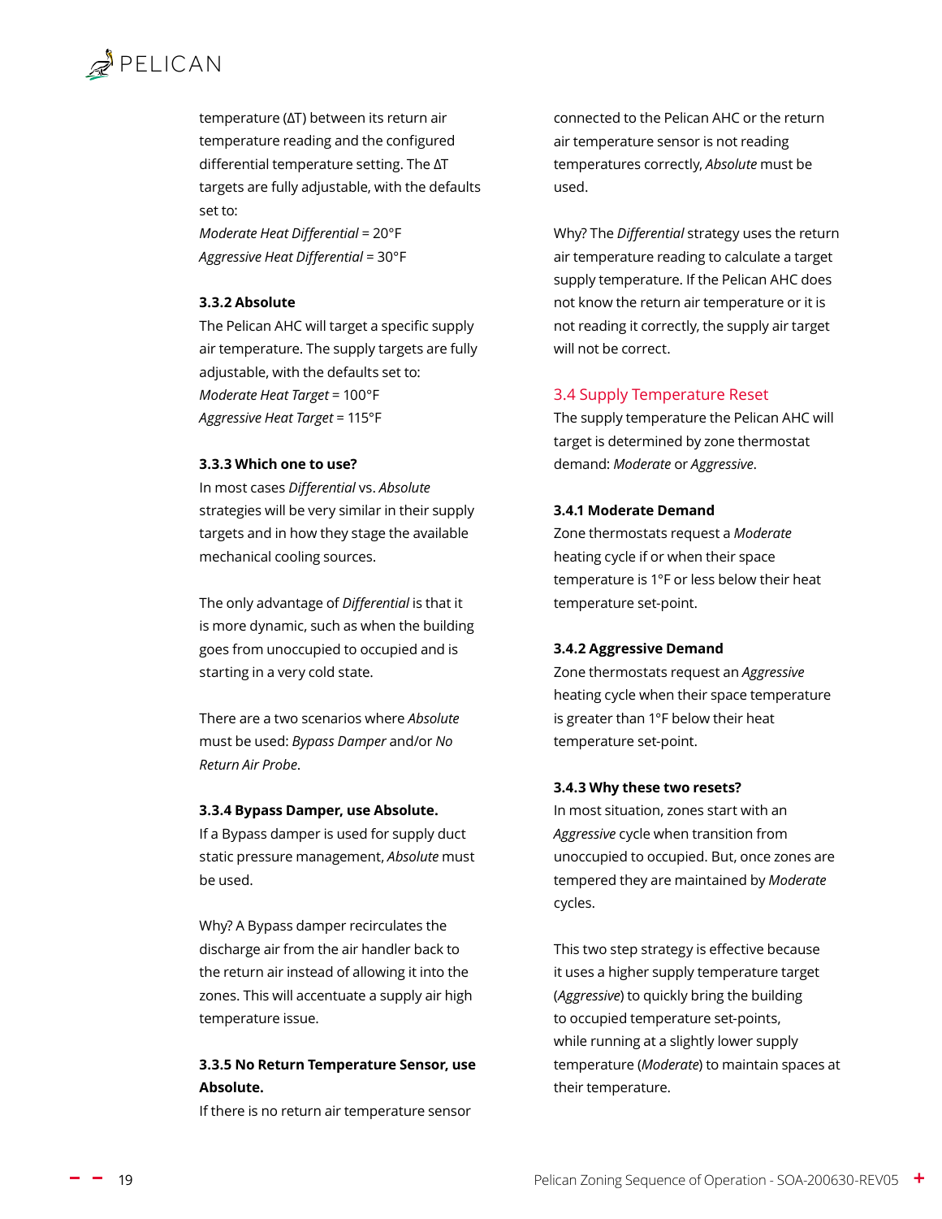temperature (ΔT) between its return air temperature reading and the configured differential temperature setting. The ΔT targets are fully adjustable, with the defaults set to:
*Moderate Heat Differential* = 20°F
*Aggressive Heat Differential* = 30°F

#### 3.3.2 Absolute

The Pelican AHC will target a specific supply air temperature. The supply targets are fully adjustable, with the defaults set to:
*Moderate Heat Target* = 100°F
*Aggressive Heat Target* = 115°F

#### 3.3.3 Which one to use?

In most cases *Differential* vs. *Absolute* strategies will be very similar in their supply targets and in how they stage the available mechanical cooling sources.

The only advantage of *Differential* is that it is more dynamic, such as when the building goes from unoccupied to occupied and is starting in a very cold state.

There are a two scenarios where *Absolute* must be used: *Bypass Damper* and/or *No Return Air Probe*.

#### 3.3.4 Bypass Damper, use Absolute.

If a Bypass damper is used for supply duct static pressure management, *Absolute* must be used.

Why? A Bypass damper recirculates the discharge air from the air handler back to the return air instead of allowing it into the zones. This will accentuate a supply air high temperature issue.

#### 3.3.5 No Return Temperature Sensor, use Absolute.

If there is no return air temperature sensor connected to the Pelican AHC or the return air temperature sensor is not reading temperatures correctly, *Absolute* must be used.

Why? The *Differential* strategy uses the return air temperature reading to calculate a target supply temperature. If the Pelican AHC does not know the return air temperature or it is not reading it correctly, the supply air target will not be correct.

## 3.4 Supply Temperature Reset

The supply temperature the Pelican AHC will target is determined by zone thermostat demand: *Moderate* or *Aggressive*.

#### 3.4.1 Moderate Demand

Zone thermostats request a *Moderate* heating cycle if or when their space temperature is 1°F or less below their heat temperature set-point.

#### 3.4.2 Aggressive Demand

Zone thermostats request an *Aggressive* heating cycle when their space temperature is greater than 1°F below their heat temperature set-point.

#### 3.4.3 Why these two resets?

In most situation, zones start with an *Aggressive* cycle when transition from unoccupied to occupied. But, once zones are tempered they are maintained by *Moderate* cycles.

This two step strategy is effective because it uses a higher supply temperature target (*Aggressive*) to quickly bring the building to occupied temperature set-points, while running at a slightly lower supply temperature (*Moderate*) to maintain spaces at their temperature.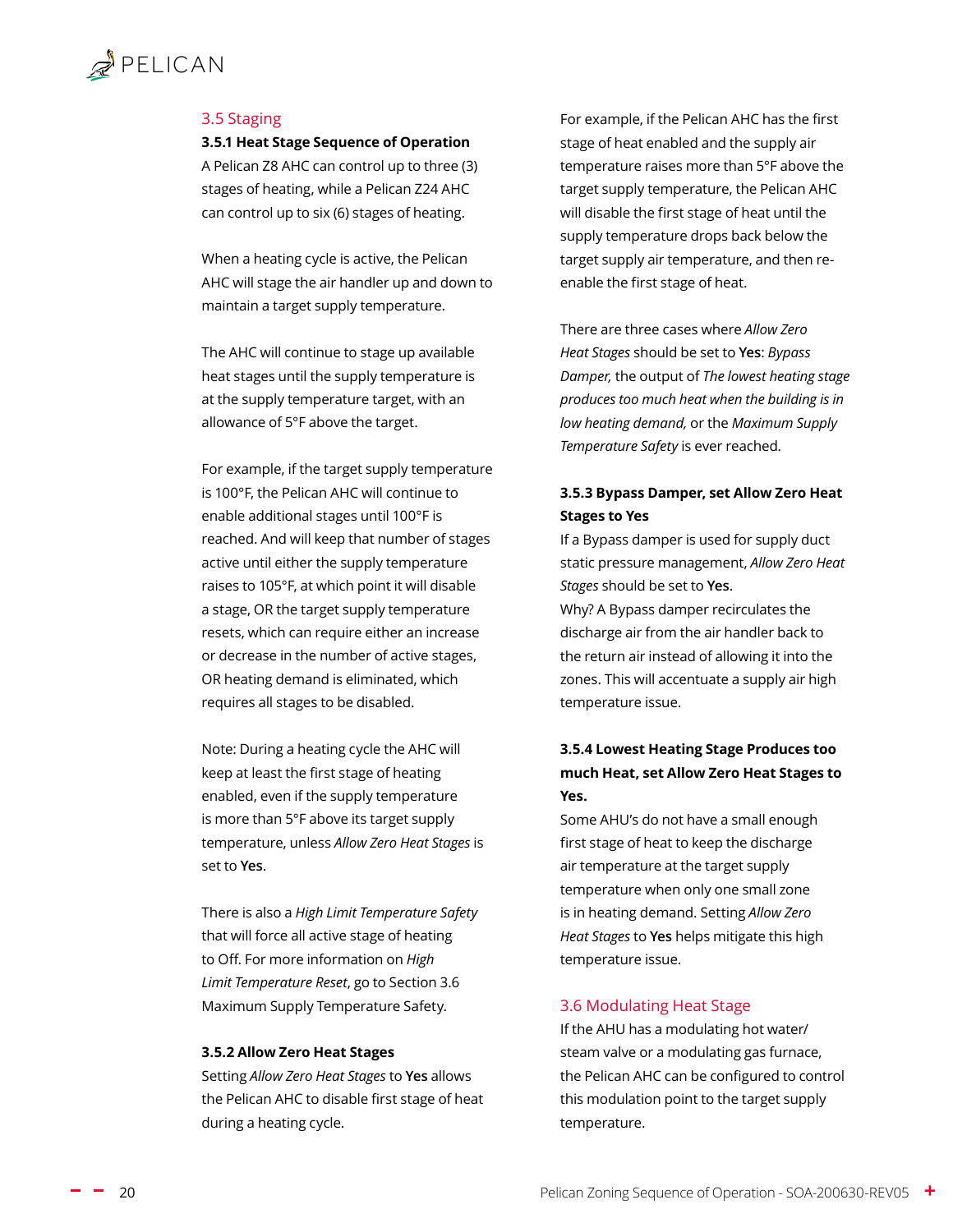## 3.5 Staging

### 3.5.1 Heat Stage Sequence of Operation

A Pelican Z8 AHC can control up to three (3) stages of heating, while a Pelican Z24 AHC can control up to six (6) stages of heating.

When a heating cycle is active, the Pelican AHC will stage the air handler up and down to maintain a target supply temperature.

The AHC will continue to stage up available heat stages until the supply temperature is at the supply temperature target, with an allowance of 5°F above the target.

For example, if the target supply temperature is 100°F, the Pelican AHC will continue to enable additional stages until 100°F is reached. And will keep that number of stages active until either the supply temperature raises to 105°F, at which point it will disable a stage, OR the target supply temperature resets, which can require either an increase or decrease in the number of active stages, OR heating demand is eliminated, which requires all stages to be disabled.

Note: During a heating cycle the AHC will keep at least the first stage of heating enabled, even if the supply temperature is more than 5°F above its target supply temperature, unless *Allow Zero Heat Stages* is set to **Yes**.

There is also a *High Limit Temperature Safety* that will force all active stage of heating to Off. For more information on *High Limit Temperature Reset*, go to Section 3.6 Maximum Supply Temperature Safety.

### 3.5.2 Allow Zero Heat Stages

Setting *Allow Zero Heat Stages* to **Yes** allows the Pelican AHC to disable first stage of heat during a heating cycle.

For example, if the Pelican AHC has the first stage of heat enabled and the supply air temperature raises more than 5°F above the target supply temperature, the Pelican AHC will disable the first stage of heat until the supply temperature drops back below the target supply air temperature, and then re-enable the first stage of heat.

There are three cases where *Allow Zero Heat Stages* should be set to **Yes**: *Bypass Damper,* the output of *The lowest heating stage produces too much heat when the building is in low heating demand,* or the *Maximum Supply Temperature Safety* is ever reached.

### 3.5.3 Bypass Damper, set Allow Zero Heat Stages to Yes

If a Bypass damper is used for supply duct static pressure management, *Allow Zero Heat Stages* should be set to **Yes**.

Why? A Bypass damper recirculates the discharge air from the air handler back to the return air instead of allowing it into the zones. This will accentuate a supply air high temperature issue.

### 3.5.4 Lowest Heating Stage Produces too much Heat, set Allow Zero Heat Stages to Yes.

Some AHU's do not have a small enough first stage of heat to keep the discharge air temperature at the target supply temperature when only one small zone is in heating demand. Setting *Allow Zero Heat Stages* to **Yes** helps mitigate this high temperature issue.

## 3.6 Modulating Heat Stage

If the AHU has a modulating hot water/ steam valve or a modulating gas furnace, the Pelican AHC can be configured to control this modulation point to the target supply temperature.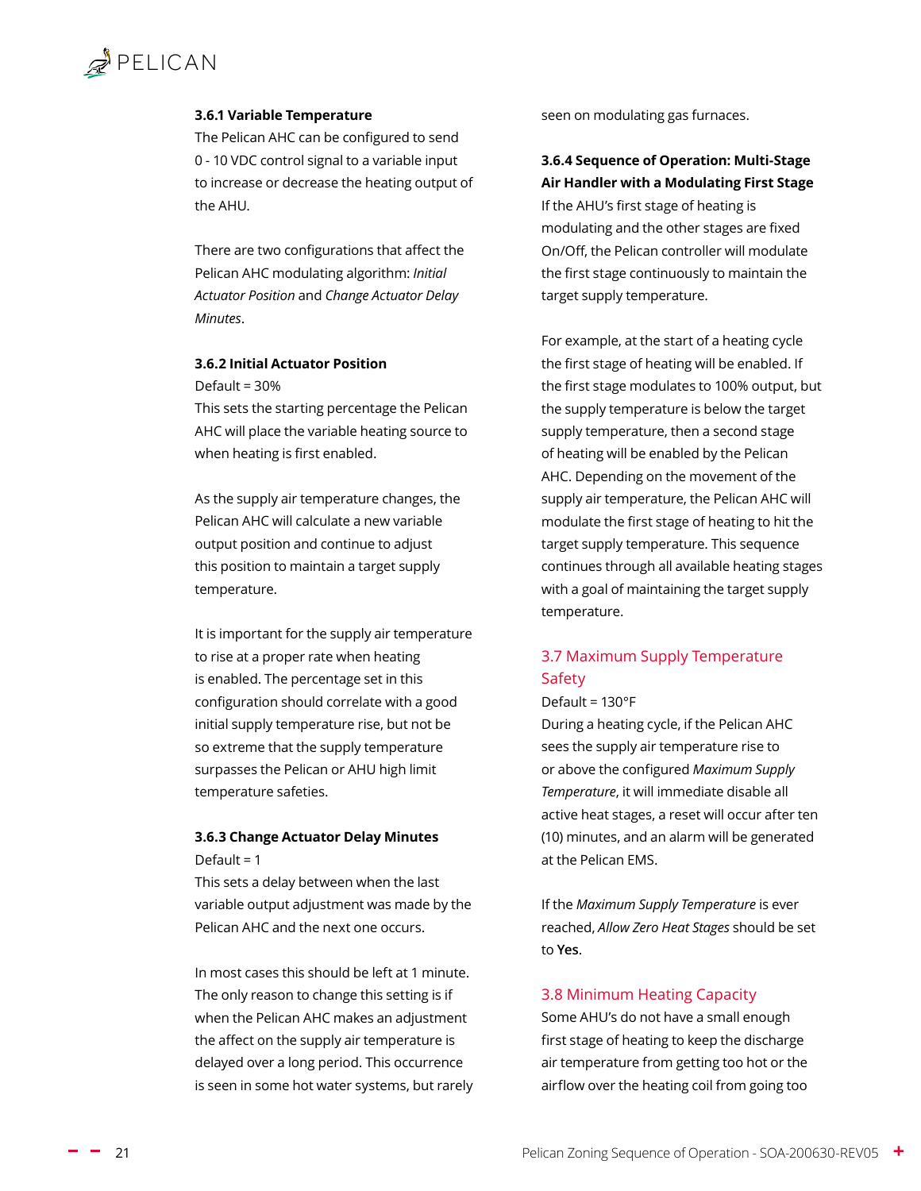**3.6.1 Variable Temperature**

The Pelican AHC can be configured to send 0 - 10 VDC control signal to a variable input to increase or decrease the heating output of the AHU.

There are two configurations that affect the Pelican AHC modulating algorithm: *Initial Actuator Position* and *Change Actuator Delay Minutes*.

**3.6.2 Initial Actuator Position**

Default = 30%

This sets the starting percentage the Pelican AHC will place the variable heating source to when heating is first enabled.

As the supply air temperature changes, the Pelican AHC will calculate a new variable output position and continue to adjust this position to maintain a target supply temperature.

It is important for the supply air temperature to rise at a proper rate when heating is enabled. The percentage set in this configuration should correlate with a good initial supply temperature rise, but not be so extreme that the supply temperature surpasses the Pelican or AHU high limit temperature safeties.

**3.6.3 Change Actuator Delay Minutes**

Default = 1

This sets a delay between when the last variable output adjustment was made by the Pelican AHC and the next one occurs.

In most cases this should be left at 1 minute. The only reason to change this setting is if when the Pelican AHC makes an adjustment the affect on the supply air temperature is delayed over a long period. This occurrence is seen in some hot water systems, but rarely seen on modulating gas furnaces.

**3.6.4 Sequence of Operation: Multi-Stage Air Handler with a Modulating First Stage**

If the AHU's first stage of heating is modulating and the other stages are fixed On/Off, the Pelican controller will modulate the first stage continuously to maintain the target supply temperature.

For example, at the start of a heating cycle the first stage of heating will be enabled. If the first stage modulates to 100% output, but the supply temperature is below the target supply temperature, then a second stage of heating will be enabled by the Pelican AHC. Depending on the movement of the supply air temperature, the Pelican AHC will modulate the first stage of heating to hit the target supply temperature. This sequence continues through all available heating stages with a goal of maintaining the target supply temperature.

## 3.7 Maximum Supply Temperature Safety

Default = 130°F

During a heating cycle, if the Pelican AHC sees the supply air temperature rise to or above the configured *Maximum Supply Temperature*, it will immediate disable all active heat stages, a reset will occur after ten (10) minutes, and an alarm will be generated at the Pelican EMS.

If the *Maximum Supply Temperature* is ever reached, *Allow Zero Heat Stages* should be set to **Yes**.

## 3.8 Minimum Heating Capacity

Some AHU's do not have a small enough first stage of heating to keep the discharge air temperature from getting too hot or the airflow over the heating coil from going too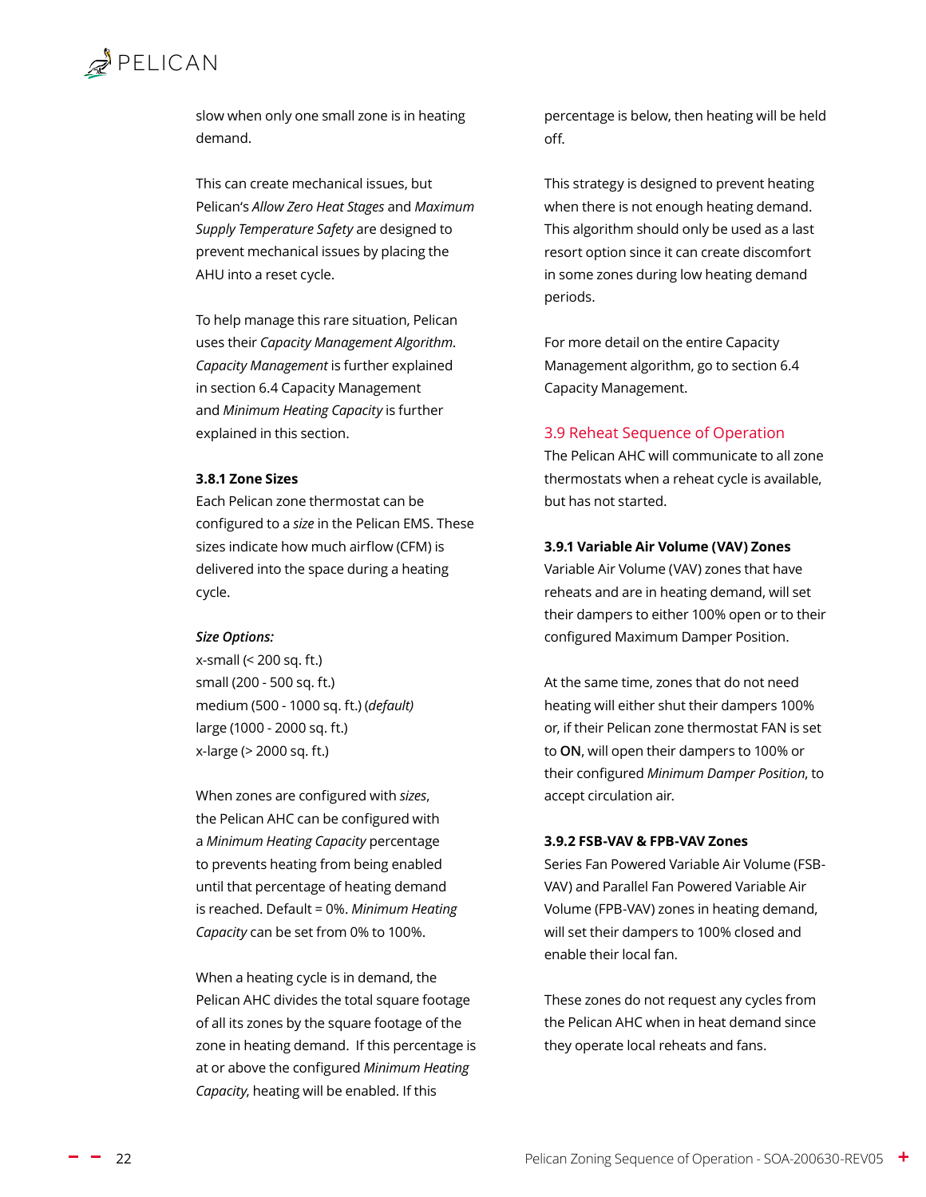slow when only one small zone is in heating demand.

This can create mechanical issues, but Pelican's *Allow Zero Heat Stages* and *Maximum Supply Temperature Safety* are designed to prevent mechanical issues by placing the AHU into a reset cycle.

To help manage this rare situation, Pelican uses their *Capacity Management Algorithm*. *Capacity Management* is further explained in section 6.4 Capacity Management and *Minimum Heating Capacity* is further explained in this section.

**3.8.1 Zone Sizes**

Each Pelican zone thermostat can be configured to a *size* in the Pelican EMS. These sizes indicate how much airflow (CFM) is delivered into the space during a heating cycle.

***Size Options:***

x-small (< 200 sq. ft.)
small (200 - 500 sq. ft.)
medium (500 - 1000 sq. ft.) (*default)*
large (1000 - 2000 sq. ft.)
x-large (> 2000 sq. ft.)

When zones are configured with *sizes*, the Pelican AHC can be configured with a *Minimum Heating Capacity* percentage to prevents heating from being enabled until that percentage of heating demand is reached. Default = 0%. *Minimum Heating Capacity* can be set from 0% to 100%.

When a heating cycle is in demand, the Pelican AHC divides the total square footage of all its zones by the square footage of the zone in heating demand. If this percentage is at or above the configured *Minimum Heating Capacity*, heating will be enabled. If this percentage is below, then heating will be held off.

This strategy is designed to prevent heating when there is not enough heating demand. This algorithm should only be used as a last resort option since it can create discomfort in some zones during low heating demand periods.

For more detail on the entire Capacity Management algorithm, go to section 6.4 Capacity Management.

## 3.9 Reheat Sequence of Operation

The Pelican AHC will communicate to all zone thermostats when a reheat cycle is available, but has not started.

**3.9.1 Variable Air Volume (VAV) Zones**

Variable Air Volume (VAV) zones that have reheats and are in heating demand, will set their dampers to either 100% open or to their configured Maximum Damper Position.

At the same time, zones that do not need heating will either shut their dampers 100% or, if their Pelican zone thermostat FAN is set to **ON**, will open their dampers to 100% or their configured *Minimum Damper Position*, to accept circulation air.

**3.9.2 FSB-VAV & FPB-VAV Zones**

Series Fan Powered Variable Air Volume (FSB-VAV) and Parallel Fan Powered Variable Air Volume (FPB-VAV) zones in heating demand, will set their dampers to 100% closed and enable their local fan.

These zones do not request any cycles from the Pelican AHC when in heat demand since they operate local reheats and fans.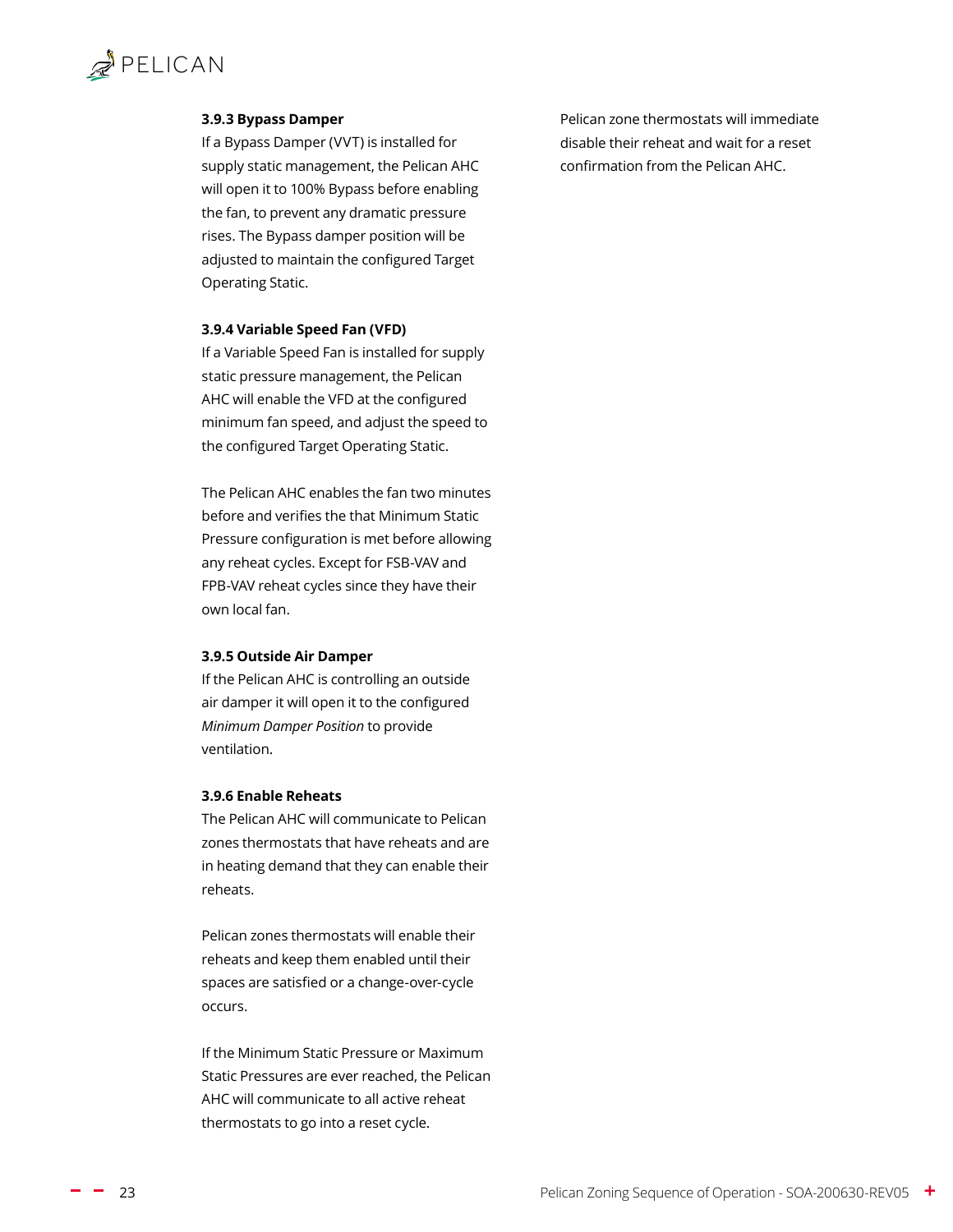#### 3.9.3 Bypass Damper

If a Bypass Damper (VVT) is installed for supply static management, the Pelican AHC will open it to 100% Bypass before enabling the fan, to prevent any dramatic pressure rises. The Bypass damper position will be adjusted to maintain the configured Target Operating Static.

#### 3.9.4 Variable Speed Fan (VFD)

If a Variable Speed Fan is installed for supply static pressure management, the Pelican AHC will enable the VFD at the configured minimum fan speed, and adjust the speed to the configured Target Operating Static.

The Pelican AHC enables the fan two minutes before and verifies the that Minimum Static Pressure configuration is met before allowing any reheat cycles. Except for FSB-VAV and FPB-VAV reheat cycles since they have their own local fan.

#### 3.9.5 Outside Air Damper

If the Pelican AHC is controlling an outside air damper it will open it to the configured *Minimum Damper Position* to provide ventilation.

#### 3.9.6 Enable Reheats

The Pelican AHC will communicate to Pelican zones thermostats that have reheats and are in heating demand that they can enable their reheats.

Pelican zones thermostats will enable their reheats and keep them enabled until their spaces are satisfied or a change-over-cycle occurs.

If the Minimum Static Pressure or Maximum Static Pressures are ever reached, the Pelican AHC will communicate to all active reheat thermostats to go into a reset cycle.

Pelican zone thermostats will immediate disable their reheat and wait for a reset confirmation from the Pelican AHC.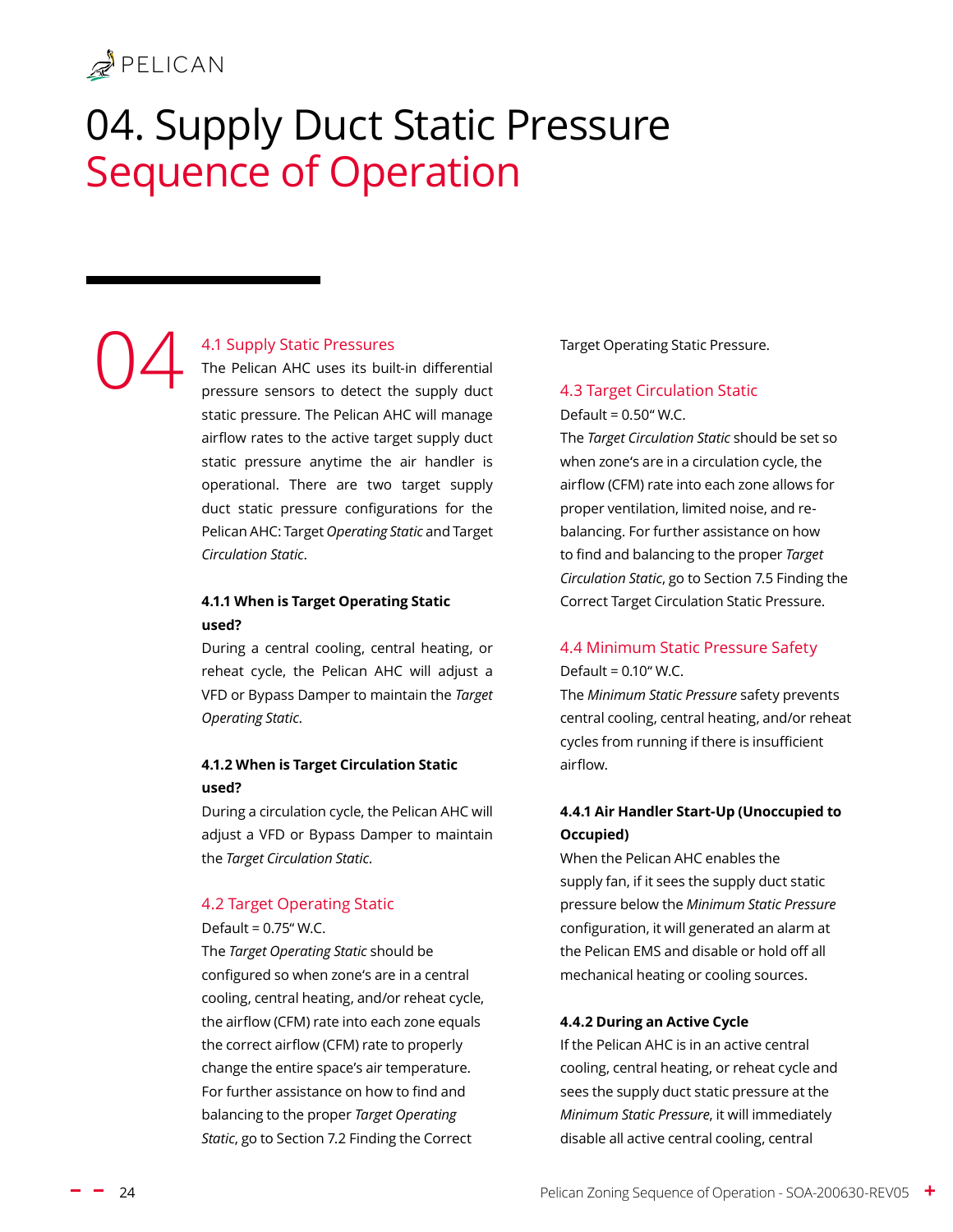# 04. Supply Duct Static Pressure Sequence of Operation

04

## 4.1 Supply Static Pressures

The Pelican AHC uses its built-in differential pressure sensors to detect the supply duct static pressure. The Pelican AHC will manage airflow rates to the active target supply duct static pressure anytime the air handler is operational. There are two target supply duct static pressure configurations for the Pelican AHC: Target *Operating Static* and Target *Circulation Static*.

### 4.1.1 When is Target Operating Static used?

During a central cooling, central heating, or reheat cycle, the Pelican AHC will adjust a VFD or Bypass Damper to maintain the *Target Operating Static*.

### 4.1.2 When is Target Circulation Static used?

During a circulation cycle, the Pelican AHC will adjust a VFD or Bypass Damper to maintain the *Target Circulation Static*.

## 4.2 Target Operating Static

Default = 0.75" W.C.

The *Target Operating Static* should be configured so when zone's are in a central cooling, central heating, and/or reheat cycle, the airflow (CFM) rate into each zone equals the correct airflow (CFM) rate to properly change the entire space's air temperature. For further assistance on how to find and balancing to the proper *Target Operating Static*, go to Section 7.2 Finding the Correct Target Operating Static Pressure.

## 4.3 Target Circulation Static

Default = 0.50" W.C.

The *Target Circulation Static* should be set so when zone's are in a circulation cycle, the airflow (CFM) rate into each zone allows for proper ventilation, limited noise, and re-balancing. For further assistance on how to find and balancing to the proper *Target Circulation Static*, go to Section 7.5 Finding the Correct Target Circulation Static Pressure.

## 4.4 Minimum Static Pressure Safety

Default = 0.10" W.C.

The *Minimum Static Pressure* safety prevents central cooling, central heating, and/or reheat cycles from running if there is insufficient airflow.

### 4.4.1 Air Handler Start-Up (Unoccupied to Occupied)

When the Pelican AHC enables the supply fan, if it sees the supply duct static pressure below the *Minimum Static Pressure* configuration, it will generated an alarm at the Pelican EMS and disable or hold off all mechanical heating or cooling sources.

### 4.4.2 During an Active Cycle

If the Pelican AHC is in an active central cooling, central heating, or reheat cycle and sees the supply duct static pressure at the *Minimum Static Pressure*, it will immediately disable all active central cooling, central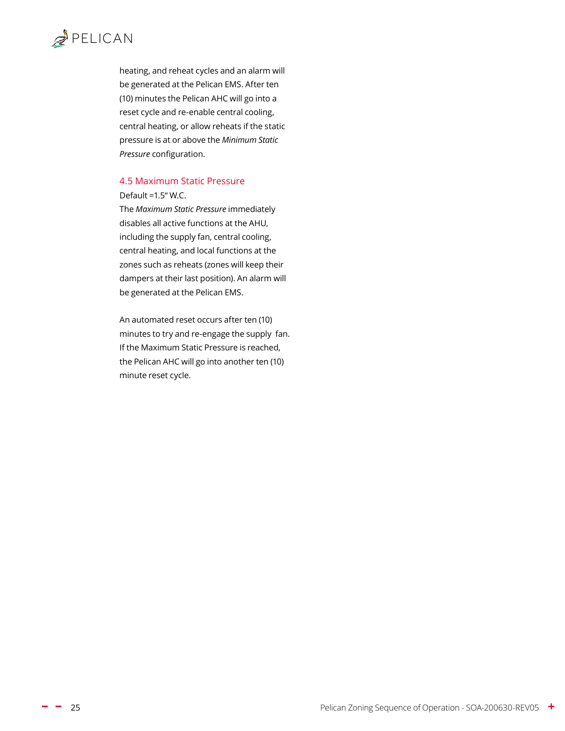heating, and reheat cycles and an alarm will be generated at the Pelican EMS. After ten (10) minutes the Pelican AHC will go into a reset cycle and re-enable central cooling, central heating, or allow reheats if the static pressure is at or above the *Minimum Static Pressure* configuration.

### 4.5 Maximum Static Pressure

Default =1.5" W.C.

The *Maximum Static Pressure* immediately disables all active functions at the AHU, including the supply fan, central cooling, central heating, and local functions at the zones such as reheats (zones will keep their dampers at their last position). An alarm will be generated at the Pelican EMS.

An automated reset occurs after ten (10) minutes to try and re-engage the supply fan. If the Maximum Static Pressure is reached, the Pelican AHC will go into another ten (10) minute reset cycle.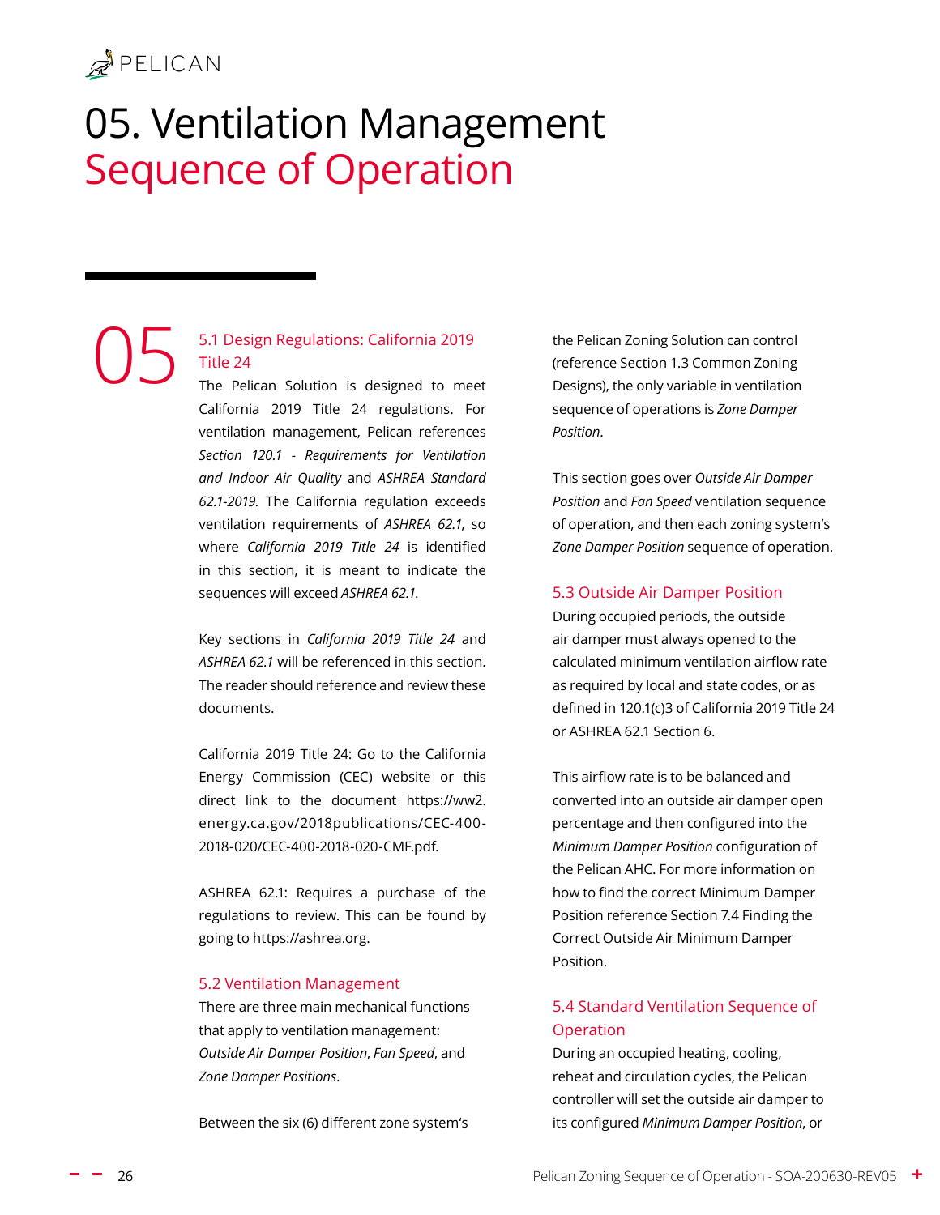# 05. Ventilation Management Sequence of Operation

05

### 5.1 Design Regulations: California 2019 Title 24

The Pelican Solution is designed to meet California 2019 Title 24 regulations. For ventilation management, Pelican references *Section 120.1 - Requirements for Ventilation and Indoor Air Quality* and *ASHREA Standard 62.1-2019*. The California regulation exceeds ventilation requirements of *ASHREA 62.1*, so where *California 2019 Title 24* is identified in this section, it is meant to indicate the sequences will exceed *ASHREA 62.1*.

Key sections in *California 2019 Title 24* and *ASHREA 62.1* will be referenced in this section. The reader should reference and review these documents.

California 2019 Title 24: Go to the California Energy Commission (CEC) website or this direct link to the document https://ww2.energy.ca.gov/2018publications/CEC-400-2018-020/CEC-400-2018-020-CMF.pdf.

ASHREA 62.1: Requires a purchase of the regulations to review. This can be found by going to https://ashrea.org.

### 5.2 Ventilation Management

There are three main mechanical functions that apply to ventilation management: *Outside Air Damper Position*, *Fan Speed*, and *Zone Damper Positions*.

Between the six (6) different zone system's the Pelican Zoning Solution can control (reference Section 1.3 Common Zoning Designs), the only variable in ventilation sequence of operations is *Zone Damper Position*.

This section goes over *Outside Air Damper Position* and *Fan Speed* ventilation sequence of operation, and then each zoning system's *Zone Damper Position* sequence of operation.

### 5.3 Outside Air Damper Position

During occupied periods, the outside air damper must always opened to the calculated minimum ventilation airflow rate as required by local and state codes, or as defined in 120.1(c)3 of California 2019 Title 24 or ASHREA 62.1 Section 6.

This airflow rate is to be balanced and converted into an outside air damper open percentage and then configured into the *Minimum Damper Position* configuration of the Pelican AHC. For more information on how to find the correct Minimum Damper Position reference Section 7.4 Finding the Correct Outside Air Minimum Damper Position.

### 5.4 Standard Ventilation Sequence of Operation

During an occupied heating, cooling, reheat and circulation cycles, the Pelican controller will set the outside air damper to its configured *Minimum Damper Position*, or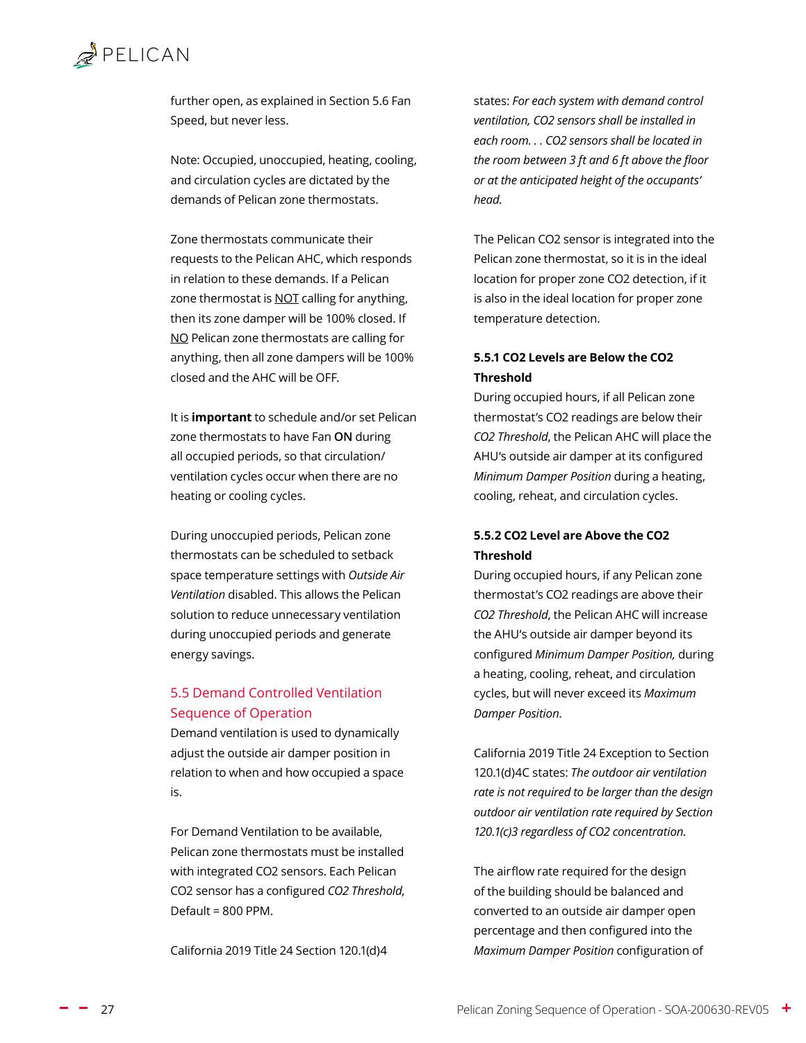further open, as explained in Section 5.6 Fan Speed, but never less.

Note: Occupied, unoccupied, heating, cooling, and circulation cycles are dictated by the demands of Pelican zone thermostats.

Zone thermostats communicate their requests to the Pelican AHC, which responds in relation to these demands. If a Pelican zone thermostat is <u>NOT</u> calling for anything, then its zone damper will be 100% closed. If <u>NO</u> Pelican zone thermostats are calling for anything, then all zone dampers will be 100% closed and the AHC will be OFF.

It is **important** to schedule and/or set Pelican zone thermostats to have Fan **ON** during all occupied periods, so that circulation/ventilation cycles occur when there are no heating or cooling cycles.

During unoccupied periods, Pelican zone thermostats can be scheduled to setback space temperature settings with *Outside Air Ventilation* disabled. This allows the Pelican solution to reduce unnecessary ventilation during unoccupied periods and generate energy savings.

## 5.5 Demand Controlled Ventilation Sequence of Operation

Demand ventilation is used to dynamically adjust the outside air damper position in relation to when and how occupied a space is.

For Demand Ventilation to be available, Pelican zone thermostats must be installed with integrated CO2 sensors. Each Pelican CO2 sensor has a configured *CO2 Threshold*, Default = 800 PPM.

California 2019 Title 24 Section 120.1(d)4 states: *For each system with demand control ventilation, CO2 sensors shall be installed in each room. . . CO2 sensors shall be located in the room between 3 ft and 6 ft above the floor or at the anticipated height of the occupants' head.*

The Pelican CO2 sensor is integrated into the Pelican zone thermostat, so it is in the ideal location for proper zone CO2 detection, if it is also in the ideal location for proper zone temperature detection.

### 5.5.1 CO2 Levels are Below the CO2 Threshold

During occupied hours, if all Pelican zone thermostat's CO2 readings are below their *CO2 Threshold*, the Pelican AHC will place the AHU's outside air damper at its configured *Minimum Damper Position* during a heating, cooling, reheat, and circulation cycles.

### 5.5.2 CO2 Level are Above the CO2 Threshold

During occupied hours, if any Pelican zone thermostat's CO2 readings are above their *CO2 Threshold*, the Pelican AHC will increase the AHU's outside air damper beyond its configured *Minimum Damper Position,* during a heating, cooling, reheat, and circulation cycles, but will never exceed its *Maximum Damper Position*.

California 2019 Title 24 Exception to Section 120.1(d)4C states: *The outdoor air ventilation rate is not required to be larger than the design outdoor air ventilation rate required by Section 120.1(c)3 regardless of CO2 concentration.*

The airflow rate required for the design of the building should be balanced and converted to an outside air damper open percentage and then configured into the *Maximum Damper Position* configuration of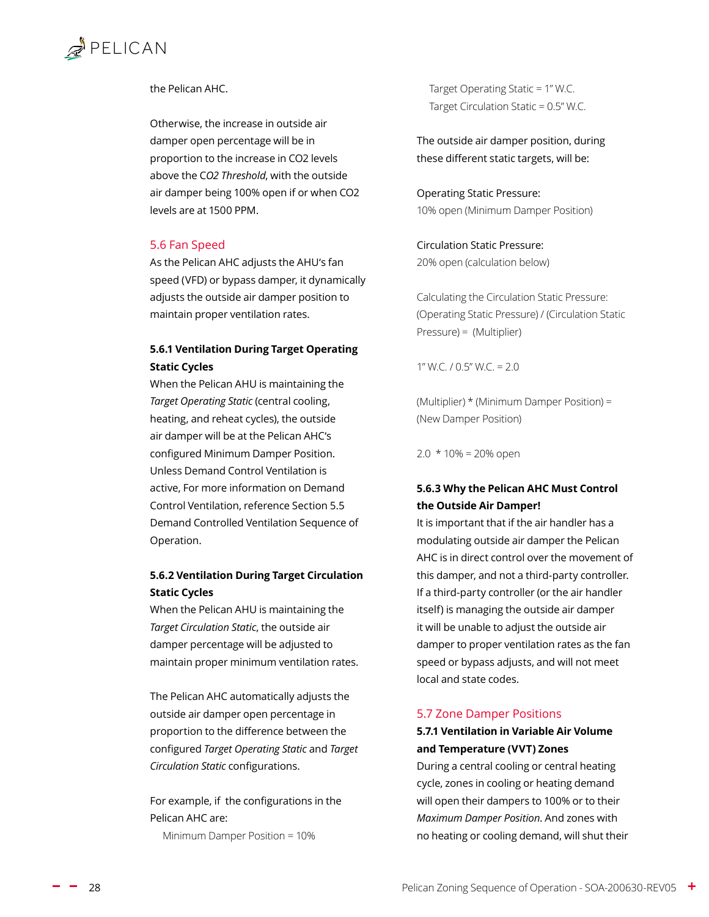the Pelican AHC.

Otherwise, the increase in outside air damper open percentage will be in proportion to the increase in $CO_2$ levels above the *$CO_2$ Threshold*, with the outside air damper being 100% open if or when $CO_2$ levels are at 1500 PPM.

## 5.6 Fan Speed

As the Pelican AHC adjusts the AHU's fan speed (VFD) or bypass damper, it dynamically adjusts the outside air damper position to maintain proper ventilation rates.

### 5.6.1 Ventilation During Target Operating Static Cycles

When the Pelican AHU is maintaining the *Target Operating Static* (central cooling, heating, and reheat cycles), the outside air damper will be at the Pelican AHC's configured Minimum Damper Position. Unless Demand Control Ventilation is active, For more information on Demand Control Ventilation, reference Section 5.5 Demand Controlled Ventilation Sequence of Operation.

### 5.6.2 Ventilation During Target Circulation Static Cycles

When the Pelican AHU is maintaining the *Target Circulation Static*, the outside air damper percentage will be adjusted to maintain proper minimum ventilation rates.

The Pelican AHC automatically adjusts the outside air damper open percentage in proportion to the difference between the configured *Target Operating Static* and *Target Circulation Static* configurations.

For example, if the configurations in the Pelican AHC are:

Minimum Damper Position = 10%
Target Operating Static = 1" W.C.
Target Circulation Static = 0.5" W.C.

The outside air damper position, during these different static targets, will be:

Operating Static Pressure:
10% open (Minimum Damper Position)

Circulation Static Pressure:
20% open (calculation below)

Calculating the Circulation Static Pressure:
(Operating Static Pressure) / (Circulation Static Pressure) = (Multiplier)

1" W.C. / 0.5" W.C. = 2.0

(Multiplier) * (Minimum Damper Position) = (New Damper Position)

2.0 * 10% = 20% open

### 5.6.3 Why the Pelican AHC Must Control the Outside Air Damper!

It is important that if the air handler has a modulating outside air damper the Pelican AHC is in direct control over the movement of this damper, and not a third-party controller. If a third-party controller (or the air handler itself) is managing the outside air damper it will be unable to adjust the outside air damper to proper ventilation rates as the fan speed or bypass adjusts, and will not meet local and state codes.

## 5.7 Zone Damper Positions

### 5.7.1 Ventilation in Variable Air Volume and Temperature (VVT) Zones

During a central cooling or central heating cycle, zones in cooling or heating demand will open their dampers to 100% or to their *Maximum Damper Position*. And zones with no heating or cooling demand, will shut their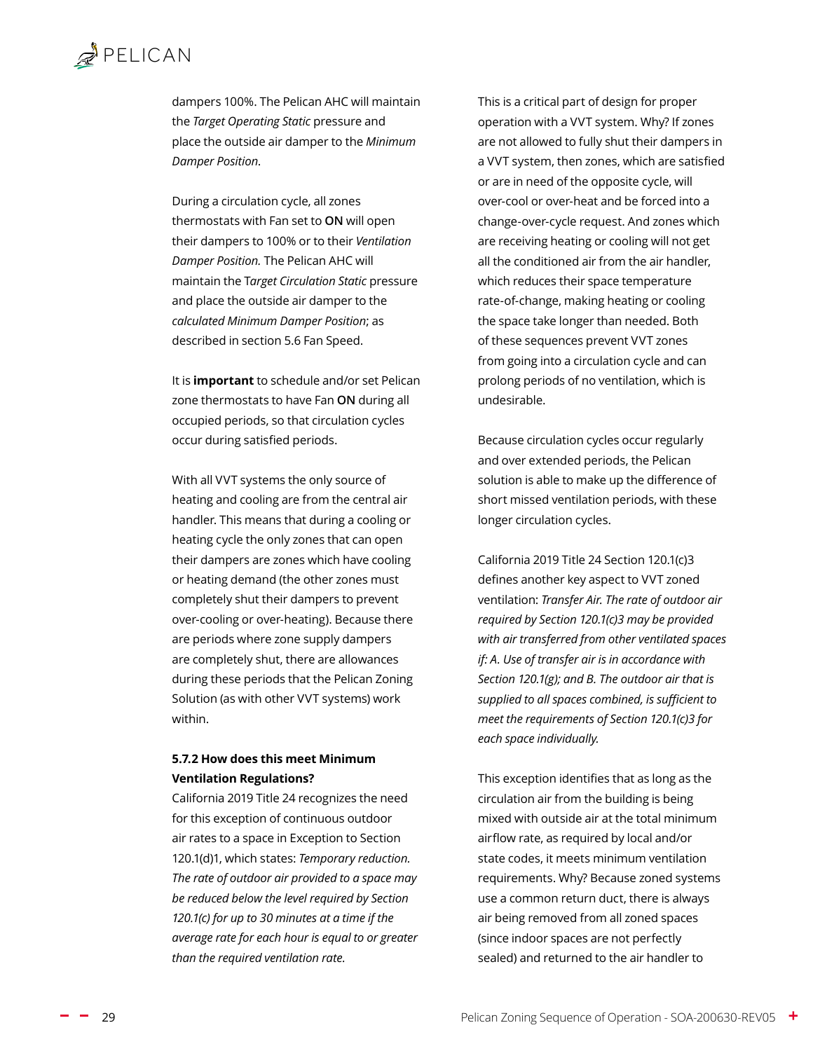dampers 100%. The Pelican AHC will maintain the *Target Operating Static* pressure and place the outside air damper to the *Minimum Damper Position*.

During a circulation cycle, all zones thermostats with Fan set to **ON** will open their dampers to 100% or to their *Ventilation Damper Position.* The Pelican AHC will maintain the T*arget Circulation Static* pressure and place the outside air damper to the *calculated Minimum Damper Position*; as described in section 5.6 Fan Speed.

It is **important** to schedule and/or set Pelican zone thermostats to have Fan **ON** during all occupied periods, so that circulation cycles occur during satisfied periods.

With all VVT systems the only source of heating and cooling are from the central air handler. This means that during a cooling or heating cycle the only zones that can open their dampers are zones which have cooling or heating demand (the other zones must completely shut their dampers to prevent over-cooling or over-heating). Because there are periods where zone supply dampers are completely shut, there are allowances during these periods that the Pelican Zoning Solution (as with other VVT systems) work within.

### 5.7.2 How does this meet Minimum Ventilation Regulations?

California 2019 Title 24 recognizes the need for this exception of continuous outdoor air rates to a space in Exception to Section 120.1(d)1, which states: *Temporary reduction. The rate of outdoor air provided to a space may be reduced below the level required by Section 120.1(c) for up to 30 minutes at a time if the average rate for each hour is equal to or greater than the required ventilation rate.*

This is a critical part of design for proper operation with a VVT system. Why? If zones are not allowed to fully shut their dampers in a VVT system, then zones, which are satisfied or are in need of the opposite cycle, will over-cool or over-heat and be forced into a change-over-cycle request. And zones which are receiving heating or cooling will not get all the conditioned air from the air handler, which reduces their space temperature rate-of-change, making heating or cooling the space take longer than needed. Both of these sequences prevent VVT zones from going into a circulation cycle and can prolong periods of no ventilation, which is undesirable.

Because circulation cycles occur regularly and over extended periods, the Pelican solution is able to make up the difference of short missed ventilation periods, with these longer circulation cycles.

California 2019 Title 24 Section 120.1(c)3 defines another key aspect to VVT zoned ventilation: *Transfer Air. The rate of outdoor air required by Section 120.1(c)3 may be provided with air transferred from other ventilated spaces if: A. Use of transfer air is in accordance with Section 120.1(g); and B. The outdoor air that is supplied to all spaces combined, is sufficient to meet the requirements of Section 120.1(c)3 for each space individually.*

This exception identifies that as long as the circulation air from the building is being mixed with outside air at the total minimum airflow rate, as required by local and/or state codes, it meets minimum ventilation requirements. Why? Because zoned systems use a common return duct, there is always air being removed from all zoned spaces (since indoor spaces are not perfectly sealed) and returned to the air handler to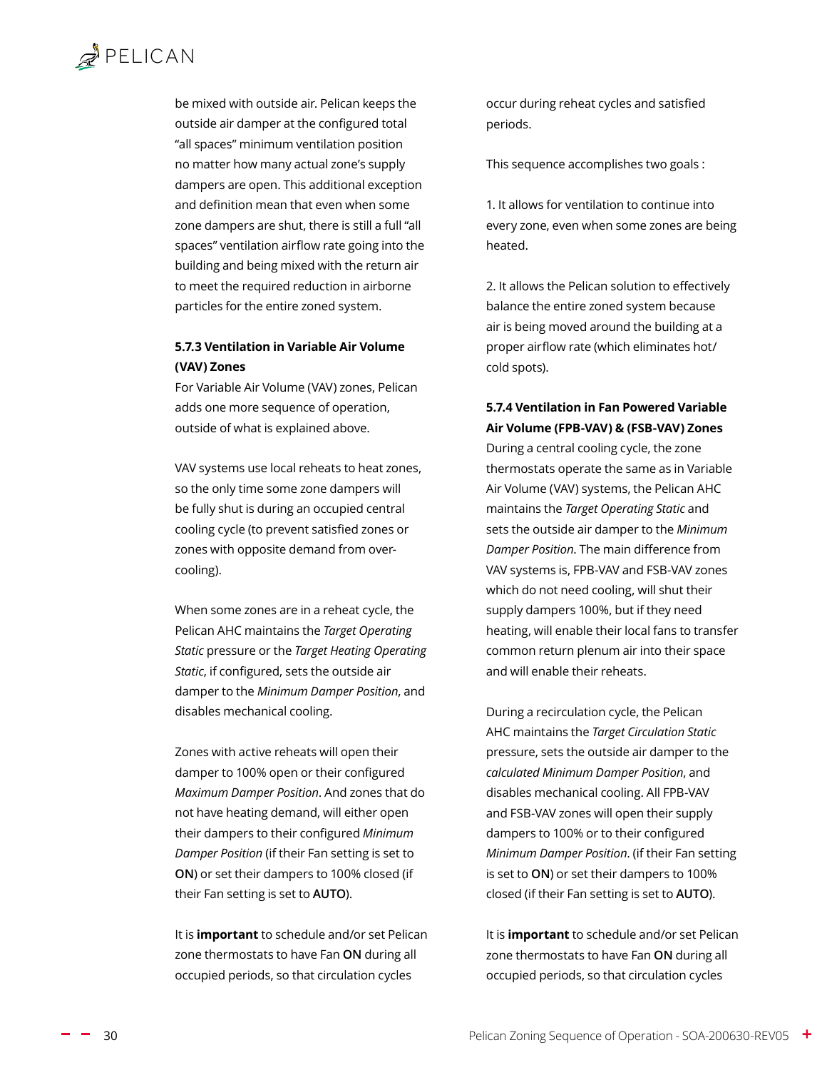be mixed with outside air. Pelican keeps the outside air damper at the configured total "all spaces" minimum ventilation position no matter how many actual zone's supply dampers are open. This additional exception and definition mean that even when some zone dampers are shut, there is still a full "all spaces" ventilation airflow rate going into the building and being mixed with the return air to meet the required reduction in airborne particles for the entire zoned system.

### 5.7.3 Ventilation in Variable Air Volume (VAV) Zones

For Variable Air Volume (VAV) zones, Pelican adds one more sequence of operation, outside of what is explained above.

VAV systems use local reheats to heat zones, so the only time some zone dampers will be fully shut is during an occupied central cooling cycle (to prevent satisfied zones or zones with opposite demand from over-cooling).

When some zones are in a reheat cycle, the Pelican AHC maintains the *Target Operating Static* pressure or the *Target Heating Operating Static*, if configured, sets the outside air damper to the *Minimum Damper Position*, and disables mechanical cooling.

Zones with active reheats will open their damper to 100% open or their configured *Maximum Damper Position*. And zones that do not have heating demand, will either open their dampers to their configured *Minimum Damper Position* (if their Fan setting is set to **ON**) or set their dampers to 100% closed (if their Fan setting is set to **AUTO**).

It is **important** to schedule and/or set Pelican zone thermostats to have Fan **ON** during all occupied periods, so that circulation cycles occur during reheat cycles and satisfied periods.

This sequence accomplishes two goals :

1. It allows for ventilation to continue into every zone, even when some zones are being heated.

2. It allows the Pelican solution to effectively balance the entire zoned system because air is being moved around the building at a proper airflow rate (which eliminates hot/cold spots).

### 5.7.4 Ventilation in Fan Powered Variable Air Volume (FPB-VAV) & (FSB-VAV) Zones

During a central cooling cycle, the zone thermostats operate the same as in Variable Air Volume (VAV) systems, the Pelican AHC maintains the *Target Operating Static* and sets the outside air damper to the *Minimum Damper Position*. The main difference from VAV systems is, FPB-VAV and FSB-VAV zones which do not need cooling, will shut their supply dampers 100%, but if they need heating, will enable their local fans to transfer common return plenum air into their space and will enable their reheats.

During a recirculation cycle, the Pelican AHC maintains the *Target Circulation Static* pressure, sets the outside air damper to the *calculated Minimum Damper Position*, and disables mechanical cooling. All FPB-VAV and FSB-VAV zones will open their supply dampers to 100% or to their configured *Minimum Damper Position*. (if their Fan setting is set to **ON**) or set their dampers to 100% closed (if their Fan setting is set to **AUTO**).

It is **important** to schedule and/or set Pelican zone thermostats to have Fan **ON** during all occupied periods, so that circulation cycles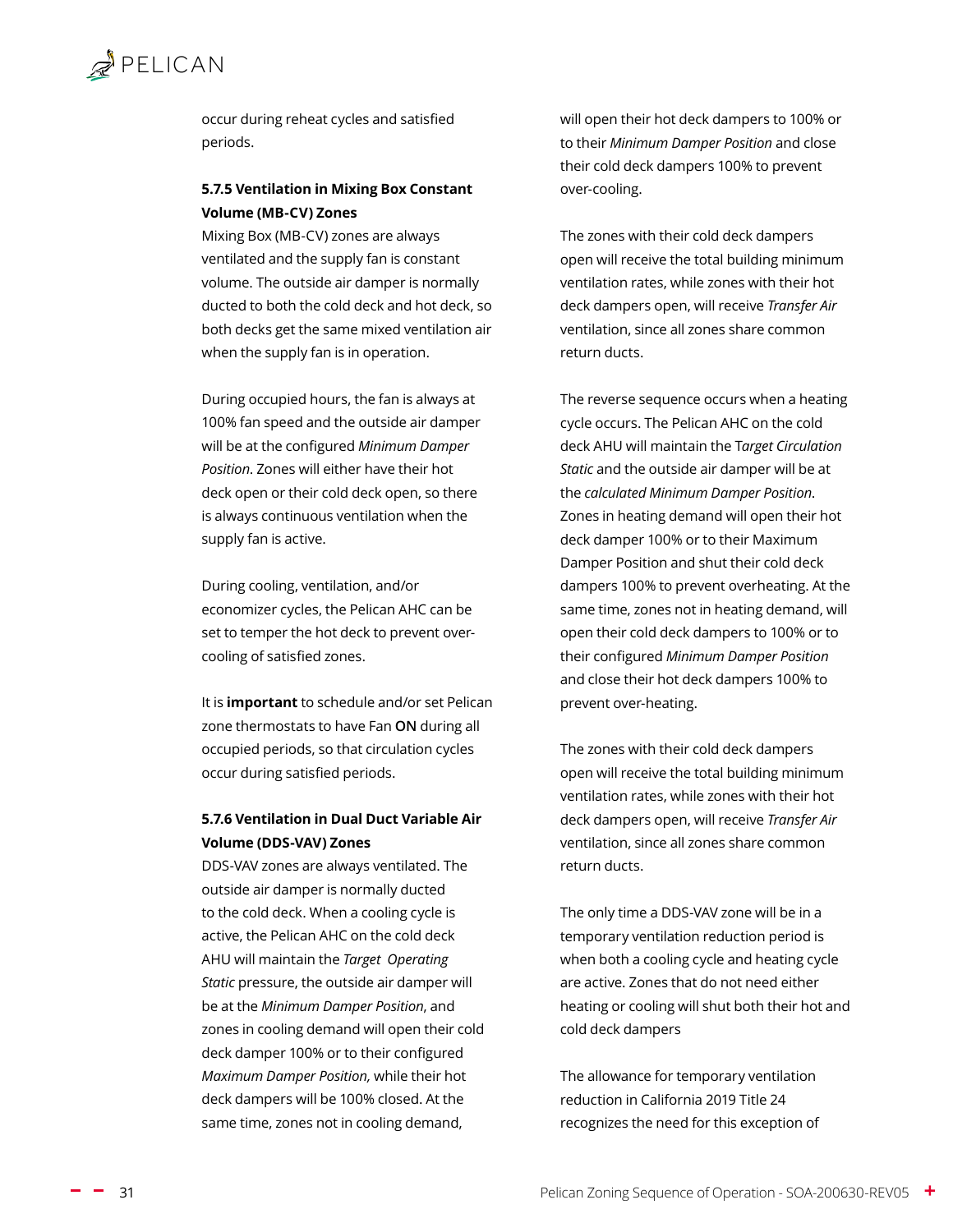occur during reheat cycles and satisfied periods.

### 5.7.5 Ventilation in Mixing Box Constant Volume (MB-CV) Zones

Mixing Box (MB-CV) zones are always ventilated and the supply fan is constant volume. The outside air damper is normally ducted to both the cold deck and hot deck, so both decks get the same mixed ventilation air when the supply fan is in operation.

During occupied hours, the fan is always at 100% fan speed and the outside air damper will be at the configured *Minimum Damper Position*. Zones will either have their hot deck open or their cold deck open, so there is always continuous ventilation when the supply fan is active.

During cooling, ventilation, and/or economizer cycles, the Pelican AHC can be set to temper the hot deck to prevent over-cooling of satisfied zones.

It is **important** to schedule and/or set Pelican zone thermostats to have Fan **ON** during all occupied periods, so that circulation cycles occur during satisfied periods.

### 5.7.6 Ventilation in Dual Duct Variable Air Volume (DDS-VAV) Zones

DDS-VAV zones are always ventilated. The outside air damper is normally ducted to the cold deck. When a cooling cycle is active, the Pelican AHC on the cold deck AHU will maintain the *Target Operating Static* pressure, the outside air damper will be at the *Minimum Damper Position*, and zones in cooling demand will open their cold deck damper 100% or to their configured *Maximum Damper Position,* while their hot deck dampers will be 100% closed. At the same time, zones not in cooling demand, will open their hot deck dampers to 100% or to their *Minimum Damper Position* and close their cold deck dampers 100% to prevent over-cooling.

The zones with their cold deck dampers open will receive the total building minimum ventilation rates, while zones with their hot deck dampers open, will receive *Transfer Air* ventilation, since all zones share common return ducts.

The reverse sequence occurs when a heating cycle occurs. The Pelican AHC on the cold deck AHU will maintain the T*arget Circulation Static* and the outside air damper will be at the *calculated Minimum Damper Position*. Zones in heating demand will open their hot deck damper 100% or to their Maximum Damper Position and shut their cold deck dampers 100% to prevent overheating. At the same time, zones not in heating demand, will open their cold deck dampers to 100% or to their configured *Minimum Damper Position* and close their hot deck dampers 100% to prevent over-heating.

The zones with their cold deck dampers open will receive the total building minimum ventilation rates, while zones with their hot deck dampers open, will receive *Transfer Air* ventilation, since all zones share common return ducts.

The only time a DDS-VAV zone will be in a temporary ventilation reduction period is when both a cooling cycle and heating cycle are active. Zones that do not need either heating or cooling will shut both their hot and cold deck dampers

The allowance for temporary ventilation reduction in California 2019 Title 24 recognizes the need for this exception of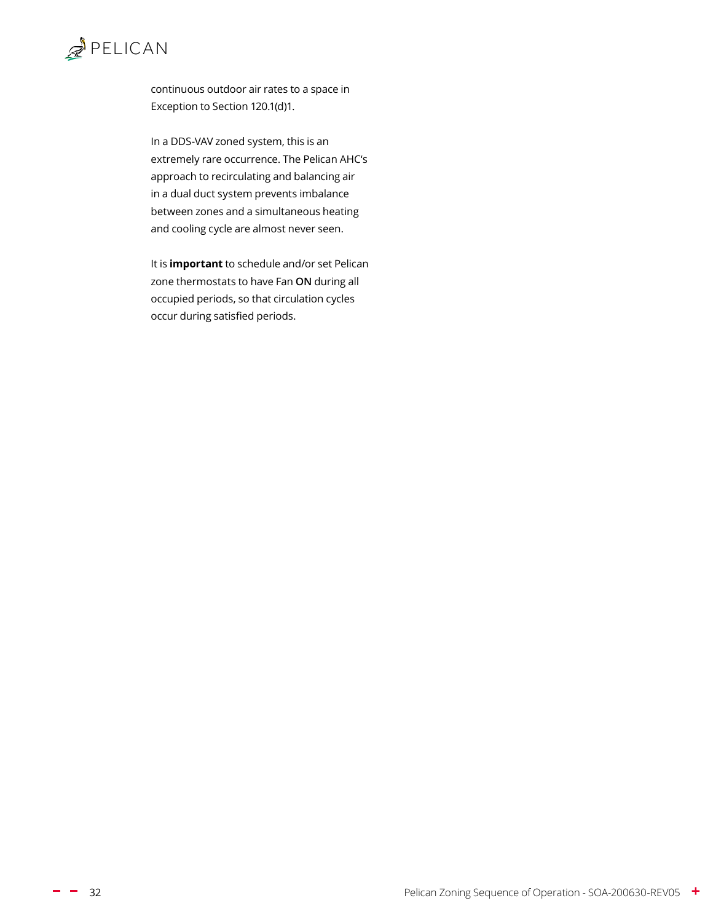continuous outdoor air rates to a space in Exception to Section 120.1(d)1.

In a DDS-VAV zoned system, this is an extremely rare occurrence. The Pelican AHC's approach to recirculating and balancing air in a dual duct system prevents imbalance between zones and a simultaneous heating and cooling cycle are almost never seen.

It is **important** to schedule and/or set Pelican zone thermostats to have Fan **ON** during all occupied periods, so that circulation cycles occur during satisfied periods.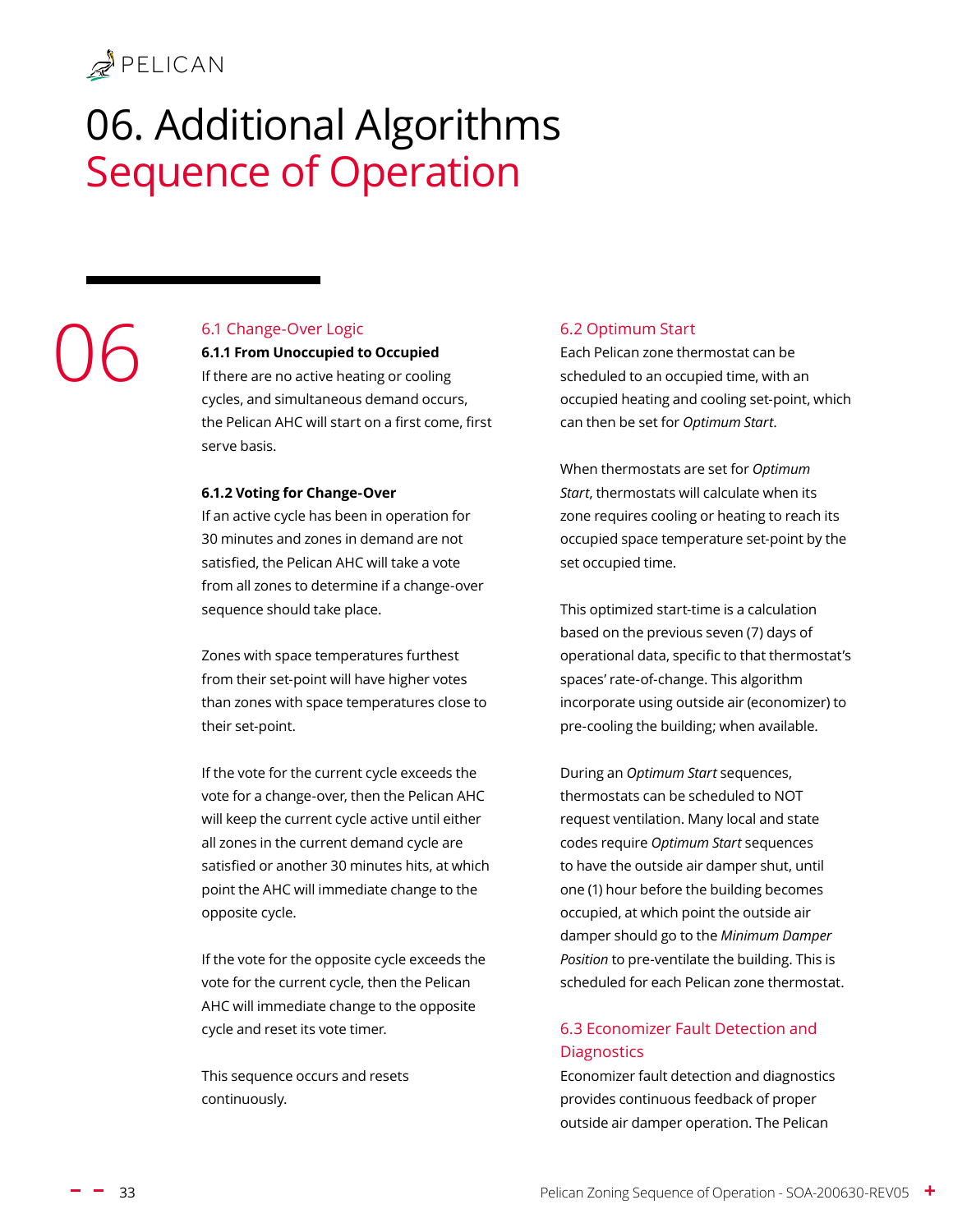# 06. Additional Algorithms
# Sequence of Operation

06

## 6.1 Change-Over Logic

**6.1.1 From Unoccupied to Occupied**

If there are no active heating or cooling cycles, and simultaneous demand occurs, the Pelican AHC will start on a first come, first serve basis.

**6.1.2 Voting for Change-Over**

If an active cycle has been in operation for 30 minutes and zones in demand are not satisfied, the Pelican AHC will take a vote from all zones to determine if a change-over sequence should take place.

Zones with space temperatures furthest from their set-point will have higher votes than zones with space temperatures close to their set-point.

If the vote for the current cycle exceeds the vote for a change-over, then the Pelican AHC will keep the current cycle active until either all zones in the current demand cycle are satisfied or another 30 minutes hits, at which point the AHC will immediate change to the opposite cycle.

If the vote for the opposite cycle exceeds the vote for the current cycle, then the Pelican AHC will immediate change to the opposite cycle and reset its vote timer.

This sequence occurs and resets continuously.

## 6.2 Optimum Start

Each Pelican zone thermostat can be scheduled to an occupied time, with an occupied heating and cooling set-point, which can then be set for *Optimum Start*.

When thermostats are set for *Optimum Start*, thermostats will calculate when its zone requires cooling or heating to reach its occupied space temperature set-point by the set occupied time.

This optimized start-time is a calculation based on the previous seven (7) days of operational data, specific to that thermostat's spaces' rate-of-change. This algorithm incorporate using outside air (economizer) to pre-cooling the building; when available.

During an *Optimum Start* sequences, thermostats can be scheduled to NOT request ventilation. Many local and state codes require *Optimum Start* sequences to have the outside air damper shut, until one (1) hour before the building becomes occupied, at which point the outside air damper should go to the *Minimum Damper Position* to pre-ventilate the building. This is scheduled for each Pelican zone thermostat.

## 6.3 Economizer Fault Detection and Diagnostics

Economizer fault detection and diagnostics provides continuous feedback of proper outside air damper operation. The Pelican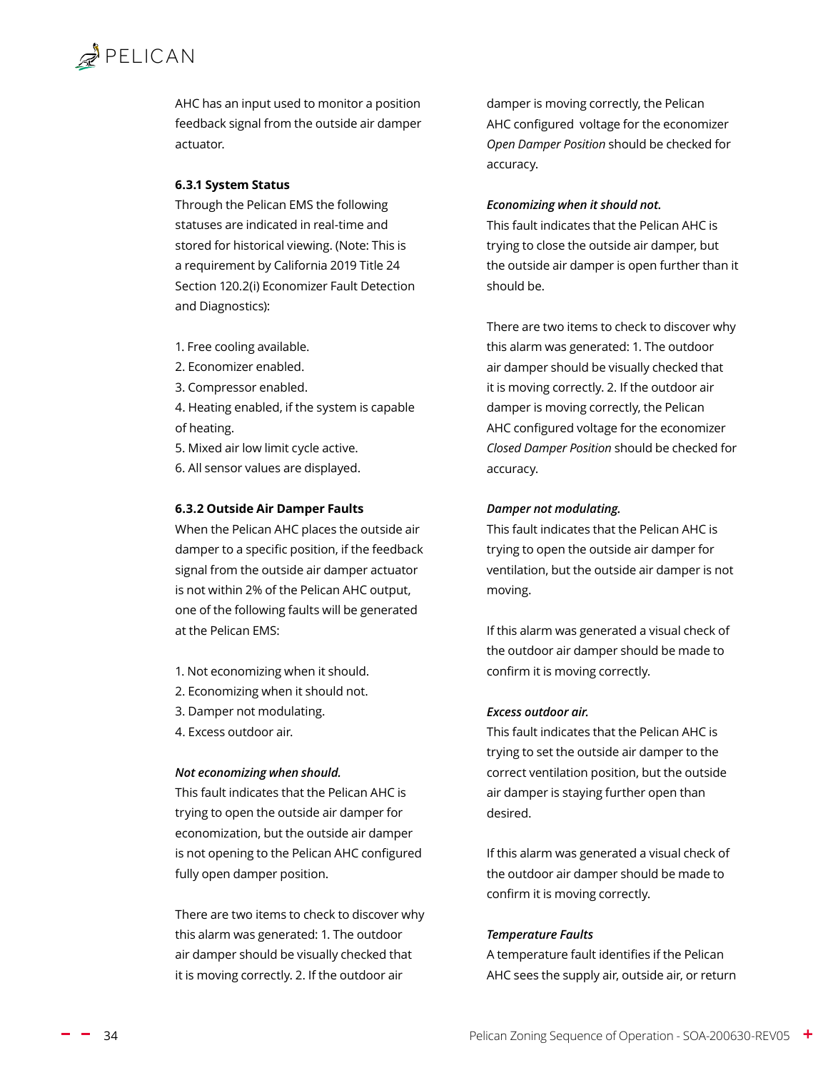AHC has an input used to monitor a position feedback signal from the outside air damper actuator.

#### 6.3.1 System Status

Through the Pelican EMS the following statuses are indicated in real-time and stored for historical viewing. (Note: This is a requirement by California 2019 Title 24 Section 120.2(i) Economizer Fault Detection and Diagnostics):

1. Free cooling available.
2. Economizer enabled.
3. Compressor enabled.
4. Heating enabled, if the system is capable of heating.
5. Mixed air low limit cycle active.
6. All sensor values are displayed.

#### 6.3.2 Outside Air Damper Faults

When the Pelican AHC places the outside air damper to a specific position, if the feedback signal from the outside air damper actuator is not within 2% of the Pelican AHC output, one of the following faults will be generated at the Pelican EMS:

1. Not economizing when it should.
2. Economizing when it should not.
3. Damper not modulating.
4. Excess outdoor air.

***Not economizing when should.***

This fault indicates that the Pelican AHC is trying to open the outside air damper for economization, but the outside air damper is not opening to the Pelican AHC configured fully open damper position.

There are two items to check to discover why this alarm was generated: 1. The outdoor air damper should be visually checked that it is moving correctly. 2. If the outdoor air damper is moving correctly, the Pelican AHC configured voltage for the economizer *Open Damper Position* should be checked for accuracy.

***Economizing when it should not.***

This fault indicates that the Pelican AHC is trying to close the outside air damper, but the outside air damper is open further than it should be.

There are two items to check to discover why this alarm was generated: 1. The outdoor air damper should be visually checked that it is moving correctly. 2. If the outdoor air damper is moving correctly, the Pelican AHC configured voltage for the economizer *Closed Damper Position* should be checked for accuracy.

***Damper not modulating.***

This fault indicates that the Pelican AHC is trying to open the outside air damper for ventilation, but the outside air damper is not moving.

If this alarm was generated a visual check of the outdoor air damper should be made to confirm it is moving correctly.

***Excess outdoor air.***

This fault indicates that the Pelican AHC is trying to set the outside air damper to the correct ventilation position, but the outside air damper is staying further open than desired.

If this alarm was generated a visual check of the outdoor air damper should be made to confirm it is moving correctly.

***Temperature Faults***

A temperature fault identifies if the Pelican AHC sees the supply air, outside air, or return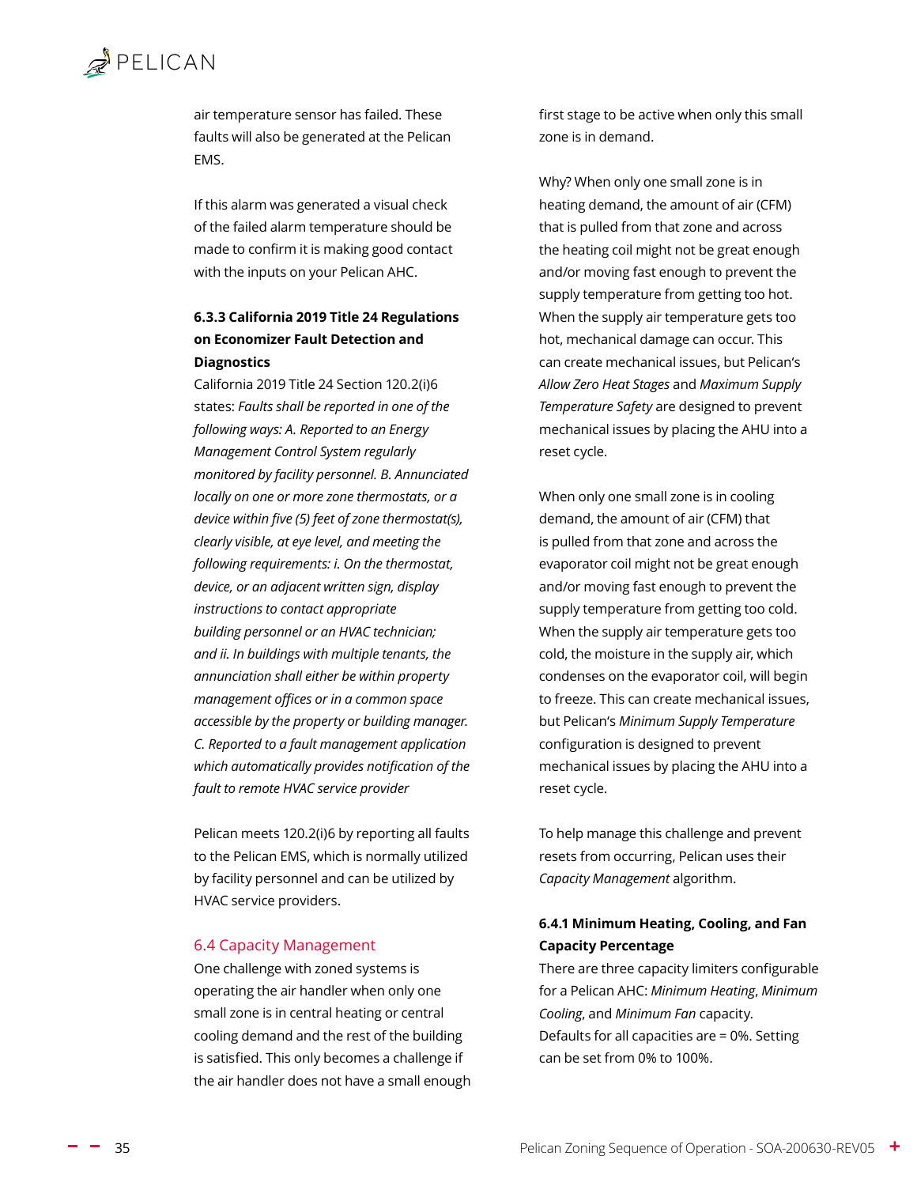air temperature sensor has failed. These faults will also be generated at the Pelican EMS.

If this alarm was generated a visual check of the failed alarm temperature should be made to confirm it is making good contact with the inputs on your Pelican AHC.

**6.3.3 California 2019 Title 24 Regulations on Economizer Fault Detection and Diagnostics**

California 2019 Title 24 Section 120.2(i)6 states: *Faults shall be reported in one of the following ways: A. Reported to an Energy Management Control System regularly monitored by facility personnel. B. Annunciated locally on one or more zone thermostats, or a device within five (5) feet of zone thermostat(s), clearly visible, at eye level, and meeting the following requirements: i. On the thermostat, device, or an adjacent written sign, display instructions to contact appropriate building personnel or an HVAC technician; and ii. In buildings with multiple tenants, the annunciation shall either be within property management offices or in a common space accessible by the property or building manager. C. Reported to a fault management application which automatically provides notification of the fault to remote HVAC service provider*

Pelican meets 120.2(i)6 by reporting all faults to the Pelican EMS, which is normally utilized by facility personnel and can be utilized by HVAC service providers.

## 6.4 Capacity Management

One challenge with zoned systems is operating the air handler when only one small zone is in central heating or central cooling demand and the rest of the building is satisfied. This only becomes a challenge if the air handler does not have a small enough first stage to be active when only this small zone is in demand.

Why? When only one small zone is in heating demand, the amount of air (CFM) that is pulled from that zone and across the heating coil might not be great enough and/or moving fast enough to prevent the supply temperature from getting too hot. When the supply air temperature gets too hot, mechanical damage can occur. This can create mechanical issues, but Pelican's *Allow Zero Heat Stages* and *Maximum Supply Temperature Safety* are designed to prevent mechanical issues by placing the AHU into a reset cycle.

When only one small zone is in cooling demand, the amount of air (CFM) that is pulled from that zone and across the evaporator coil might not be great enough and/or moving fast enough to prevent the supply temperature from getting too cold. When the supply air temperature gets too cold, the moisture in the supply air, which condenses on the evaporator coil, will begin to freeze. This can create mechanical issues, but Pelican's *Minimum Supply Temperature* configuration is designed to prevent mechanical issues by placing the AHU into a reset cycle.

To help manage this challenge and prevent resets from occurring, Pelican uses their *Capacity Management* algorithm.

**6.4.1 Minimum Heating, Cooling, and Fan Capacity Percentage**

There are three capacity limiters configurable for a Pelican AHC: *Minimum Heating*, *Minimum Cooling*, and *Minimum Fan* capacity. Defaults for all capacities are = 0%. Setting can be set from 0% to 100%.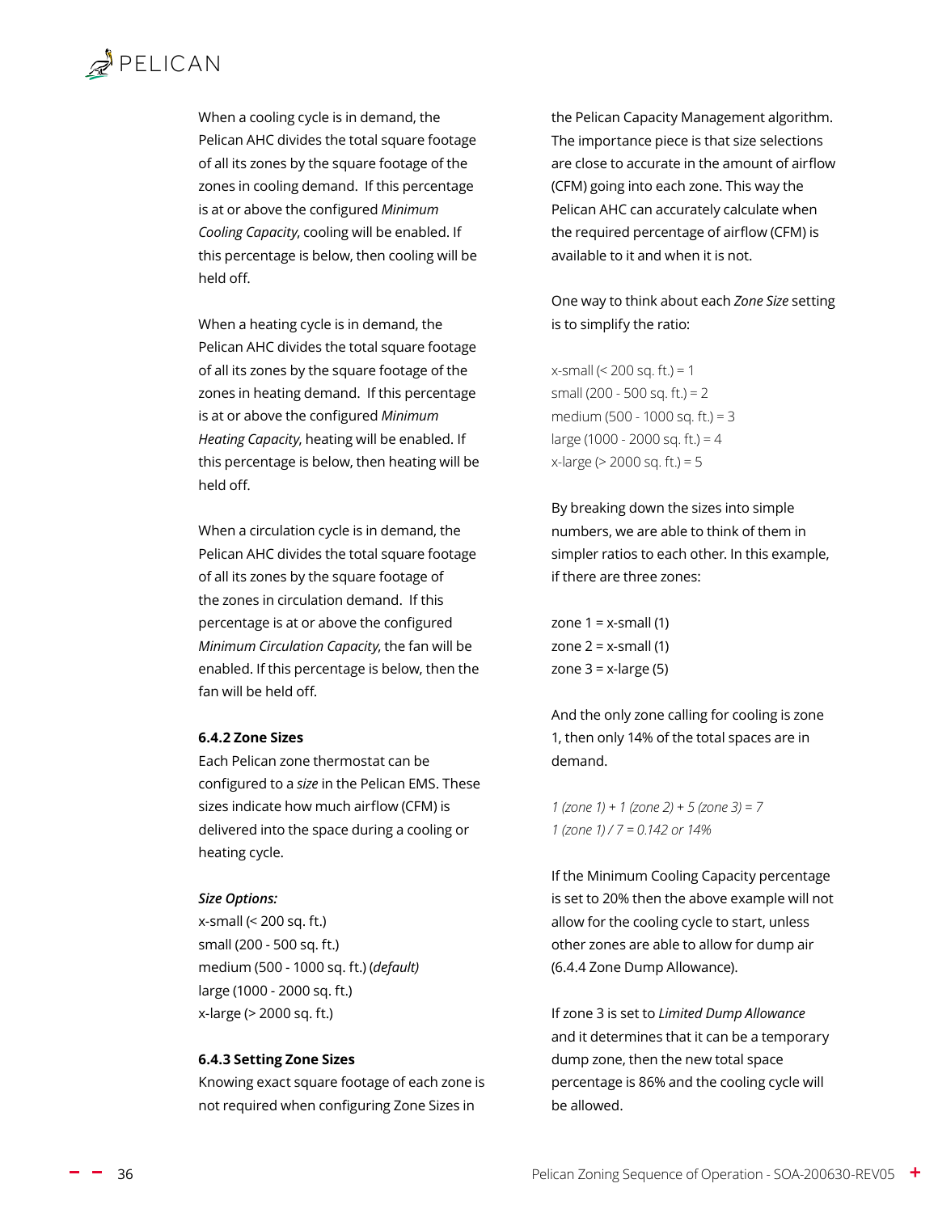When a cooling cycle is in demand, the Pelican AHC divides the total square footage of all its zones by the square footage of the zones in cooling demand. If this percentage is at or above the configured *Minimum Cooling Capacity*, cooling will be enabled. If this percentage is below, then cooling will be held off.

When a heating cycle is in demand, the Pelican AHC divides the total square footage of all its zones by the square footage of the zones in heating demand. If this percentage is at or above the configured *Minimum Heating Capacity*, heating will be enabled. If this percentage is below, then heating will be held off.

When a circulation cycle is in demand, the Pelican AHC divides the total square footage of all its zones by the square footage of the zones in circulation demand. If this percentage is at or above the configured *Minimum Circulation Capacity*, the fan will be enabled. If this percentage is below, then the fan will be held off.

### 6.4.2 Zone Sizes

Each Pelican zone thermostat can be configured to a *size* in the Pelican EMS. These sizes indicate how much airflow (CFM) is delivered into the space during a cooling or heating cycle.

***Size Options:***

x-small (< 200 sq. ft.)
small (200 - 500 sq. ft.)
medium (500 - 1000 sq. ft.) (*default)*
large (1000 - 2000 sq. ft.)
x-large (> 2000 sq. ft.)

### 6.4.3 Setting Zone Sizes

Knowing exact square footage of each zone is not required when configuring Zone Sizes in the Pelican Capacity Management algorithm. The importance piece is that size selections are close to accurate in the amount of airflow (CFM) going into each zone. This way the Pelican AHC can accurately calculate when the required percentage of airflow (CFM) is available to it and when it is not.

One way to think about each *Zone Size* setting is to simplify the ratio:

x-small (< 200 sq. ft.) = 1
small (200 - 500 sq. ft.) = 2
medium (500 - 1000 sq. ft.) = 3
large (1000 - 2000 sq. ft.) = 4
x-large (> 2000 sq. ft.) = 5

By breaking down the sizes into simple numbers, we are able to think of them in simpler ratios to each other. In this example, if there are three zones:

zone 1 = x-small (1)
zone 2 = x-small (1)
zone 3 = x-large (5)

And the only zone calling for cooling is zone 1, then only 14% of the total spaces are in demand.

*1 (zone 1) + 1 (zone 2) + 5 (zone 3) = 7*
*1 (zone 1) / 7 = 0.142 or 14%*

If the Minimum Cooling Capacity percentage is set to 20% then the above example will not allow for the cooling cycle to start, unless other zones are able to allow for dump air (6.4.4 Zone Dump Allowance).

If zone 3 is set to *Limited Dump Allowance* and it determines that it can be a temporary dump zone, then the new total space percentage is 86% and the cooling cycle will be allowed.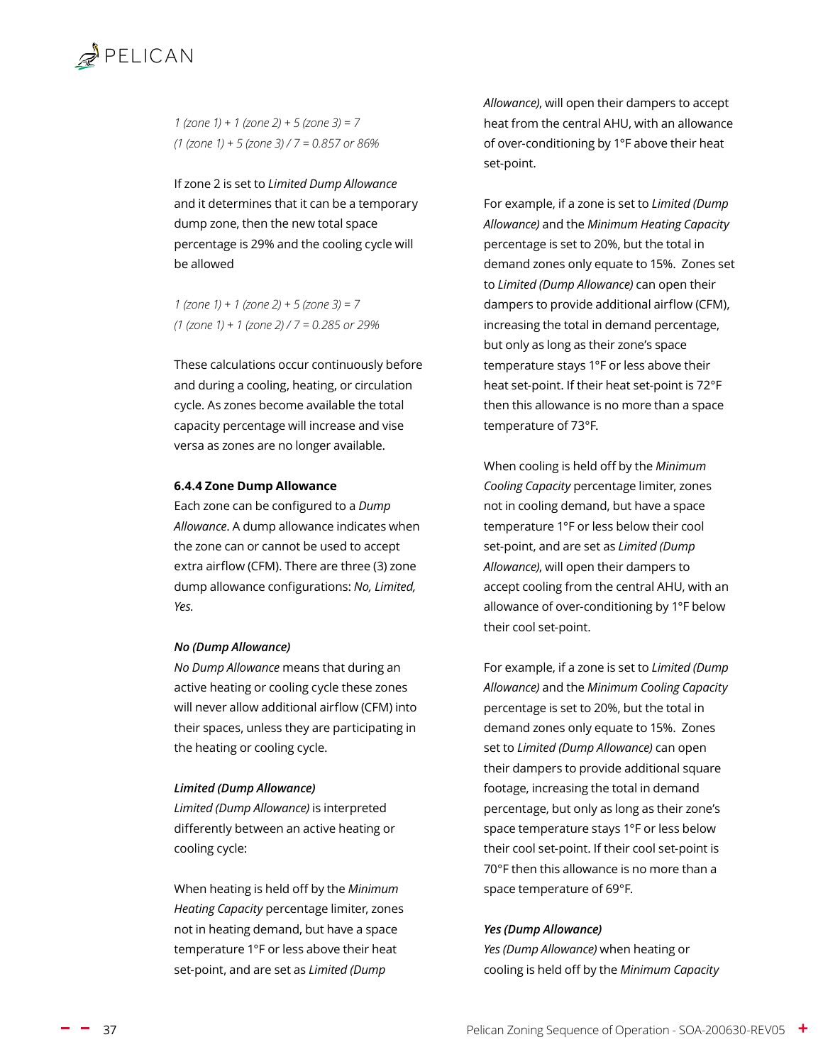*1 (zone 1) + 1 (zone 2) + 5 (zone 3) = 7*
*(1 (zone 1) + 5 (zone 3) / 7 = 0.857 or 86%*

If zone 2 is set to *Limited Dump Allowance* and it determines that it can be a temporary dump zone, then the new total space percentage is 29% and the cooling cycle will be allowed

*1 (zone 1) + 1 (zone 2) + 5 (zone 3) = 7*
*(1 (zone 1) + 1 (zone 2) / 7 = 0.285 or 29%*

These calculations occur continuously before and during a cooling, heating, or circulation cycle. As zones become available the total capacity percentage will increase and vise versa as zones are no longer available.

**6.4.4 Zone Dump Allowance**

Each zone can be configured to a *Dump Allowance*. A dump allowance indicates when the zone can or cannot be used to accept extra airflow (CFM). There are three (3) zone dump allowance configurations: *No, Limited, Yes.*

***No (Dump Allowance)***

*No Dump Allowance* means that during an active heating or cooling cycle these zones will never allow additional airflow (CFM) into their spaces, unless they are participating in the heating or cooling cycle.

***Limited (Dump Allowance)***

*Limited (Dump Allowance)* is interpreted differently between an active heating or cooling cycle:

When heating is held off by the *Minimum Heating Capacity* percentage limiter, zones not in heating demand, but have a space temperature 1°F or less above their heat set-point, and are set as *Limited (Dump Allowance)*, will open their dampers to accept heat from the central AHU, with an allowance of over-conditioning by 1°F above their heat set-point.

For example, if a zone is set to *Limited (Dump Allowance)* and the *Minimum Heating Capacity* percentage is set to 20%, but the total in demand zones only equate to 15%. Zones set to *Limited (Dump Allowance)* can open their dampers to provide additional airflow (CFM), increasing the total in demand percentage, but only as long as their zone's space temperature stays 1°F or less above their heat set-point. If their heat set-point is 72°F then this allowance is no more than a space temperature of 73°F.

When cooling is held off by the *Minimum Cooling Capacity* percentage limiter, zones not in cooling demand, but have a space temperature 1°F or less below their cool set-point, and are set as *Limited (Dump Allowance)*, will open their dampers to accept cooling from the central AHU, with an allowance of over-conditioning by 1°F below their cool set-point.

For example, if a zone is set to *Limited (Dump Allowance)* and the *Minimum Cooling Capacity* percentage is set to 20%, but the total in demand zones only equate to 15%. Zones set to *Limited (Dump Allowance)* can open their dampers to provide additional square footage, increasing the total in demand percentage, but only as long as their zone's space temperature stays 1°F or less below their cool set-point. If their cool set-point is 70°F then this allowance is no more than a space temperature of 69°F.

***Yes (Dump Allowance)***

*Yes (Dump Allowance)* when heating or cooling is held off by the *Minimum Capacity*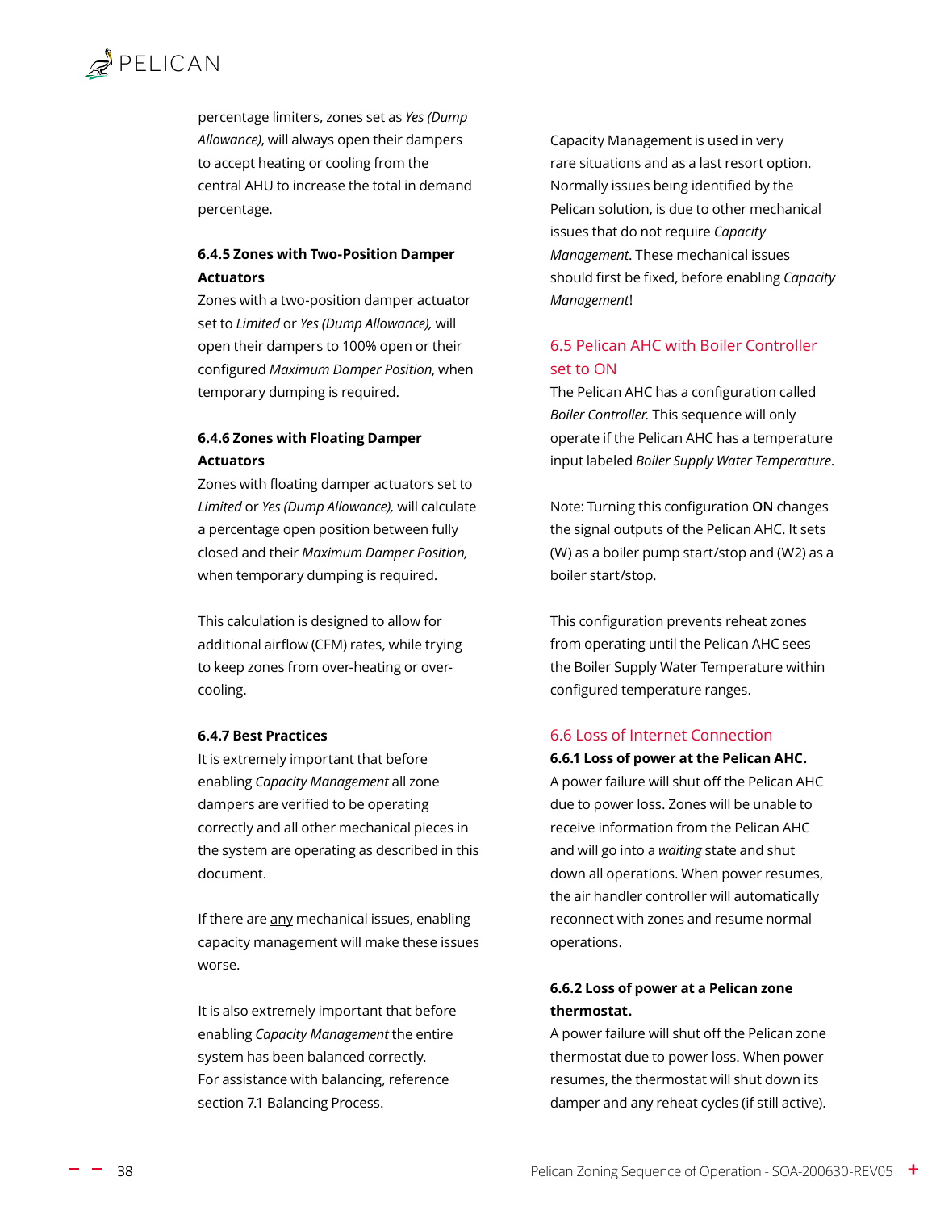percentage limiters, zones set as *Yes (Dump Allowance)*, will always open their dampers to accept heating or cooling from the central AHU to increase the total in demand percentage.

#### 6.4.5 Zones with Two-Position Damper Actuators

Zones with a two-position damper actuator set to *Limited* or *Yes (Dump Allowance),* will open their dampers to 100% open or their configured *Maximum Damper Position*, when temporary dumping is required.

#### 6.4.6 Zones with Floating Damper Actuators

Zones with floating damper actuators set to *Limited* or *Yes (Dump Allowance),* will calculate a percentage open position between fully closed and their *Maximum Damper Position,* when temporary dumping is required.

This calculation is designed to allow for additional airflow (CFM) rates, while trying to keep zones from over-heating or over-cooling.

#### 6.4.7 Best Practices

It is extremely important that before enabling *Capacity Management* all zone dampers are verified to be operating correctly and all other mechanical pieces in the system are operating as described in this document.

If there are <u>any</u> mechanical issues, enabling capacity management will make these issues worse.

It is also extremely important that before enabling *Capacity Management* the entire system has been balanced correctly. For assistance with balancing, reference section 7.1 Balancing Process.

Capacity Management is used in very rare situations and as a last resort option. Normally issues being identified by the Pelican solution, is due to other mechanical issues that do not require *Capacity Management*. These mechanical issues should first be fixed, before enabling *Capacity Management*!

## 6.5 Pelican AHC with Boiler Controller set to ON

The Pelican AHC has a configuration called *Boiler Controller.* This sequence will only operate if the Pelican AHC has a temperature input labeled *Boiler Supply Water Temperature*.

Note: Turning this configuration **ON** changes the signal outputs of the Pelican AHC. It sets (W) as a boiler pump start/stop and (W2) as a boiler start/stop.

This configuration prevents reheat zones from operating until the Pelican AHC sees the Boiler Supply Water Temperature within configured temperature ranges.

## 6.6 Loss of Internet Connection

#### 6.6.1 Loss of power at the Pelican AHC.

A power failure will shut off the Pelican AHC due to power loss. Zones will be unable to receive information from the Pelican AHC and will go into a *waiting* state and shut down all operations. When power resumes, the air handler controller will automatically reconnect with zones and resume normal operations.

#### 6.6.2 Loss of power at a Pelican zone thermostat.

A power failure will shut off the Pelican zone thermostat due to power loss. When power resumes, the thermostat will shut down its damper and any reheat cycles (if still active).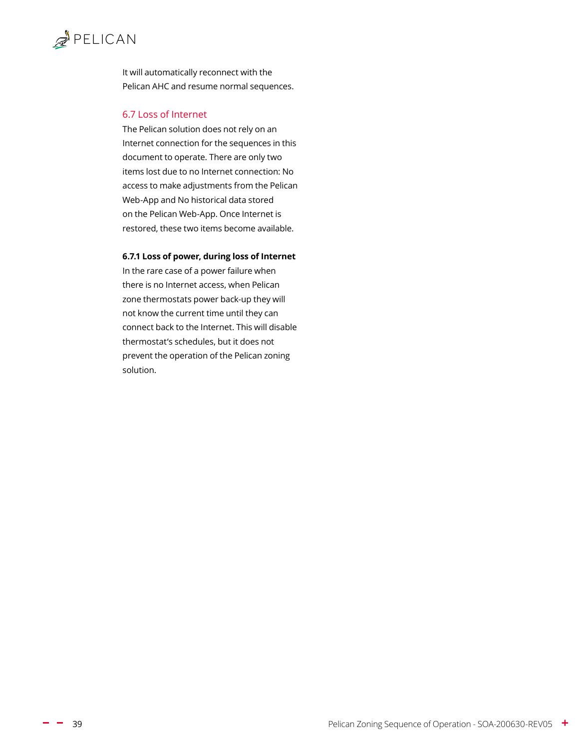It will automatically reconnect with the Pelican AHC and resume normal sequences.

## 6.7 Loss of Internet

The Pelican solution does not rely on an Internet connection for the sequences in this document to operate. There are only two items lost due to no Internet connection: No access to make adjustments from the Pelican Web-App and No historical data stored on the Pelican Web-App. Once Internet is restored, these two items become available.

### 6.7.1 Loss of power, during loss of Internet

In the rare case of a power failure when there is no Internet access, when Pelican zone thermostats power back-up they will not know the current time until they can connect back to the Internet. This will disable thermostat's schedules, but it does not prevent the operation of the Pelican zoning solution.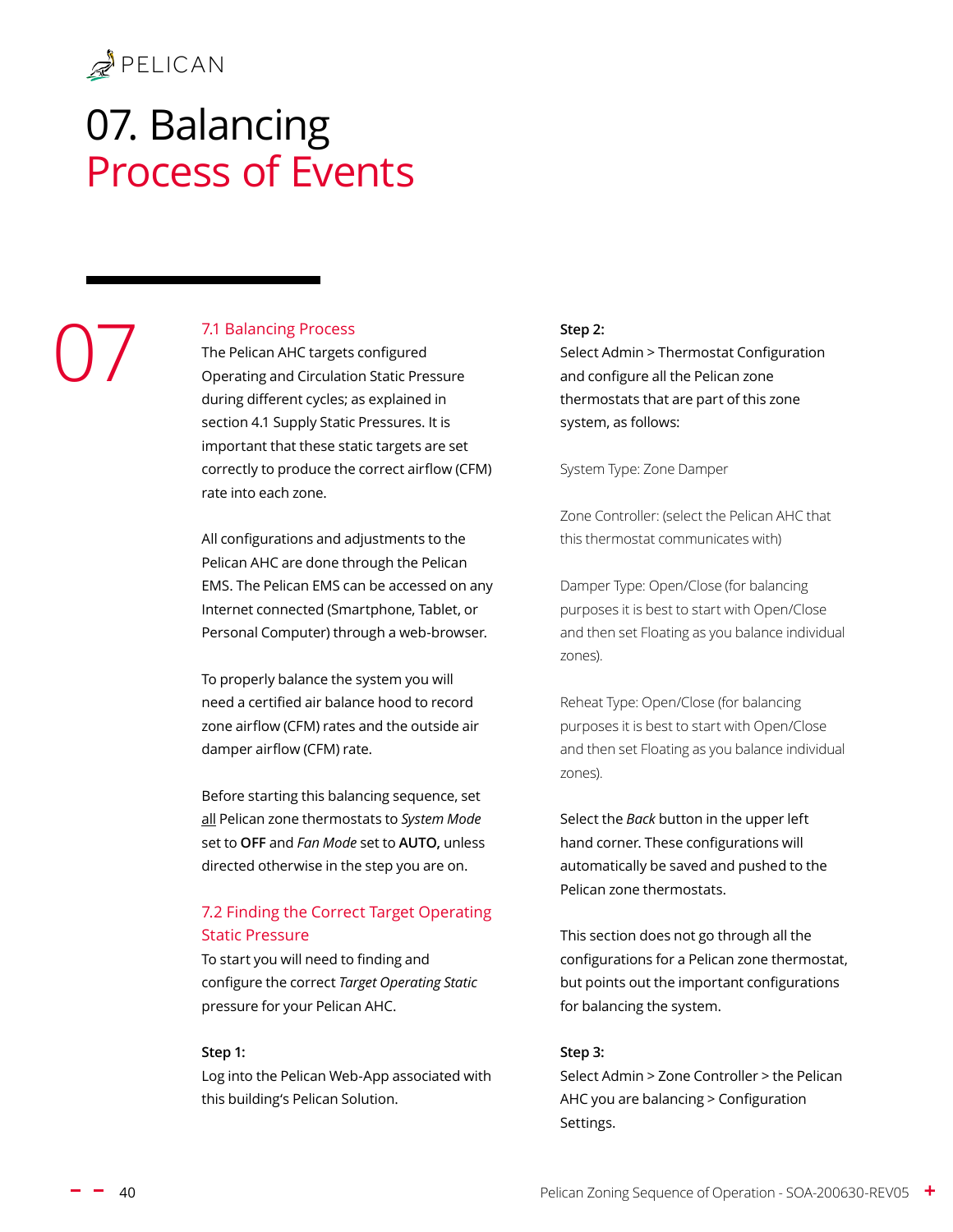# 07. Balancing
## Process of Events

07

### 7.1 Balancing Process

The Pelican AHC targets configured Operating and Circulation Static Pressure during different cycles; as explained in section 4.1 Supply Static Pressures. It is important that these static targets are set correctly to produce the correct airflow (CFM) rate into each zone.

All configurations and adjustments to the Pelican AHC are done through the Pelican EMS. The Pelican EMS can be accessed on any Internet connected (Smartphone, Tablet, or Personal Computer) through a web-browser.

To properly balance the system you will need a certified air balance hood to record zone airflow (CFM) rates and the outside air damper airflow (CFM) rate.

Before starting this balancing sequence, set <u>all</u> Pelican zone thermostats to *System Mode* set to **OFF** and *Fan Mode* set to **AUTO,** unless directed otherwise in the step you are on.

### 7.2 Finding the Correct Target Operating Static Pressure

To start you will need to finding and configure the correct *Target Operating Static* pressure for your Pelican AHC.

**Step 1:**
Log into the Pelican Web-App associated with this building's Pelican Solution.

**Step 2:**
Select Admin > Thermostat Configuration and configure all the Pelican zone thermostats that are part of this zone system, as follows:

System Type: Zone Damper

Zone Controller: (select the Pelican AHC that this thermostat communicates with)

Damper Type: Open/Close (for balancing purposes it is best to start with Open/Close and then set Floating as you balance individual zones).

Reheat Type: Open/Close (for balancing purposes it is best to start with Open/Close and then set Floating as you balance individual zones).

Select the *Back* button in the upper left hand corner. These configurations will automatically be saved and pushed to the Pelican zone thermostats.

This section does not go through all the configurations for a Pelican zone thermostat, but points out the important configurations for balancing the system.

**Step 3:**
Select Admin > Zone Controller > the Pelican AHC you are balancing > Configuration Settings.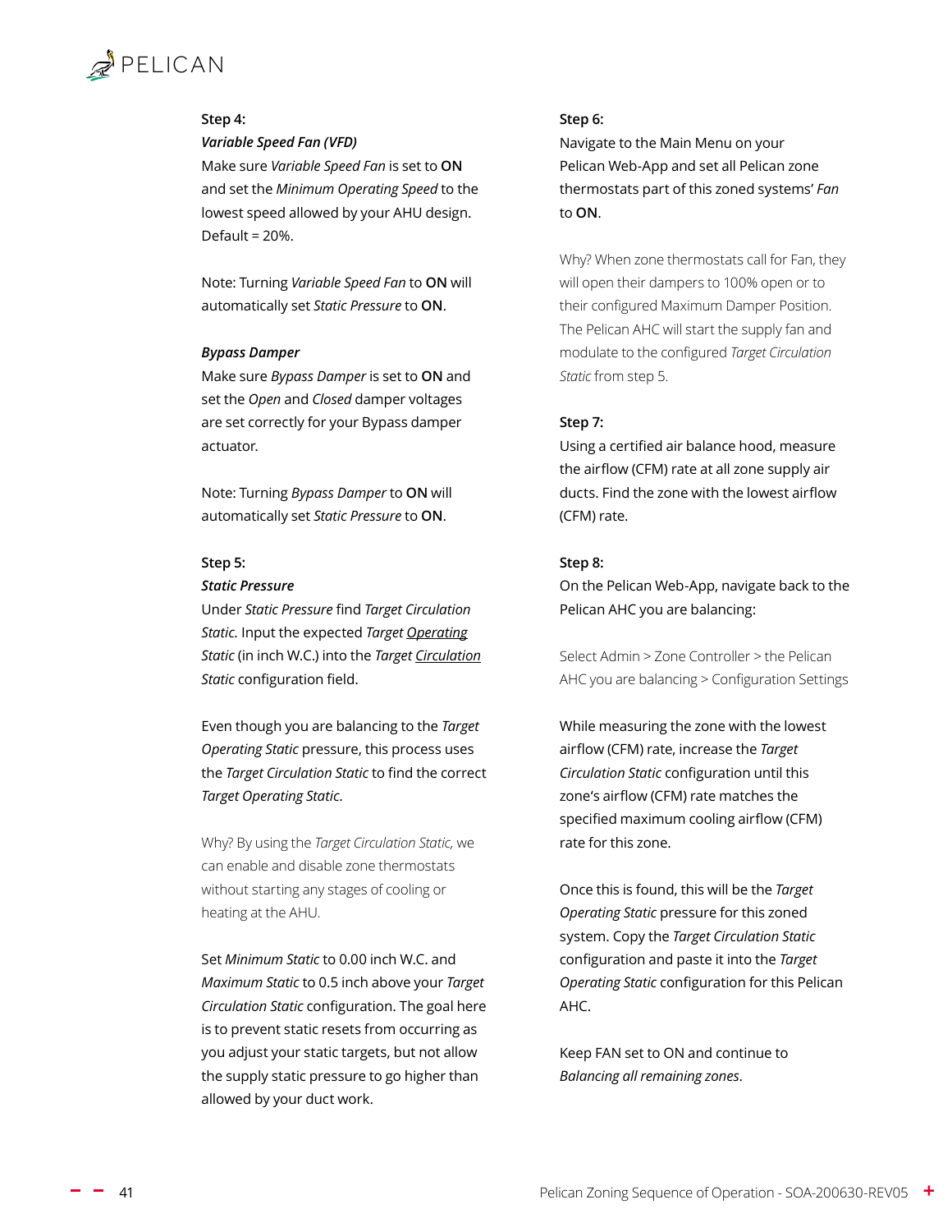**Step 4:**

***Variable Speed Fan (VFD)***

Make sure *Variable Speed Fan* is set to **ON** and set the *Minimum Operating Speed* to the lowest speed allowed by your AHU design. Default = 20%.

Note: Turning *Variable Speed Fan* to **ON** will automatically set *Static Pressure* to **ON**.

***Bypass Damper***

Make sure *Bypass Damper* is set to **ON** and set the *Open* and *Closed* damper voltages are set correctly for your Bypass damper actuator.

Note: Turning *Bypass Damper* to **ON** will automatically set *Static Pressure* to **ON**.

**Step 5:**

***Static Pressure***

Under *Static Pressure* find *Target Circulation Static.* Input the expected *Target <u>Operating</u> Static* (in inch W.C.) into the *Target <u>Circulation</u> Static* configuration field.

Even though you are balancing to the *Target Operating Static* pressure, this process uses the *Target Circulation Static* to find the correct *Target Operating Static*.

Why? By using the *Target Circulation Static,* we can enable and disable zone thermostats without starting any stages of cooling or heating at the AHU.

Set *Minimum Static* to 0.00 inch W.C. and *Maximum Static* to 0.5 inch above your *Target Circulation Static* configuration. The goal here is to prevent static resets from occurring as you adjust your static targets, but not allow the supply static pressure to go higher than allowed by your duct work.

**Step 6:**

Navigate to the Main Menu on your Pelican Web-App and set all Pelican zone thermostats part of this zoned systems' *Fan* to **ON**.

Why? When zone thermostats call for Fan, they will open their dampers to 100% open or to their configured Maximum Damper Position. The Pelican AHC will start the supply fan and modulate to the configured *Target Circulation Static* from step 5.

**Step 7:**

Using a certified air balance hood, measure the airflow (CFM) rate at all zone supply air ducts. Find the zone with the lowest airflow (CFM) rate.

**Step 8:**

On the Pelican Web-App, navigate back to the Pelican AHC you are balancing:

Select Admin > Zone Controller > the Pelican AHC you are balancing > Configuration Settings

While measuring the zone with the lowest airflow (CFM) rate, increase the *Target Circulation Static* configuration until this zone's airflow (CFM) rate matches the specified maximum cooling airflow (CFM) rate for this zone.

Once this is found, this will be the *Target Operating Static* pressure for this zoned system. Copy the *Target Circulation Static* configuration and paste it into the *Target Operating Static* configuration for this Pelican AHC.

Keep FAN set to ON and continue to *Balancing all remaining zones*.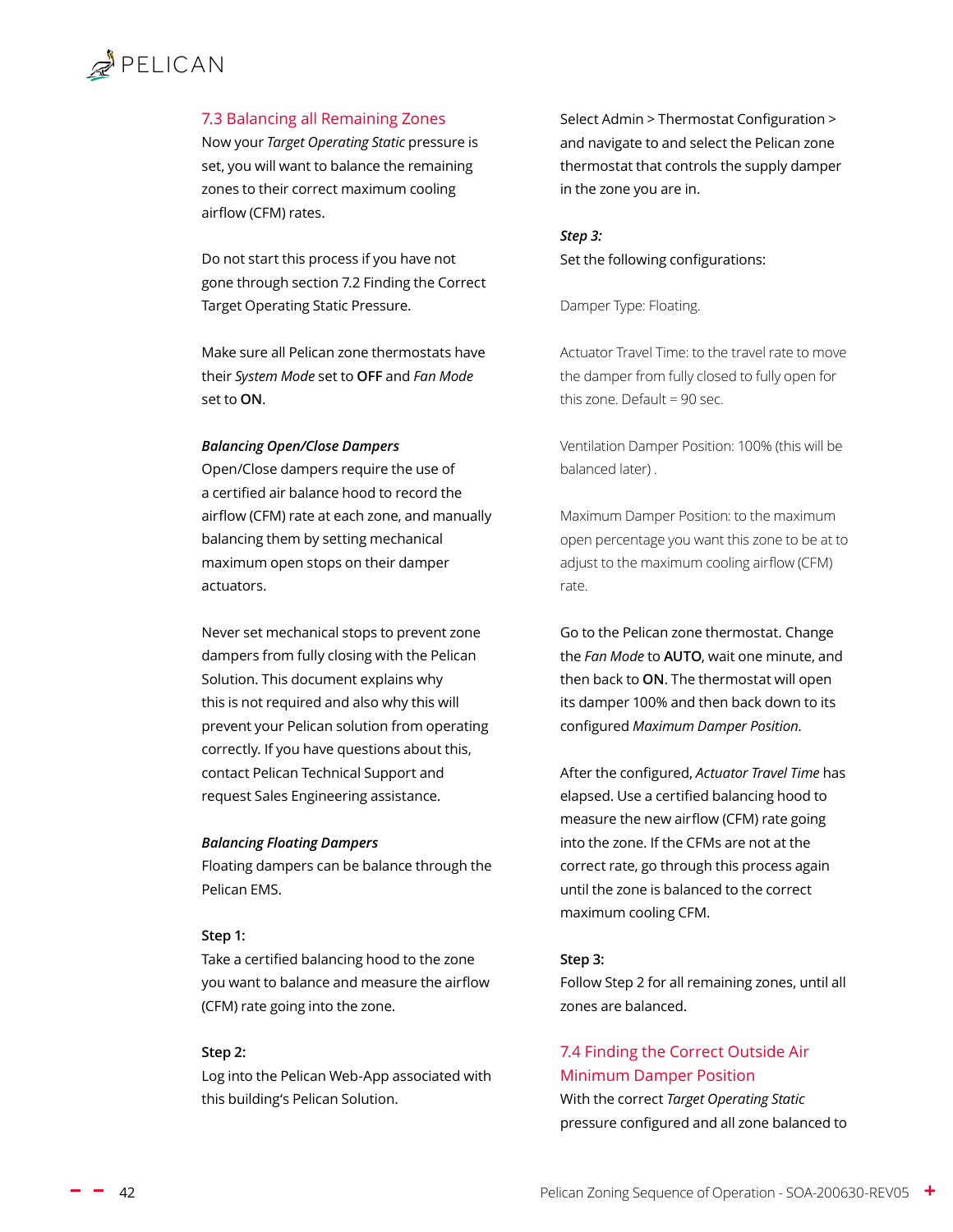## 7.3 Balancing all Remaining Zones

Now your *Target Operating Static* pressure is set, you will want to balance the remaining zones to their correct maximum cooling airflow (CFM) rates.

Do not start this process if you have not gone through section 7.2 Finding the Correct Target Operating Static Pressure.

Make sure all Pelican zone thermostats have their *System Mode* set to **OFF** and *Fan Mode* set to **ON**.

***Balancing Open/Close Dampers***

Open/Close dampers require the use of a certified air balance hood to record the airflow (CFM) rate at each zone, and manually balancing them by setting mechanical maximum open stops on their damper actuators.

Never set mechanical stops to prevent zone dampers from fully closing with the Pelican Solution. This document explains why this is not required and also why this will prevent your Pelican solution from operating correctly. If you have questions about this, contact Pelican Technical Support and request Sales Engineering assistance.

***Balancing Floating Dampers***

Floating dampers can be balance through the Pelican EMS.

**Step 1:**

Take a certified balancing hood to the zone you want to balance and measure the airflow (CFM) rate going into the zone.

**Step 2:**

Log into the Pelican Web-App associated with this building's Pelican Solution.

Select Admin > Thermostat Configuration > and navigate to and select the Pelican zone thermostat that controls the supply damper in the zone you are in.

***Step 3:***

Set the following configurations:

Damper Type: Floating.

Actuator Travel Time: to the travel rate to move the damper from fully closed to fully open for this zone. Default = 90 sec.

Ventilation Damper Position: 100% (this will be balanced later) .

Maximum Damper Position: to the maximum open percentage you want this zone to be at to adjust to the maximum cooling airflow (CFM) rate.

Go to the Pelican zone thermostat. Change the *Fan Mode* to **AUTO**, wait one minute, and then back to **ON**. The thermostat will open its damper 100% and then back down to its configured *Maximum Damper Position*.

After the configured, *Actuator Travel Time* has elapsed. Use a certified balancing hood to measure the new airflow (CFM) rate going into the zone. If the CFMs are not at the correct rate, go through this process again until the zone is balanced to the correct maximum cooling CFM.

**Step 3:**

Follow Step 2 for all remaining zones, until all zones are balanced.

## 7.4 Finding the Correct Outside Air Minimum Damper Position

With the correct *Target Operating Static* pressure configured and all zone balanced to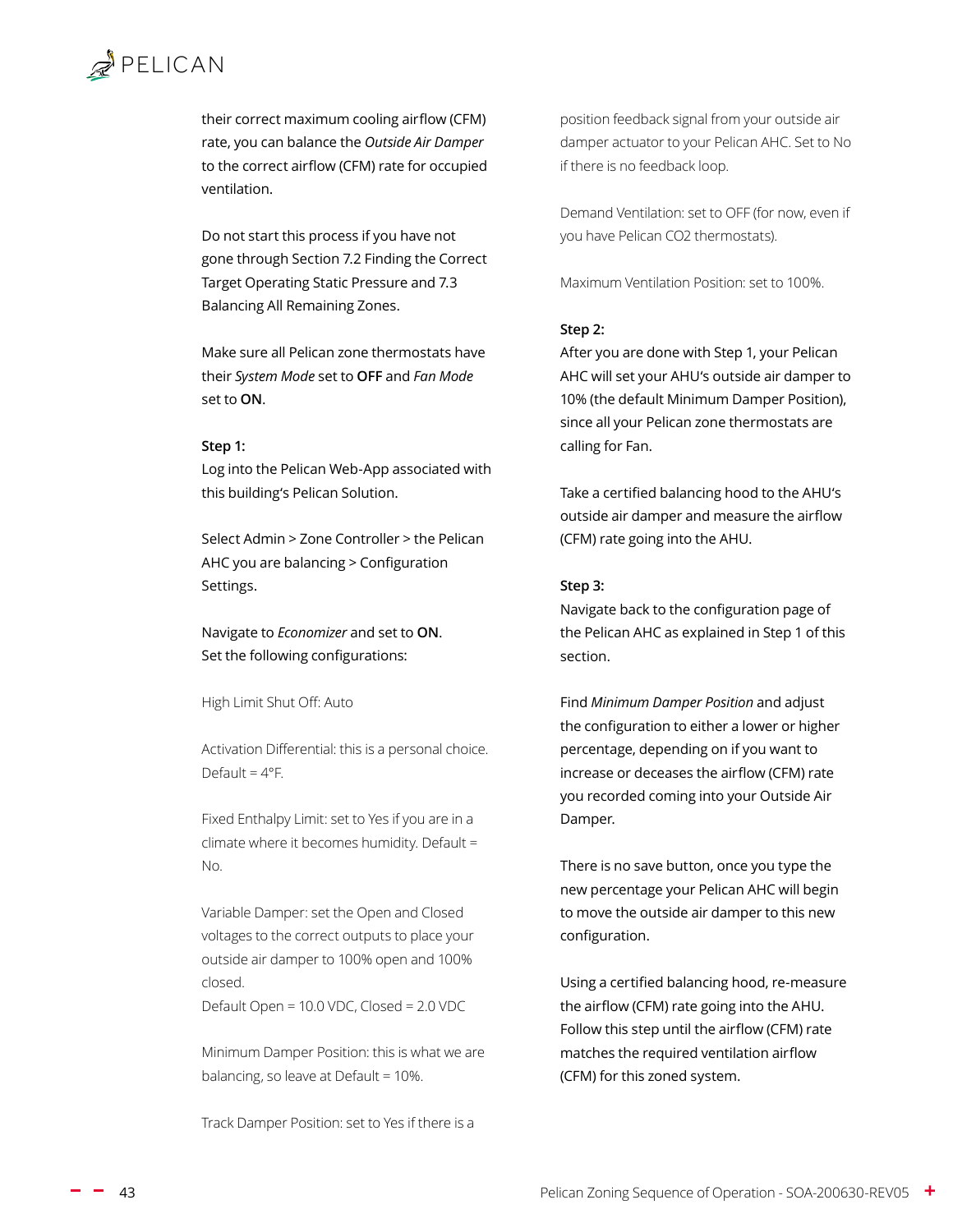their correct maximum cooling airflow (CFM) rate, you can balance the *Outside Air Damper* to the correct airflow (CFM) rate for occupied ventilation.

Do not start this process if you have not gone through Section 7.2 Finding the Correct Target Operating Static Pressure and 7.3 Balancing All Remaining Zones.

Make sure all Pelican zone thermostats have their *System Mode* set to **OFF** and *Fan Mode* set to **ON**.

**Step 1:**
Log into the Pelican Web-App associated with this building's Pelican Solution.

Select Admin > Zone Controller > the Pelican AHC you are balancing > Configuration Settings.

Navigate to *Economizer* and set to **ON**.
Set the following configurations:

High Limit Shut Off: Auto

Activation Differential: this is a personal choice. Default = 4°F.

Fixed Enthalpy Limit: set to Yes if you are in a climate where it becomes humidity. Default = No.

Variable Damper: set the Open and Closed voltages to the correct outputs to place your outside air damper to 100% open and 100% closed.
Default Open = 10.0 VDC, Closed = 2.0 VDC

Minimum Damper Position: this is what we are balancing, so leave at Default = 10%.

Track Damper Position: set to Yes if there is a position feedback signal from your outside air damper actuator to your Pelican AHC. Set to No if there is no feedback loop.

Demand Ventilation: set to OFF (for now, even if you have Pelican CO2 thermostats).

Maximum Ventilation Position: set to 100%.

**Step 2:**
After you are done with Step 1, your Pelican AHC will set your AHU's outside air damper to 10% (the default Minimum Damper Position), since all your Pelican zone thermostats are calling for Fan.

Take a certified balancing hood to the AHU's outside air damper and measure the airflow (CFM) rate going into the AHU.

**Step 3:**
Navigate back to the configuration page of the Pelican AHC as explained in Step 1 of this section.

Find *Minimum Damper Position* and adjust the configuration to either a lower or higher percentage, depending on if you want to increase or deceases the airflow (CFM) rate you recorded coming into your Outside Air Damper.

There is no save button, once you type the new percentage your Pelican AHC will begin to move the outside air damper to this new configuration.

Using a certified balancing hood, re-measure the airflow (CFM) rate going into the AHU. Follow this step until the airflow (CFM) rate matches the required ventilation airflow (CFM) for this zoned system.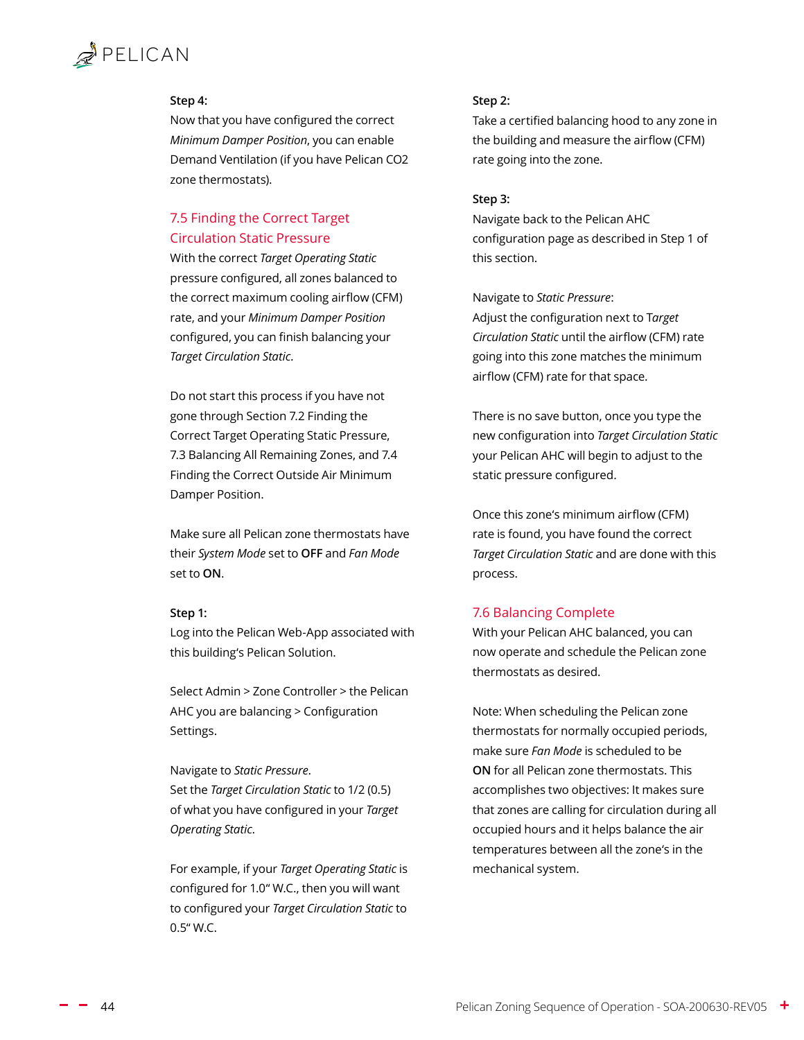**Step 4:**
Now that you have configured the correct *Minimum Damper Position*, you can enable Demand Ventilation (if you have Pelican CO2 zone thermostats).

## 7.5 Finding the Correct Target Circulation Static Pressure

With the correct *Target Operating Static* pressure configured, all zones balanced to the correct maximum cooling airflow (CFM) rate, and your *Minimum Damper Position* configured, you can finish balancing your *Target Circulation Static*.

Do not start this process if you have not gone through Section 7.2 Finding the Correct Target Operating Static Pressure, 7.3 Balancing All Remaining Zones, and 7.4 Finding the Correct Outside Air Minimum Damper Position.

Make sure all Pelican zone thermostats have their *System Mode* set to **OFF** and *Fan Mode* set to **ON**.

**Step 1:**
Log into the Pelican Web-App associated with this building's Pelican Solution.

Select Admin > Zone Controller > the Pelican AHC you are balancing > Configuration Settings.

Navigate to *Static Pressure*.
Set the *Target Circulation Static* to 1/2 (0.5) of what you have configured in your *Target Operating Static*.

For example, if your *Target Operating Static* is configured for 1.0" W.C., then you will want to configured your *Target Circulation Static* to 0.5" W.C.

**Step 2:**
Take a certified balancing hood to any zone in the building and measure the airflow (CFM) rate going into the zone.

**Step 3:**
Navigate back to the Pelican AHC configuration page as described in Step 1 of this section.

Navigate to *Static Pressure*:
Adjust the configuration next to T*arget Circulation Static* until the airflow (CFM) rate going into this zone matches the minimum airflow (CFM) rate for that space.

There is no save button, once you type the new configuration into *Target Circulation Static* your Pelican AHC will begin to adjust to the static pressure configured.

Once this zone's minimum airflow (CFM) rate is found, you have found the correct *Target Circulation Static* and are done with this process.

## 7.6 Balancing Complete

With your Pelican AHC balanced, you can now operate and schedule the Pelican zone thermostats as desired.

Note: When scheduling the Pelican zone thermostats for normally occupied periods, make sure *Fan Mode* is scheduled to be **ON** for all Pelican zone thermostats. This accomplishes two objectives: It makes sure that zones are calling for circulation during all occupied hours and it helps balance the air temperatures between all the zone's in the mechanical system.